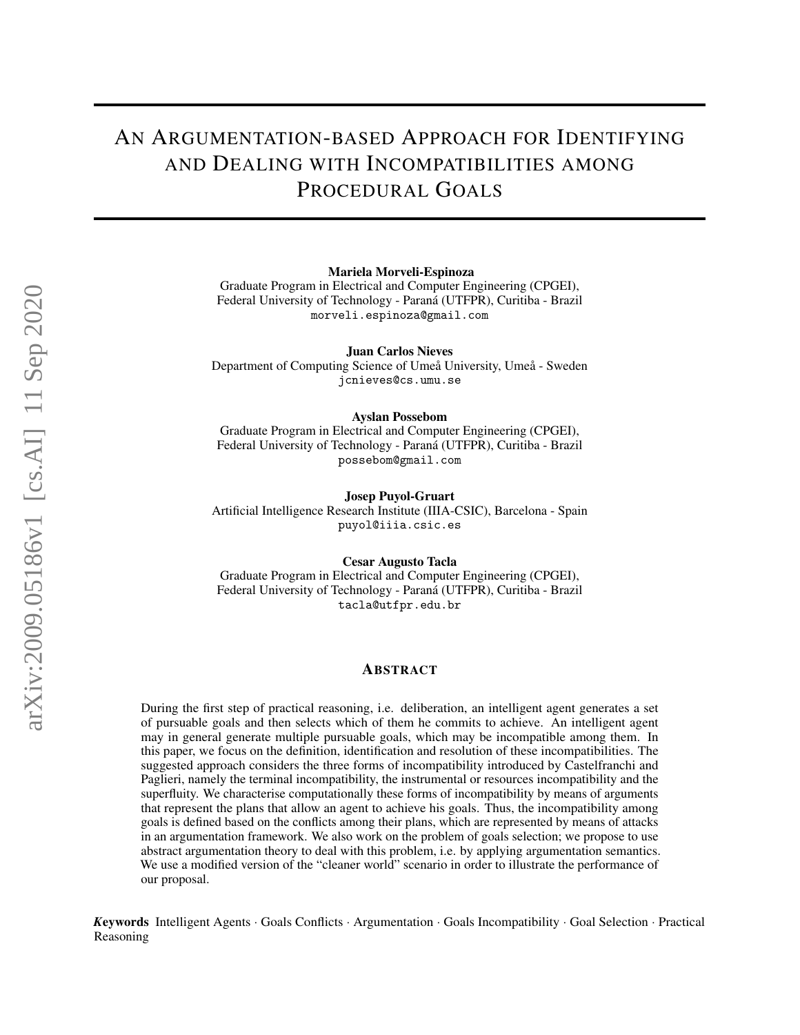# An Argumentation-based Approach for Identifying and Dealing with Incompatibilities among Procedural Goals

**Mariela Morveli-Espinoza**
Graduate Program in Electrical and Computer Engineering (CPGEI),
Federal University of Technology - Paraná (UTFPR), Curitiba - Brazil
morveli.espinoza@gmail.com

**Juan Carlos Nieves**
Department of Computing Science of Umeå University, Umeå - Sweden
jcnieves@cs.umu.se

**Ayslan Possebom**
Graduate Program in Electrical and Computer Engineering (CPGEI),
Federal University of Technology - Paraná (UTFPR), Curitiba - Brazil
possebom@gmail.com

**Josep Puyol-Gruart**
Artificial Intelligence Research Institute (IIIA-CSIC), Barcelona - Spain
puyol@iiia.csic.es

**Cesar Augusto Tacla**
Graduate Program in Electrical and Computer Engineering (CPGEI),
Federal University of Technology - Paraná (UTFPR), Curitiba - Brazil
tacla@utfpr.edu.br

## Abstract

During the first step of practical reasoning, i.e. deliberation, an intelligent agent generates a set of pursuable goals and then selects which of them he commits to achieve. An intelligent agent may in general generate multiple pursuable goals, which may be incompatible among them. In this paper, we focus on the definition, identification and resolution of these incompatibilities. The suggested approach considers the three forms of incompatibility introduced by Castelfranchi and Paglieri, namely the terminal incompatibility, the instrumental or resources incompatibility and the superfluity. We characterise computationally these forms of incompatibility by means of arguments that represent the plans that allow an agent to achieve his goals. Thus, the incompatibility among goals is defined based on the conflicts among their plans, which are represented by means of attacks in an argumentation framework. We also work on the problem of goals selection; we propose to use abstract argumentation theory to deal with this problem, i.e. by applying argumentation semantics. We use a modified version of the "cleaner world" scenario in order to illustrate the performance of our proposal.

***Keywords*** Intelligent Agents · Goals Conflicts · Argumentation · Goals Incompatibility · Goal Selection · Practical Reasoning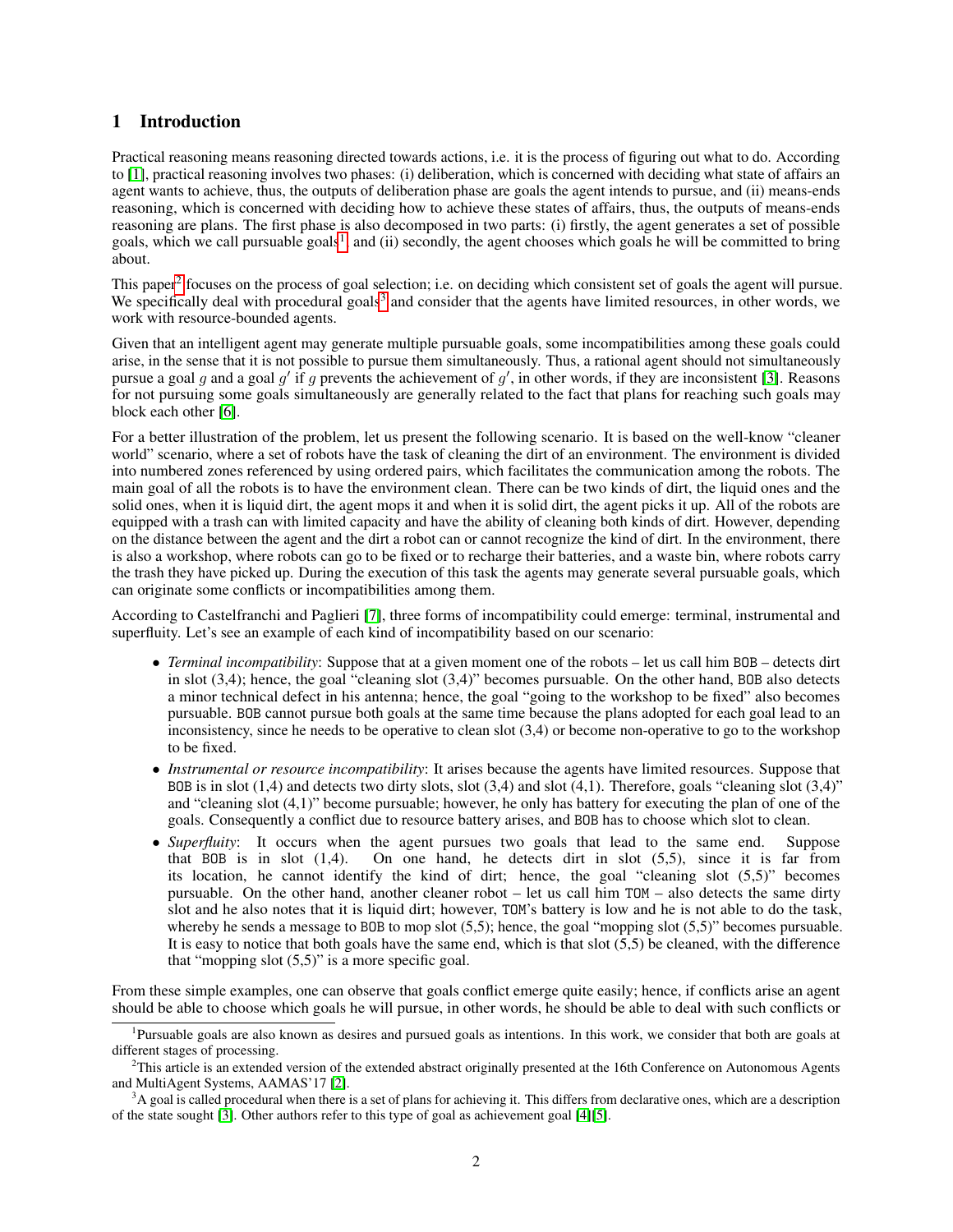## 1 Introduction

Practical reasoning means reasoning directed towards actions, i.e. it is the process of figuring out what to do. According to [1], practical reasoning involves two phases: (i) deliberation, which is concerned with deciding what state of affairs an agent wants to achieve, thus, the outputs of deliberation phase are goals the agent intends to pursue, and (ii) means-ends reasoning, which is concerned with deciding how to achieve these states of affairs, thus, the outputs of means-ends reasoning are plans. The first phase is also decomposed in two parts: (i) firstly, the agent generates a set of possible goals, which we call pursuable goals[1] and (ii) secondly, the agent chooses which goals he will be committed to bring about.

This paper[2] focuses on the process of goal selection; i.e. on deciding which consistent set of goals the agent will pursue. We specifically deal with procedural goals[3] and consider that the agents have limited resources, in other words, we work with resource-bounded agents.

Given that an intelligent agent may generate multiple pursuable goals, some incompatibilities among these goals could arise, in the sense that it is not possible to pursue them simultaneously. Thus, a rational agent should not simultaneously pursue a goal $g$ and a goal $g'$ if $g$ prevents the achievement of $g'$, in other words, if they are inconsistent [3]. Reasons for not pursuing some goals simultaneously are generally related to the fact that plans for reaching such goals may block each other [6].

For a better illustration of the problem, let us present the following scenario. It is based on the well-know "cleaner world" scenario, where a set of robots have the task of cleaning the dirt of an environment. The environment is divided into numbered zones referenced by using ordered pairs, which facilitates the communication among the robots. The main goal of all the robots is to have the environment clean. There can be two kinds of dirt, the liquid ones and the solid ones, when it is liquid dirt, the agent mops it and when it is solid dirt, the agent picks it up. All of the robots are equipped with a trash can with limited capacity and have the ability of cleaning both kinds of dirt. However, depending on the distance between the agent and the dirt a robot can or cannot recognize the kind of dirt. In the environment, there is also a workshop, where robots can go to be fixed or to recharge their batteries, and a waste bin, where robots carry the trash they have picked up. During the execution of this task the agents may generate several pursuable goals, which can originate some conflicts or incompatibilities among them.

According to Castelfranchi and Paglieri [7], three forms of incompatibility could emerge: terminal, instrumental and superfluity. Let's see an example of each kind of incompatibility based on our scenario:

- *Terminal incompatibility*: Suppose that at a given moment one of the robots – let us call him BOB – detects dirt in slot (3,4); hence, the goal "cleaning slot (3,4)" becomes pursuable. On the other hand, BOB also detects a minor technical defect in his antenna; hence, the goal "going to the workshop to be fixed" also becomes pursuable. BOB cannot pursue both goals at the same time because the plans adopted for each goal lead to an inconsistency, since he needs to be operative to clean slot (3,4) or become non-operative to go to the workshop to be fixed.
- *Instrumental or resource incompatibility*: It arises because the agents have limited resources. Suppose that BOB is in slot (1,4) and detects two dirty slots, slot (3,4) and slot (4,1). Therefore, goals "cleaning slot (3,4)" and "cleaning slot (4,1)" become pursuable; however, he only has battery for executing the plan of one of the goals. Consequently a conflict due to resource battery arises, and BOB has to choose which slot to clean.
- *Superfluity*: It occurs when the agent pursues two goals that lead to the same end. Suppose that BOB is in slot (1,4). On one hand, he detects dirt in slot (5,5), since it is far from its location, he cannot identify the kind of dirt; hence, the goal "cleaning slot (5,5)" becomes pursuable. On the other hand, another cleaner robot – let us call him TOM – also detects the same dirty slot and he also notes that it is liquid dirt; however, TOM's battery is low and he is not able to do the task, whereby he sends a message to BOB to mop slot (5,5); hence, the goal "mopping slot (5,5)" becomes pursuable. It is easy to notice that both goals have the same end, which is that slot (5,5) be cleaned, with the difference that "mopping slot (5,5)" is a more specific goal.

From these simple examples, one can observe that goals conflict emerge quite easily; hence, if conflicts arise an agent should be able to choose which goals he will pursue, in other words, he should be able to deal with such conflicts or

[1] Pursuable goals are also known as desires and pursued goals as intentions. In this work, we consider that both are goals at different stages of processing.

[2] This article is an extended version of the extended abstract originally presented at the 16th Conference on Autonomous Agents and MultiAgent Systems, AAMAS'17 [2].

[3] A goal is called procedural when there is a set of plans for achieving it. This differs from declarative ones, which are a description of the state sought [3]. Other authors refer to this type of goal as achievement goal [4][5].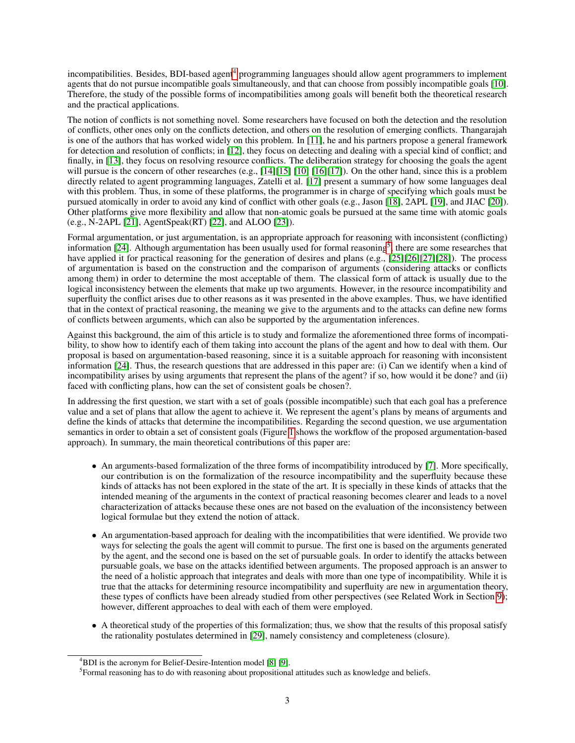incompatibilities. Besides, BDI-based agent[4] programming languages should allow agent programmers to implement agents that do not pursue incompatible goals simultaneously, and that can choose from possibly incompatible goals [10]. Therefore, the study of the possible forms of incompatibilities among goals will benefit both the theoretical research and the practical applications.

The notion of conflicts is not something novel. Some researchers have focused on both the detection and the resolution of conflicts, other ones only on the conflicts detection, and others on the resolution of emerging conflicts. Thangarajah is one of the authors that has worked widely on this problem. In [11], he and his partners propose a general framework for detection and resolution of conflicts; in [12], they focus on detecting and dealing with a special kind of conflict; and finally, in [13], they focus on resolving resource conflicts. The deliberation strategy for choosing the goals the agent will pursue is the concern of other researches (e.g., [14][15] [10] [16][17]). On the other hand, since this is a problem directly related to agent programming languages, Zatelli et al. [17] present a summary of how some languages deal with this problem. Thus, in some of these platforms, the programmer is in charge of specifying which goals must be pursued atomically in order to avoid any kind of conflict with other goals (e.g., Jason [18], 2APL [19], and JIAC [20]). Other platforms give more flexibility and allow that non-atomic goals be pursued at the same time with atomic goals (e.g., N-2APL [21], AgentSpeak(RT) [22], and ALOO [23]).

Formal argumentation, or just argumentation, is an appropriate approach for reasoning with inconsistent (conflicting) information [24]. Although argumentation has been usually used for formal reasoning[5], there are some researches that have applied it for practical reasoning for the generation of desires and plans (e.g., [25][26][27][28]). The process of argumentation is based on the construction and the comparison of arguments (considering attacks or conflicts among them) in order to determine the most acceptable of them. The classical form of attack is usually due to the logical inconsistency between the elements that make up two arguments. However, in the resource incompatibility and superfluity the conflict arises due to other reasons as it was presented in the above examples. Thus, we have identified that in the context of practical reasoning, the meaning we give to the arguments and to the attacks can define new forms of conflicts between arguments, which can also be supported by the argumentation inferences.

Against this background, the aim of this article is to study and formalize the aforementioned three forms of incompatibility, to show how to identify each of them taking into account the plans of the agent and how to deal with them. Our proposal is based on argumentation-based reasoning, since it is a suitable approach for reasoning with inconsistent information [24]. Thus, the research questions that are addressed in this paper are: (i) Can we identify when a kind of incompatibility arises by using arguments that represent the plans of the agent? if so, how would it be done? and (ii) faced with conflicting plans, how can the set of consistent goals be chosen?.

In addressing the first question, we start with a set of goals (possible incompatible) such that each goal has a preference value and a set of plans that allow the agent to achieve it. We represent the agent's plans by means of arguments and define the kinds of attacks that determine the incompatibilities. Regarding the second question, we use argumentation semantics in order to obtain a set of consistent goals (Figure 1 shows the workflow of the proposed argumentation-based approach). In summary, the main theoretical contributions of this paper are:

- An arguments-based formalization of the three forms of incompatibility introduced by [7]. More specifically, our contribution is on the formalization of the resource incompatibility and the superfluity because these kinds of attacks has not been explored in the state of the art. It is specially in these kinds of attacks that the intended meaning of the arguments in the context of practical reasoning becomes clearer and leads to a novel characterization of attacks because these ones are not based on the evaluation of the inconsistency between logical formulae but they extend the notion of attack.

- An argumentation-based approach for dealing with the incompatibilities that were identified. We provide two ways for selecting the goals the agent will commit to pursue. The first one is based on the arguments generated by the agent, and the second one is based on the set of pursuable goals. In order to identify the attacks between pursuable goals, we base on the attacks identified between arguments. The proposed approach is an answer to the need of a holistic approach that integrates and deals with more than one type of incompatibility. While it is true that the attacks for determining resource incompatibility and superfluity are new in argumentation theory, these types of conflicts have been already studied from other perspectives (see Related Work in Section 9); however, different approaches to deal with each of them were employed.

- A theoretical study of the properties of this formalization; thus, we show that the results of this proposal satisfy the rationality postulates determined in [29], namely consistency and completeness (closure).

[4] BDI is the acronym for Belief-Desire-Intention model [8] [9].

[5] Formal reasoning has to do with reasoning about propositional attitudes such as knowledge and beliefs.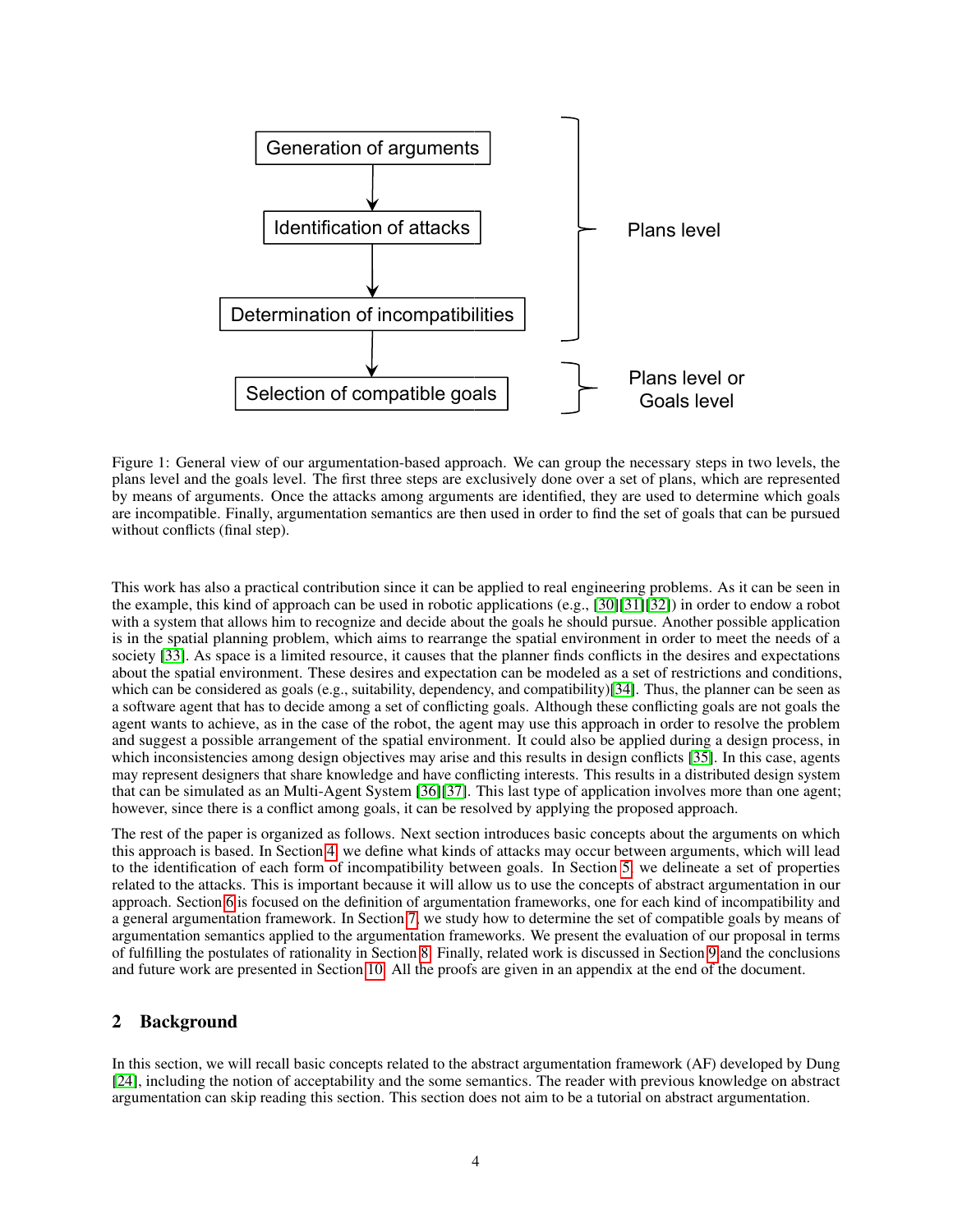Generation of arguments → Identification of attacks → Determination of incompatibilities → Selection of compatible goals

Plans level (first three steps); Plans level or Goals level (last step)

Figure 1: General view of our argumentation-based approach. We can group the necessary steps in two levels, the plans level and the goals level. The first three steps are exclusively done over a set of plans, which are represented by means of arguments. Once the attacks among arguments are identified, they are used to determine which goals are incompatible. Finally, argumentation semantics are then used in order to find the set of goals that can be pursued without conflicts (final step).

This work has also a practical contribution since it can be applied to real engineering problems. As it can be seen in the example, this kind of approach can be used in robotic applications (e.g., [30][31][32]) in order to endow a robot with a system that allows him to recognize and decide about the goals he should pursue. Another possible application is in the spatial planning problem, which aims to rearrange the spatial environment in order to meet the needs of a society [33]. As space is a limited resource, it causes that the planner finds conflicts in the desires and expectations about the spatial environment. These desires and expectation can be modeled as a set of restrictions and conditions, which can be considered as goals (e.g., suitability, dependency, and compatibility)[34]. Thus, the planner can be seen as a software agent that has to decide among a set of conflicting goals. Although these conflicting goals are not goals the agent wants to achieve, as in the case of the robot, the agent may use this approach in order to resolve the problem and suggest a possible arrangement of the spatial environment. It could also be applied during a design process, in which inconsistencies among design objectives may arise and this results in design conflicts [35]. In this case, agents may represent designers that share knowledge and have conflicting interests. This results in a distributed design system that can be simulated as an Multi-Agent System [36][37]. This last type of application involves more than one agent; however, since there is a conflict among goals, it can be resolved by applying the proposed approach.

The rest of the paper is organized as follows. Next section introduces basic concepts about the arguments on which this approach is based. In Section 4, we define what kinds of attacks may occur between arguments, which will lead to the identification of each form of incompatibility between goals. In Section 5, we delineate a set of properties related to the attacks. This is important because it will allow us to use the concepts of abstract argumentation in our approach. Section 6 is focused on the definition of argumentation frameworks, one for each kind of incompatibility and a general argumentation framework. In Section 7, we study how to determine the set of compatible goals by means of argumentation semantics applied to the argumentation frameworks. We present the evaluation of our proposal in terms of fulfilling the postulates of rationality in Section 8. Finally, related work is discussed in Section 9 and the conclusions and future work are presented in Section 10. All the proofs are given in an appendix at the end of the document.

## 2 Background

In this section, we will recall basic concepts related to the abstract argumentation framework (AF) developed by Dung [24], including the notion of acceptability and the some semantics. The reader with previous knowledge on abstract argumentation can skip reading this section. This section does not aim to be a tutorial on abstract argumentation.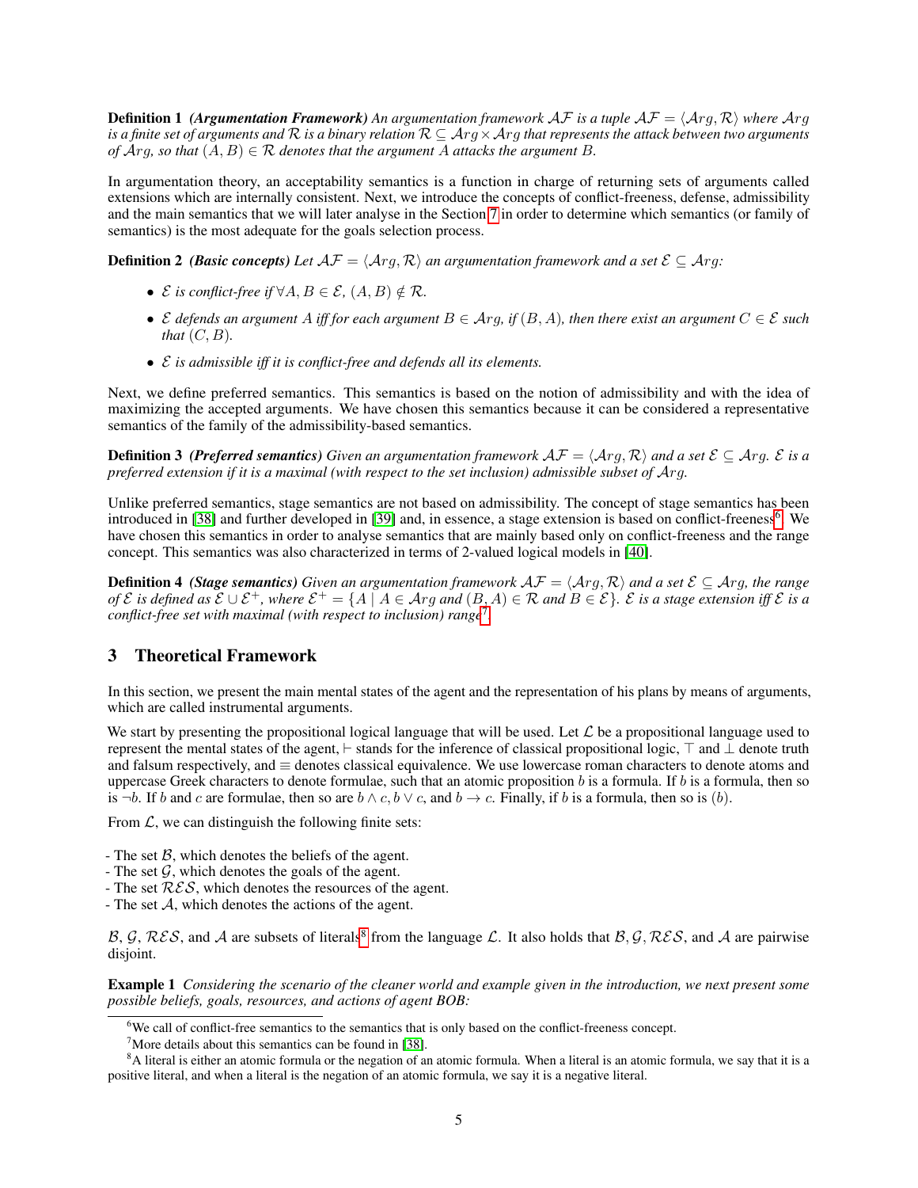**Definition 1** ***(Argumentation Framework)*** *An argumentation framework $\mathcal{AF}$ is a tuple $\mathcal{AF} = \langle \mathcal{A}rg, \mathcal{R} \rangle$ where $\mathcal{A}rg$ is a finite set of arguments and $\mathcal{R}$ is a binary relation $\mathcal{R} \subseteq \mathcal{A}rg \times \mathcal{A}rg$ that represents the attack between two arguments of $\mathcal{A}rg$, so that $(A, B) \in \mathcal{R}$ denotes that the argument $A$ attacks the argument $B$.*

In argumentation theory, an acceptability semantics is a function in charge of returning sets of arguments called extensions which are internally consistent. Next, we introduce the concepts of conflict-freeness, defense, admissibility and the main semantics that we will later analyse in the Section 7 in order to determine which semantics (or family of semantics) is the most adequate for the goals selection process.

**Definition 2** ***(Basic concepts)*** *Let $\mathcal{AF} = \langle \mathcal{A}rg, \mathcal{R} \rangle$ an argumentation framework and a set $\mathcal{E} \subseteq \mathcal{A}rg$:*

- *$\mathcal{E}$ is conflict-free if $\forall A, B \in \mathcal{E}$, $(A, B) \notin \mathcal{R}$.*
- *$\mathcal{E}$ defends an argument $A$ iff for each argument $B \in \mathcal{A}rg$, if $(B, A)$, then there exist an argument $C \in \mathcal{E}$ such that $(C, B)$.*
- *$\mathcal{E}$ is admissible iff it is conflict-free and defends all its elements.*

Next, we define preferred semantics. This semantics is based on the notion of admissibility and with the idea of maximizing the accepted arguments. We have chosen this semantics because it can be considered a representative semantics of the family of the admissibility-based semantics.

**Definition 3** ***(Preferred semantics)*** *Given an argumentation framework $\mathcal{AF} = \langle \mathcal{A}rg, \mathcal{R} \rangle$ and a set $\mathcal{E} \subseteq \mathcal{A}rg$. $\mathcal{E}$ is a preferred extension if it is a maximal (with respect to the set inclusion) admissible subset of $\mathcal{A}rg$.*

Unlike preferred semantics, stage semantics are not based on admissibility. The concept of stage semantics has been introduced in [38] and further developed in [39] and, in essence, a stage extension is based on conflict-freeness[6]. We have chosen this semantics in order to analyse semantics that are mainly based only on conflict-freeness and the range concept. This semantics was also characterized in terms of 2-valued logical models in [40].

**Definition 4** ***(Stage semantics)*** *Given an argumentation framework $\mathcal{AF} = \langle \mathcal{A}rg, \mathcal{R} \rangle$ and a set $\mathcal{E} \subseteq \mathcal{A}rg$, the range of $\mathcal{E}$ is defined as $\mathcal{E} \cup \mathcal{E}^+$, where $\mathcal{E}^+ = \{A \mid A \in \mathcal{A}rg \text{ and } (B, A) \in \mathcal{R} \text{ and } B \in \mathcal{E}\}$. $\mathcal{E}$ is a stage extension iff $\mathcal{E}$ is a conflict-free set with maximal (with respect to inclusion) range[7].*

## 3 Theoretical Framework

In this section, we present the main mental states of the agent and the representation of his plans by means of arguments, which are called instrumental arguments.

We start by presenting the propositional logical language that will be used. Let $\mathcal{L}$ be a propositional language used to represent the mental states of the agent, $\vdash$ stands for the inference of classical propositional logic, $\top$ and $\bot$ denote truth and falsum respectively, and $\equiv$ denotes classical equivalence. We use lowercase roman characters to denote atoms and uppercase Greek characters to denote formulae, such that an atomic proposition $b$ is a formula. If $b$ is a formula, then so is $\neg b$. If $b$ and $c$ are formulae, then so are $b \wedge c$, $b \vee c$, and $b \rightarrow c$. Finally, if $b$ is a formula, then so is $(b)$.

From $\mathcal{L}$, we can distinguish the following finite sets:

- The set $\mathcal{B}$, which denotes the beliefs of the agent.
- The set $\mathcal{G}$, which denotes the goals of the agent.
- The set $\mathcal{RES}$, which denotes the resources of the agent.
- The set $\mathcal{A}$, which denotes the actions of the agent.

$\mathcal{B}$, $\mathcal{G}$, $\mathcal{RES}$, and $\mathcal{A}$ are subsets of literals[8] from the language $\mathcal{L}$. It also holds that $\mathcal{B}, \mathcal{G}, \mathcal{RES}$, and $\mathcal{A}$ are pairwise disjoint.

**Example 1** *Considering the scenario of the cleaner world and example given in the introduction, we next present some possible beliefs, goals, resources, and actions of agent BOB:*

[6] We call of conflict-free semantics to the semantics that is only based on the conflict-freeness concept.

[7] More details about this semantics can be found in [38].

[8] A literal is either an atomic formula or the negation of an atomic formula. When a literal is an atomic formula, we say that it is a positive literal, and when a literal is the negation of an atomic formula, we say it is a negative literal.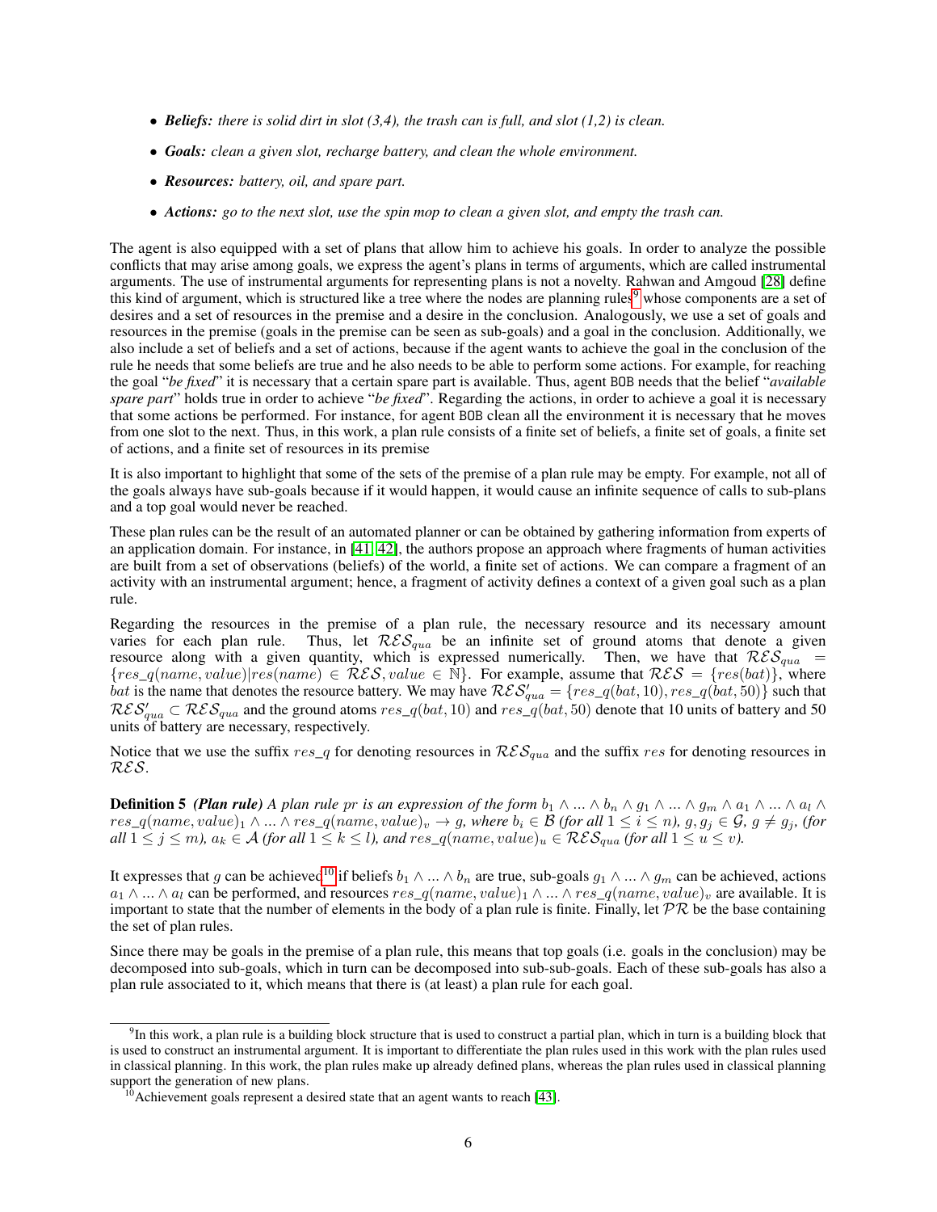- ***Beliefs:*** *there is solid dirt in slot (3,4), the trash can is full, and slot (1,2) is clean.*
- ***Goals:*** *clean a given slot, recharge battery, and clean the whole environment.*
- ***Resources:*** *battery, oil, and spare part.*
- ***Actions:*** *go to the next slot, use the spin mop to clean a given slot, and empty the trash can.*

The agent is also equipped with a set of plans that allow him to achieve his goals. In order to analyze the possible conflicts that may arise among goals, we express the agent's plans in terms of arguments, which are called instrumental arguments. The use of instrumental arguments for representing plans is not a novelty. Rahwan and Amgoud [28] define this kind of argument, which is structured like a tree where the nodes are planning rules[9] whose components are a set of desires and a set of resources in the premise and a desire in the conclusion. Analogously, we use a set of goals and resources in the premise (goals in the premise can be seen as sub-goals) and a goal in the conclusion. Additionally, we also include a set of beliefs and a set of actions, because if the agent wants to achieve the goal in the conclusion of the rule he needs that some beliefs are true and he also needs to be able to perform some actions. For example, for reaching the goal "*be fixed*" it is necessary that a certain spare part is available. Thus, agent `BOB` needs that the belief "*available spare part*" holds true in order to achieve "*be fixed*". Regarding the actions, in order to achieve a goal it is necessary that some actions be performed. For instance, for agent `BOB` clean all the environment it is necessary that he moves from one slot to the next. Thus, in this work, a plan rule consists of a finite set of beliefs, a finite set of goals, a finite set of actions, and a finite set of resources in its premise

It is also important to highlight that some of the sets of the premise of a plan rule may be empty. For example, not all of the goals always have sub-goals because if it would happen, it would cause an infinite sequence of calls to sub-plans and a top goal would never be reached.

These plan rules can be the result of an automated planner or can be obtained by gathering information from experts of an application domain. For instance, in [41, 42], the authors propose an approach where fragments of human activities are built from a set of observations (beliefs) of the world, a finite set of actions. We can compare a fragment of an activity with an instrumental argument; hence, a fragment of activity defines a context of a given goal such as a plan rule.

Regarding the resources in the premise of a plan rule, the necessary resource and its necessary amount varies for each plan rule. Thus, let $\mathcal{RES}_{qua}$ be an infinite set of ground atoms that denote a given resource along with a given quantity, which is expressed numerically. Then, we have that $\mathcal{RES}_{qua} = \{res\_q(name, value) | res(name) \in \mathcal{RES}, value \in \mathbb{N}\}$. For example, assume that $\mathcal{RES} = \{res(bat)\}$, where $bat$ is the name that denotes the resource battery. We may have $\mathcal{RES}'_{qua} = \{res\_q(bat, 10), res\_q(bat, 50)\}$ such that $\mathcal{RES}'_{qua} \subset \mathcal{RES}_{qua}$ and the ground atoms $res\_q(bat, 10)$ and $res\_q(bat, 50)$ denote that 10 units of battery and 50 units of battery are necessary, respectively.

Notice that we use the suffix $res\_q$ for denoting resources in $\mathcal{RES}_{qua}$ and the suffix $res$ for denoting resources in $\mathcal{RES}$.

**Definition 5** ***(Plan rule)*** *A plan rule $pr$ is an expression of the form $b_1 \wedge ... \wedge b_n \wedge g_1 \wedge ... \wedge g_m \wedge a_1 \wedge ... \wedge a_l \wedge res\_q(name, value)_1 \wedge ... \wedge res\_q(name, value)_v \rightarrow g$, where $b_i \in \mathcal{B}$ (for all $1 \leq i \leq n$), $g, g_j \in \mathcal{G}$, $g \neq g_j$, (for all $1 \leq j \leq m$), $a_k \in \mathcal{A}$ (for all $1 \leq k \leq l$), and $res\_q(name, value)_u \in \mathcal{RES}_{qua}$ (for all $1 \leq u \leq v$).*

It expresses that $g$ can be achieved[10] if beliefs $b_1 \wedge ... \wedge b_n$ are true, sub-goals $g_1 \wedge ... \wedge g_m$ can be achieved, actions $a_1 \wedge ... \wedge a_l$ can be performed, and resources $res\_q(name, value)_1 \wedge ... \wedge res\_q(name, value)_v$ are available. It is important to state that the number of elements in the body of a plan rule is finite. Finally, let $\mathcal{PR}$ be the base containing the set of plan rules.

Since there may be goals in the premise of a plan rule, this means that top goals (i.e. goals in the conclusion) may be decomposed into sub-goals, which in turn can be decomposed into sub-sub-goals. Each of these sub-goals has also a plan rule associated to it, which means that there is (at least) a plan rule for each goal.

---

[9] In this work, a plan rule is a building block structure that is used to construct a partial plan, which in turn is a building block that is used to construct an instrumental argument. It is important to differentiate the plan rules used in this work with the plan rules used in classical planning. In this work, the plan rules make up already defined plans, whereas the plan rules used in classical planning support the generation of new plans.

[10] Achievement goals represent a desired state that an agent wants to reach [43].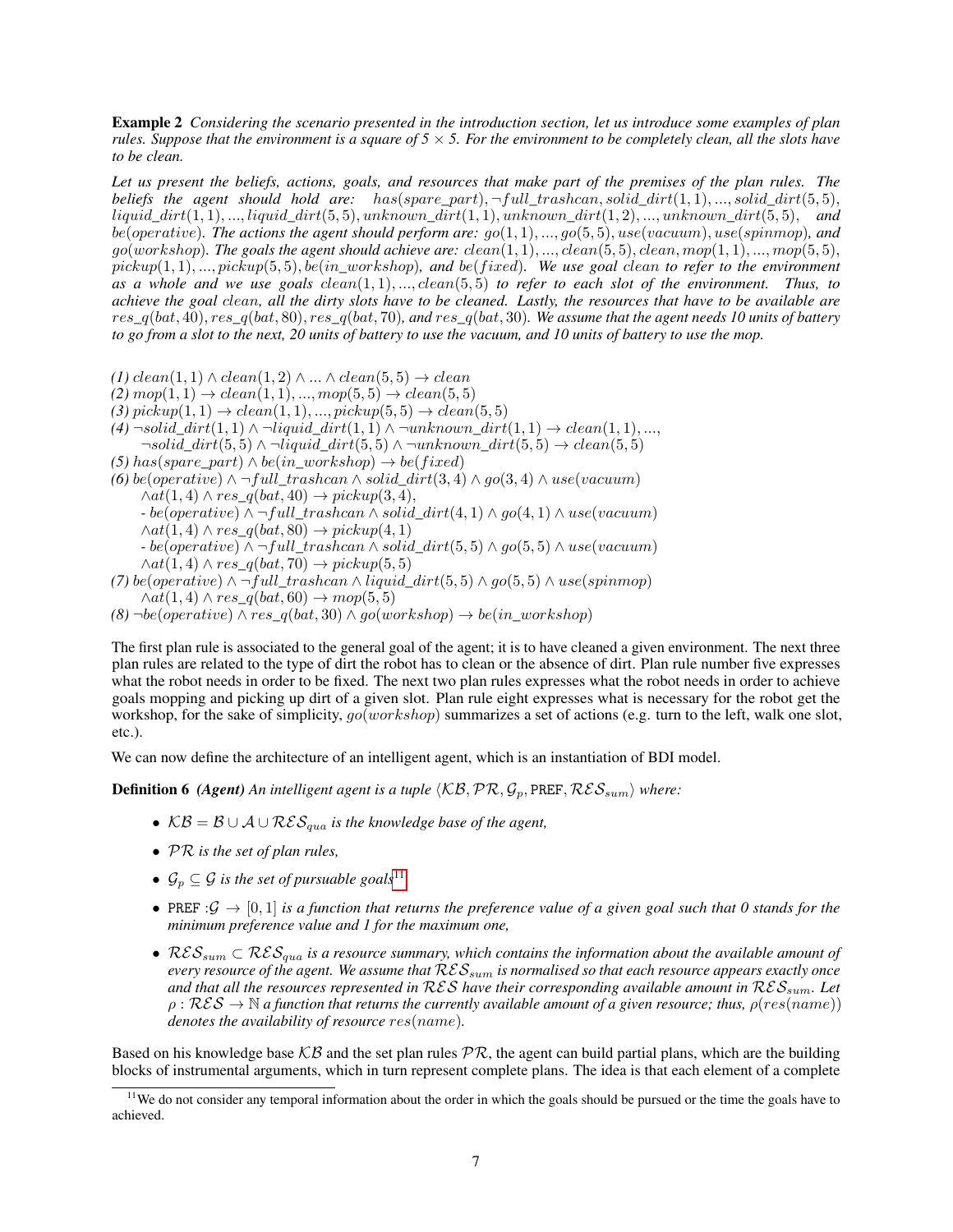**Example 2** *Considering the scenario presented in the introduction section, let us introduce some examples of plan rules. Suppose that the environment is a square of 5 × 5. For the environment to be completely clean, all the slots have to be clean.*

*Let us present the beliefs, actions, goals, and resources that make part of the premises of the plan rules. The beliefs the agent should hold are:* $has(spare\_part), \neg full\_trashcan, solid\_dirt(1,1), ..., solid\_dirt(5,5), liquid\_dirt(1,1), ..., liquid\_dirt(5,5), unknown\_dirt(1,1), unknown\_dirt(1,2), ..., unknown\_dirt(5,5),$ *and* $be(operative)$*. The actions the agent should perform are:* $go(1,1), ..., go(5,5), use(vacuum), use(spinmop)$*, and* $go(workshop)$*. The goals the agent should achieve are:* $clean(1,1), ..., clean(5,5), clean, mop(1,1), ..., mop(5,5), pickup(1,1), ..., pickup(5,5), be(in\_workshop)$*, and* $be(fixed)$*. We use goal* $clean$ *to refer to the environment as a whole and we use goals* $clean(1,1), ..., clean(5,5)$ *to refer to each slot of the environment. Thus, to achieve the goal* $clean$*, all the dirty slots have to be cleaned. Lastly, the resources that have to be available are* $res\_q(bat, 40), res\_q(bat, 80), res\_q(bat, 70)$*, and* $res\_q(bat, 30)$*. We assume that the agent needs 10 units of battery to go from a slot to the next, 20 units of battery to use the vacuum, and 10 units of battery to use the mop.*

*(1)* $clean(1,1) \wedge clean(1,2) \wedge ... \wedge clean(5,5) \rightarrow clean$
*(2)* $mop(1,1) \rightarrow clean(1,1), ..., mop(5,5) \rightarrow clean(5,5)$
*(3)* $pickup(1,1) \rightarrow clean(1,1), ..., pickup(5,5) \rightarrow clean(5,5)$
*(4)* $\neg solid\_dirt(1,1) \wedge \neg liquid\_dirt(1,1) \wedge \neg unknown\_dirt(1,1) \rightarrow clean(1,1), ...,$
$\neg solid\_dirt(5,5) \wedge \neg liquid\_dirt(5,5) \wedge \neg unknown\_dirt(5,5) \rightarrow clean(5,5)$
*(5)* $has(spare\_part) \wedge be(in\_workshop) \rightarrow be(fixed)$
*(6)* $be(operative) \wedge \neg full\_trashcan \wedge solid\_dirt(3,4) \wedge go(3,4) \wedge use(vacuum) \wedge at(1,4) \wedge res\_q(bat, 40) \rightarrow pickup(3,4),$
- $be(operative) \wedge \neg full\_trashcan \wedge solid\_dirt(4,1) \wedge go(4,1) \wedge use(vacuum) \wedge at(1,4) \wedge res\_q(bat, 80) \rightarrow pickup(4,1)$
- $be(operative) \wedge \neg full\_trashcan \wedge solid\_dirt(5,5) \wedge go(5,5) \wedge use(vacuum) \wedge at(1,4) \wedge res\_q(bat, 70) \rightarrow pickup(5,5)$

*(7)* $be(operative) \wedge \neg full\_trashcan \wedge liquid\_dirt(5,5) \wedge go(5,5) \wedge use(spinmop) \wedge at(1,4) \wedge res\_q(bat, 60) \rightarrow mop(5,5)$
*(8)* $\neg be(operative) \wedge res\_q(bat, 30) \wedge go(workshop) \rightarrow be(in\_workshop)$

The first plan rule is associated to the general goal of the agent; it is to have cleaned a given environment. The next three plan rules are related to the type of dirt the robot has to clean or the absence of dirt. Plan rule number five expresses what the robot needs in order to be fixed. The next two plan rules expresses what the robot needs in order to achieve goals mopping and picking up dirt of a given slot. Plan rule eight expresses what is necessary for the robot get the workshop, for the sake of simplicity, $go(workshop)$ summarizes a set of actions (e.g. turn to the left, walk one slot, etc.).

We can now define the architecture of an intelligent agent, which is an instantiation of BDI model.

**Definition 6** ***(Agent)*** *An intelligent agent is a tuple* $\langle \mathcal{KB}, \mathcal{PR}, \mathcal{G}_p, \texttt{PREF}, \mathcal{RES}_{sum} \rangle$ *where:*

- $\mathcal{KB} = \mathcal{B} \cup \mathcal{A} \cup \mathcal{RES}_{qua}$ *is the knowledge base of the agent,*
- $\mathcal{PR}$ *is the set of plan rules,*
- $\mathcal{G}_p \subseteq \mathcal{G}$ *is the set of pursuable goals*[11]
- $\texttt{PREF} : \mathcal{G} \rightarrow [0,1]$ *is a function that returns the preference value of a given goal such that 0 stands for the minimum preference value and 1 for the maximum one,*
- $\mathcal{RES}_{sum} \subset \mathcal{RES}_{qua}$ *is a resource summary, which contains the information about the available amount of every resource of the agent. We assume that* $\mathcal{RES}_{sum}$ *is normalised so that each resource appears exactly once and that all the resources represented in* $\mathcal{RES}$ *have their corresponding available amount in* $\mathcal{RES}_{sum}$*. Let* $\rho : \mathcal{RES} \rightarrow \mathbb{N}$ *a function that returns the currently available amount of a given resource; thus,* $\rho(res(name))$ *denotes the availability of resource* $res(name)$*.*

Based on his knowledge base $\mathcal{KB}$ and the set plan rules $\mathcal{PR}$, the agent can build partial plans, which are the building blocks of instrumental arguments, which in turn represent complete plans. The idea is that each element of a complete

[11] We do not consider any temporal information about the order in which the goals should be pursued or the time the goals have to achieved.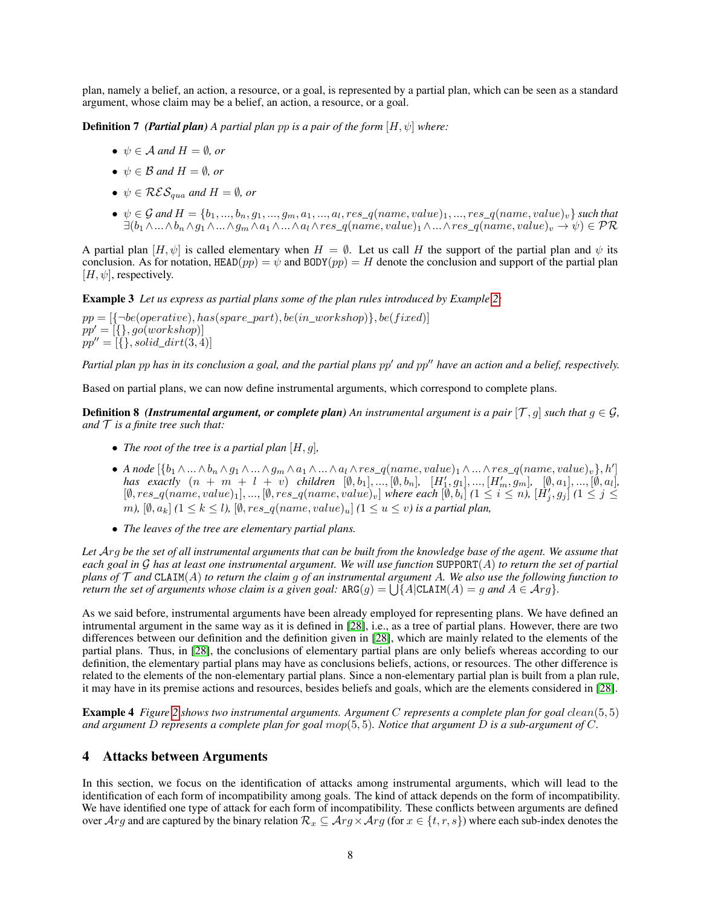plan, namely a belief, an action, a resource, or a goal, is represented by a partial plan, which can be seen as a standard argument, whose claim may be a belief, an action, a resource, or a goal.

**Definition 7** ***(Partial plan)*** *A partial plan $pp$ is a pair of the form $[H, \psi]$ where:*

- *$\psi \in \mathcal{A}$ and $H = \emptyset$, or*
- *$\psi \in \mathcal{B}$ and $H = \emptyset$, or*
- *$\psi \in \mathcal{RES}_{qua}$ and $H = \emptyset$, or*
- *$\psi \in \mathcal{G}$ and $H = \{b_1, ..., b_n, g_1, ..., g_m, a_1, ..., a_l, res\_q(name, value)_1, ..., res\_q(name, value)_v\}$ such that $\exists(b_1 \wedge ... \wedge b_n \wedge g_1 \wedge ... \wedge g_m \wedge a_1 \wedge ... \wedge a_l \wedge res\_q(name, value)_1 \wedge ... \wedge res\_q(name, value)_v \rightarrow \psi) \in \mathcal{PR}$*

A partial plan $[H, \psi]$ is called elementary when $H = \emptyset$. Let us call $H$ the support of the partial plan and $\psi$ its conclusion. As for notation, $\texttt{HEAD}(pp) = \psi$ and $\texttt{BODY}(pp) = H$ denote the conclusion and support of the partial plan $[H, \psi]$, respectively.

**Example 3** *Let us express as partial plans some of the plan rules introduced by Example 2:*

$pp = [\{\neg be(operative), has(spare\_part), be(in\_workshop)\}, be(fixed)]$
$pp' = [\{\}, go(workshop)]$
$pp'' = [\{\}, solid\_dirt(3, 4)]$

*Partial plan $pp$ has in its conclusion a goal, and the partial plans $pp'$ and $pp''$ have an action and a belief, respectively.*

Based on partial plans, we can now define instrumental arguments, which correspond to complete plans.

**Definition 8** ***(Instrumental argument, or complete plan)*** *An instrumental argument is a pair $[\mathcal{T}, g]$ such that $g \in \mathcal{G}$, and $\mathcal{T}$ is a finite tree such that:*

- *The root of the tree is a partial plan $[H, g]$,*
- *A node $[\{b_1 \wedge ... \wedge b_n \wedge g_1 \wedge ... \wedge g_m \wedge a_1 \wedge ... \wedge a_l \wedge res\_q(name, value)_1 \wedge ... \wedge res\_q(name, value)_v\}, h']$ has exactly $(n + m + l + v)$ children $[\emptyset, b_1], ..., [\emptyset, b_n]$, $[H'_1, g_1], ..., [H'_m, g_m]$, $[\emptyset, a_1], ..., [\emptyset, a_l]$, $[\emptyset, res\_q(name, value)_1], ..., [\emptyset, res\_q(name, value)_v]$ where each $[\emptyset, b_i]$ $(1 \leq i \leq n)$, $[H'_j, g_j]$ $(1 \leq j \leq m)$, $[\emptyset, a_k]$ $(1 \leq k \leq l)$, $[\emptyset, res\_q(name, value)_u]$ $(1 \leq u \leq v)$ is a partial plan,*
- *The leaves of the tree are elementary partial plans.*

*Let $\mathcal{A}rg$ be the set of all instrumental arguments that can be built from the knowledge base of the agent. We assume that each goal in $\mathcal{G}$ has at least one instrumental argument. We will use function $\texttt{SUPPORT}(A)$ to return the set of partial plans of $\mathcal{T}$ and $\texttt{CLAIM}(A)$ to return the claim $g$ of an instrumental argument $A$. We also use the following function to return the set of arguments whose claim is a given goal: $\texttt{ARG}(g) = \bigcup\{A | \texttt{CLAIM}(A) = g \text{ and } A \in \mathcal{A}rg\}$.*

As we said before, instrumental arguments have been already employed for representing plans. We have defined an intrumental argument in the same way as it is defined in [28], i.e., as a tree of partial plans. However, there are two differences between our definition and the definition given in [28], which are mainly related to the elements of the partial plans. Thus, in [28], the conclusions of elementary partial plans are only beliefs whereas according to our definition, the elementary partial plans may have as conclusions beliefs, actions, or resources. The other difference is related to the elements of the non-elementary partial plans. Since a non-elementary partial plan is built from a plan rule, it may have in its premise actions and resources, besides beliefs and goals, which are the elements considered in [28].

**Example 4** *Figure 2 shows two instrumental arguments. Argument $C$ represents a complete plan for goal $clean(5, 5)$ and argument $D$ represents a complete plan for goal $mop(5, 5)$. Notice that argument $D$ is a sub-argument of $C$.*

## 4 Attacks between Arguments

In this section, we focus on the identification of attacks among instrumental arguments, which will lead to the identification of each form of incompatibility among goals. The kind of attack depends on the form of incompatibility. We have identified one type of attack for each form of incompatibility. These conflicts between arguments are defined over $\mathcal{A}rg$ and are captured by the binary relation $\mathcal{R}_x \subseteq \mathcal{A}rg \times \mathcal{A}rg$ (for $x \in \{t, r, s\}$) where each sub-index denotes the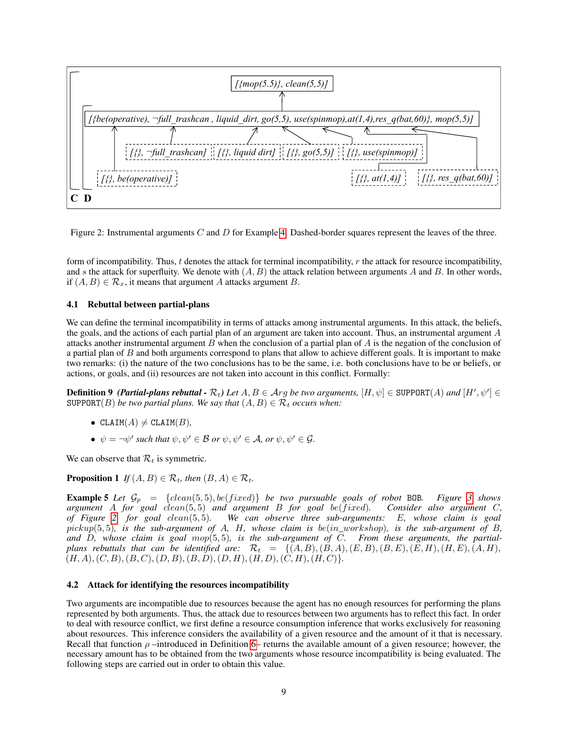Figure 2: Instrumental arguments $C$ and $D$ for Example 4. Dashed-border squares represent the leaves of the three.

form of incompatibility. Thus, $t$ denotes the attack for terminal incompatibility, $r$ the attack for resource incompatibility, and $s$ the attack for superfluity. We denote with $(A, B)$ the attack relation between arguments $A$ and $B$. In other words, if $(A, B) \in \mathcal{R}_x$, it means that argument $A$ attacks argument $B$.

### 4.1 Rebuttal between partial-plans

We can define the terminal incompatibility in terms of attacks among instrumental arguments. In this attack, the beliefs, the goals, and the actions of each partial plan of an argument are taken into account. Thus, an instrumental argument $A$ attacks another instrumental argument $B$ when the conclusion of a partial plan of $A$ is the negation of the conclusion of a partial plan of $B$ and both arguments correspond to plans that allow to achieve different goals. It is important to make two remarks: (i) the nature of the two conclusions has to be the same, i.e. both conclusions have to be or beliefs, or actions, or goals, and (ii) resources are not taken into account in this conflict. Formally:

**Definition 9** ***(Partial-plans rebuttal -*** $\mathcal{R}_t$***)*** *Let $A, B \in \mathcal{A}rg$ be two arguments, $[H, \psi] \in \texttt{SUPPORT}(A)$ and $[H', \psi'] \in \texttt{SUPPORT}(B)$ be two partial plans. We say that $(A, B) \in \mathcal{R}_t$ occurs when:*

- $\texttt{CLAIM}(A) \neq \texttt{CLAIM}(B)$*,*
- $\psi = \neg\psi'$ *such that* $\psi, \psi' \in \mathcal{B}$ *or* $\psi, \psi' \in \mathcal{A}$*, or* $\psi, \psi' \in \mathcal{G}$*.*

We can observe that $\mathcal{R}_t$ is symmetric.

**Proposition 1** *If $(A, B) \in \mathcal{R}_t$, then $(B, A) \in \mathcal{R}_t$.*

**Example 5** *Let $\mathcal{G}_p = \{clean(5, 5), be(fixed)\}$ be two pursuable goals of robot* BOB*. Figure 3 shows argument $A$ for goal $clean(5, 5)$ and argument $B$ for goal $be(fixed)$. Consider also argument $C$, of Figure 2 for goal $clean(5, 5)$. We can observe three sub-arguments: $E$, whose claim is goal $pickup(5, 5)$, is the sub-argument of $A$, $H$, whose claim is $be(in\_workshop)$, is the sub-argument of $B$, and $D$, whose claim is goal $mop(5, 5)$, is the sub-argument of $C$. From these arguments, the partial-plans rebuttals that can be identified are: $\mathcal{R}_t = \{(A, B), (B, A), (E, B), (B, E), (E, H), (H, E), (A, H), (H, A), (C, B), (B, C), (D, B), (B, D), (D, H), (H, D), (C, H), (H, C)\}$.*

### 4.2 Attack for identifying the resources incompatibility

Two arguments are incompatible due to resources because the agent has no enough resources for performing the plans represented by both arguments. Thus, the attack due to resources between two arguments has to reflect this fact. In order to deal with resource conflict, we first define a resource consumption inference that works exclusively for reasoning about resources. This inference considers the availability of a given resource and the amount of it that is necessary. Recall that function $\rho$ –introduced in Definition 6– returns the available amount of a given resource; however, the necessary amount has to be obtained from the two arguments whose resource incompatibility is being evaluated. The following steps are carried out in order to obtain this value.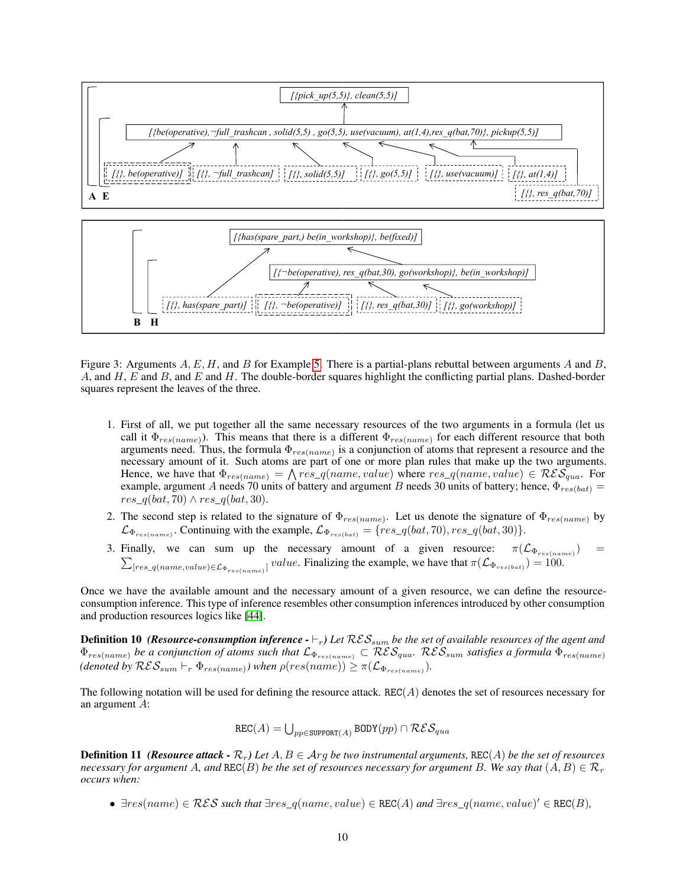Figure 3: Arguments $A, E, H$, and $B$ for Example 5. There is a partial-plans rebuttal between arguments $A$ and $B$, $A$, and $H$, $E$ and $B$, and $E$ and $H$. The double-border squares highlight the conflicting partial plans. Dashed-border squares represent the leaves of the three.

1. First of all, we put together all the same necessary resources of the two arguments in a formula (let us call it $\Phi_{res(name)}$). This means that there is a different $\Phi_{res(name)}$ for each different resource that both arguments need. Thus, the formula $\Phi_{res(name)}$ is a conjunction of atoms that represent a resource and the necessary amount of it. Such atoms are part of one or more plan rules that make up the two arguments. Hence, we have that $\Phi_{res(name)} = \bigwedge res\_q(name, value)$ where $res\_q(name, value) \in \mathcal{RES}_{qua}$. For example, argument $A$ needs 70 units of battery and argument $B$ needs 30 units of battery; hence, $\Phi_{res(bat)} = res\_q(bat, 70) \wedge res\_q(bat, 30)$.
2. The second step is related to the signature of $\Phi_{res(name)}$. Let us denote the signature of $\Phi_{res(name)}$ by $\mathcal{L}_{\Phi_{res(name)}}$. Continuing with the example, $\mathcal{L}_{\Phi_{res(bat)}} = \{res\_q(bat, 70), res\_q(bat, 30)\}$.
3. Finally, we can sum up the necessary amount of a given resource: $\pi(\mathcal{L}_{\Phi_{res(name)}}) = \sum_{[res\_q(name,value) \in \mathcal{L}_{\Phi_{res(name)}}]} value$. Finalizing the example, we have that $\pi(\mathcal{L}_{\Phi_{res(bat)}}) = 100$.

Once we have the available amount and the necessary amount of a given resource, we can define the resource-consumption inference. This type of inference resembles other consumption inferences introduced by other consumption and production resources logics like [44].

**Definition 10** ***(Resource-consumption inference -*** $\vdash_r$***)*** *Let* $\mathcal{RES}_{sum}$ *be the set of available resources of the agent and* $\Phi_{res(name)}$ *be a conjunction of atoms such that* $\mathcal{L}_{\Phi_{res(name)}} \subset \mathcal{RES}_{qua}$. $\mathcal{RES}_{sum}$ *satisfies a formula* $\Phi_{res(name)}$ *(denoted by* $\mathcal{RES}_{sum} \vdash_r \Phi_{res(name)}$*) when* $\rho(res(name)) \geq \pi(\mathcal{L}_{\Phi_{res(name)}})$.

The following notation will be used for defining the resource attack. $\texttt{REC}(A)$ denotes the set of resources necessary for an argument $A$:

$$\texttt{REC}(A) = \bigcup_{pp \in \texttt{SUPPORT}(A)} \texttt{BODY}(pp) \cap \mathcal{RES}_{qua}$$

**Definition 11** ***(Resource attack -*** $\mathcal{R}_r$***)*** *Let* $A, B \in \mathcal{A}rg$ *be two instrumental arguments,* $\texttt{REC}(A)$ *be the set of resources necessary for argument* $A$*, and* $\texttt{REC}(B)$ *be the set of resources necessary for argument* $B$*. We say that* $(A, B) \in \mathcal{R}_r$ *occurs when:*

- $\exists res(name) \in \mathcal{RES}$ *such that* $\exists res\_q(name, value) \in \texttt{REC}(A)$ *and* $\exists res\_q(name, value)' \in \texttt{REC}(B)$*,*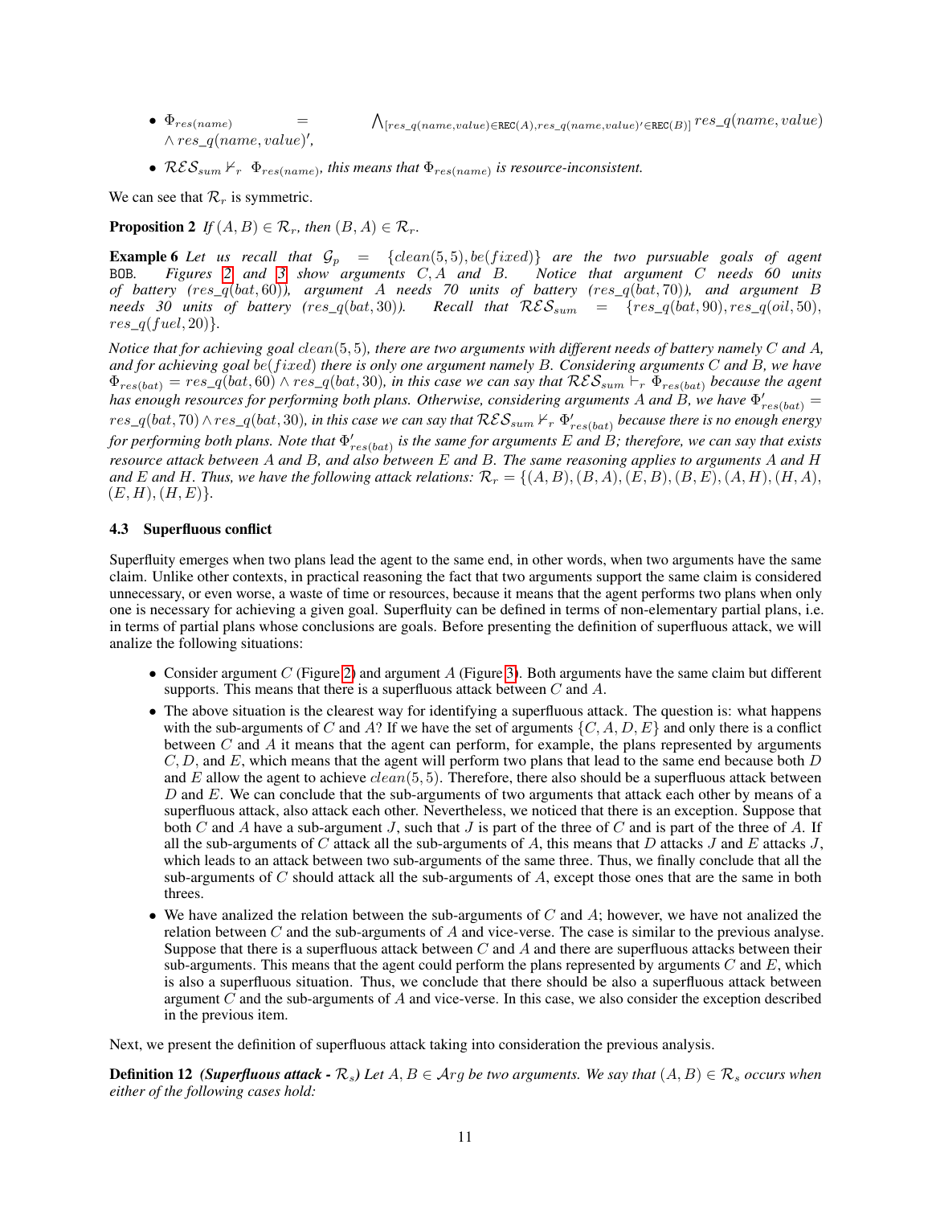- $\Phi_{res(name)} = \bigwedge_{[res\_q(name,value) \in \texttt{REC}(A), res\_q(name,value)' \in \texttt{REC}(B)]} res\_q(name, value) \wedge res\_q(name, value)'$,
- $\mathcal{RES}_{sum} \nvdash_r \Phi_{res(name)}$, *this means that* $\Phi_{res(name)}$ *is resource-inconsistent.*

We can see that $\mathcal{R}_r$ is symmetric.

**Proposition 2** *If* $(A, B) \in \mathcal{R}_r$*, then* $(B, A) \in \mathcal{R}_r$*.*

**Example 6** *Let us recall that* $\mathcal{G}_p = \{clean(5, 5), be(fixed)\}$ *are the two pursuable goals of agent* `BOB`*. Figures 2 and 3 show arguments* $C, A$ *and* $B$*. Notice that argument* $C$ *needs 60 units of battery (*$res\_q(bat, 60)$*), argument* $A$ *needs 70 units of battery (*$res\_q(bat, 70)$*), and argument* $B$ *needs 30 units of battery (*$res\_q(bat, 30)$*). Recall that* $\mathcal{RES}_{sum} = \{res\_q(bat, 90), res\_q(oil, 50), res\_q(fuel, 20)\}$*.*

*Notice that for achieving goal* $clean(5, 5)$*, there are two arguments with different needs of battery namely* $C$ *and* $A$*, and for achieving goal* $be(fixed)$ *there is only one argument namely* $B$*. Considering arguments* $C$ *and* $B$*, we have* $\Phi_{res(bat)} = res\_q(bat, 60) \wedge res\_q(bat, 30)$*, in this case we can say that* $\mathcal{RES}_{sum} \vdash_r \Phi_{res(bat)}$ *because the agent has enough resources for performing both plans. Otherwise, considering arguments* $A$ *and* $B$*, we have* $\Phi'_{res(bat)} = res\_q(bat, 70) \wedge res\_q(bat, 30)$*, in this case we can say that* $\mathcal{RES}_{sum} \nvdash_r \Phi'_{res(bat)}$ *because there is no enough energy for performing both plans. Note that* $\Phi'_{res(bat)}$ *is the same for arguments* $E$ *and* $B$*; therefore, we can say that exists resource attack between* $A$ *and* $B$*, and also between* $E$ *and* $B$*. The same reasoning applies to arguments* $A$ *and* $H$ *and* $E$ *and* $H$*. Thus, we have the following attack relations:* $\mathcal{R}_r = \{(A, B), (B, A), (E, B), (B, E), (A, H), (H, A), (E, H), (H, E)\}$*.*

### 4.3 Superfluous conflict

Superfluity emerges when two plans lead the agent to the same end, in other words, when two arguments have the same claim. Unlike other contexts, in practical reasoning the fact that two arguments support the same claim is considered unnecessary, or even worse, a waste of time or resources, because it means that the agent performs two plans when only one is necessary for achieving a given goal. Superfluity can be defined in terms of non-elementary partial plans, i.e. in terms of partial plans whose conclusions are goals. Before presenting the definition of superfluous attack, we will analize the following situations:

- Consider argument $C$ (Figure 2) and argument $A$ (Figure 3). Both arguments have the same claim but different supports. This means that there is a superfluous attack between $C$ and $A$.
- The above situation is the clearest way for identifying a superfluous attack. The question is: what happens with the sub-arguments of $C$ and $A$? If we have the set of arguments $\{C, A, D, E\}$ and only there is a conflict between $C$ and $A$ it means that the agent can perform, for example, the plans represented by arguments $C, D$, and $E$, which means that the agent will perform two plans that lead to the same end because both $D$ and $E$ allow the agent to achieve $clean(5, 5)$. Therefore, there also should be a superfluous attack between $D$ and $E$. We can conclude that the sub-arguments of two arguments that attack each other by means of a superfluous attack, also attack each other. Nevertheless, we noticed that there is an exception. Suppose that both $C$ and $A$ have a sub-argument $J$, such that $J$ is part of the three of $C$ and is part of the three of $A$. If all the sub-arguments of $C$ attack all the sub-arguments of $A$, this means that $D$ attacks $J$ and $E$ attacks $J$, which leads to an attack between two sub-arguments of the same three. Thus, we finally conclude that all the sub-arguments of $C$ should attack all the sub-arguments of $A$, except those ones that are the same in both threes.
- We have analized the relation between the sub-arguments of $C$ and $A$; however, we have not analized the relation between $C$ and the sub-arguments of $A$ and vice-verse. The case is similar to the previous analyse. Suppose that there is a superfluous attack between $C$ and $A$ and there are superfluous attacks between their sub-arguments. This means that the agent could perform the plans represented by arguments $C$ and $E$, which is also a superfluous situation. Thus, we conclude that there should be also a superfluous attack between argument $C$ and the sub-arguments of $A$ and vice-verse. In this case, we also consider the exception described in the previous item.

Next, we present the definition of superfluous attack taking into consideration the previous analysis.

**Definition 12** ***(Superfluous attack -*** $\mathcal{R}_s$***)*** *Let* $A, B \in \mathcal{A}rg$ *be two arguments. We say that* $(A, B) \in \mathcal{R}_s$ *occurs when either of the following cases hold:*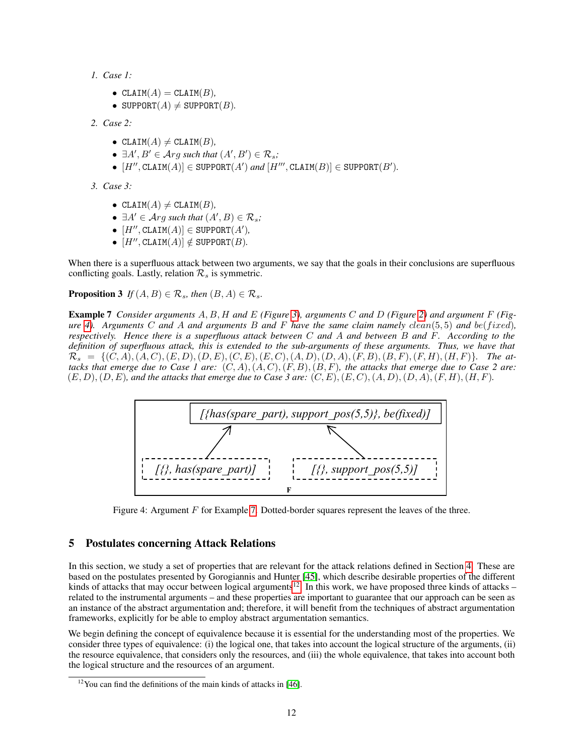1. *Case 1:*

   - $\texttt{CLAIM}(A) = \texttt{CLAIM}(B)$,
   - $\texttt{SUPPORT}(A) \neq \texttt{SUPPORT}(B)$.

2. *Case 2:*

   - $\texttt{CLAIM}(A) \neq \texttt{CLAIM}(B)$,
   - $\exists A', B' \in \mathcal{A}rg$ *such that* $(A', B') \in \mathcal{R}_s$*;*
   - $[H'', \texttt{CLAIM}(A)] \in \texttt{SUPPORT}(A')$ *and* $[H''', \texttt{CLAIM}(B)] \in \texttt{SUPPORT}(B')$.

3. *Case 3:*

   - $\texttt{CLAIM}(A) \neq \texttt{CLAIM}(B)$,
   - $\exists A' \in \mathcal{A}rg$ *such that* $(A', B) \in \mathcal{R}_s$*;*
   - $[H'', \texttt{CLAIM}(A)] \in \texttt{SUPPORT}(A')$,
   - $[H'', \texttt{CLAIM}(A)] \notin \texttt{SUPPORT}(B)$.

When there is a superfluous attack between two arguments, we say that the goals in their conclusions are superfluous conflicting goals. Lastly, relation $\mathcal{R}_s$ is symmetric.

**Proposition 3** *If* $(A, B) \in \mathcal{R}_s$*, then* $(B, A) \in \mathcal{R}_s$.

**Example 7** *Consider arguments* $A, B, H$ *and* $E$ *(Figure 3), arguments* $C$ *and* $D$ *(Figure 2) and argument* $F$ *(Figure 4). Arguments* $C$ *and* $A$ *and arguments* $B$ *and* $F$ *have the same claim namely* $clean(5, 5)$ *and* $be(fixed)$*, respectively. Hence there is a superfluous attack between* $C$ *and* $A$ *and between* $B$ *and* $F$*. According to the definition of superfluous attack, this is extended to the sub-arguments of these arguments. Thus, we have that* $\mathcal{R}_s = \{(C, A), (A, C), (E, D), (D, E), (C, E), (E, C), (A, D), (D, A), (F, B), (B, F), (F, H), (H, F)\}$*. The attacks that emerge due to Case 1 are:* $(C, A), (A, C), (F, B), (B, F)$*, the attacks that emerge due to Case 2 are:* $(E, D), (D, E)$*, and the attacks that emerge due to Case 3 are:* $(C, E), (E, C), (A, D), (D, A), (F, H), (H, F)$*.*

[{has(spare_part), support_pos(5,5)}, be(fixed)]

[{}, has(spare_part)] [{}, support_pos(5,5)]

F

Figure 4: Argument $F$ for Example 7. Dotted-border squares represent the leaves of the three.

## 5 Postulates concerning Attack Relations

In this section, we study a set of properties that are relevant for the attack relations defined in Section 4. These are based on the postulates presented by Gorogiannis and Hunter [45], which describe desirable properties of the different kinds of attacks that may occur between logical arguments[12]. In this work, we have proposed three kinds of attacks – related to the instrumental arguments – and these properties are important to guarantee that our approach can be seen as an instance of the abstract argumentation and; therefore, it will benefit from the techniques of abstract argumentation frameworks, explicitly for be able to employ abstract argumentation semantics.

We begin defining the concept of equivalence because it is essential for the understanding most of the properties. We consider three types of equivalence: (i) the logical one, that takes into account the logical structure of the arguments, (ii) the resource equivalence, that considers only the resources, and (iii) the whole equivalence, that takes into account both the logical structure and the resources of an argument.

[12] You can find the definitions of the main kinds of attacks in [46].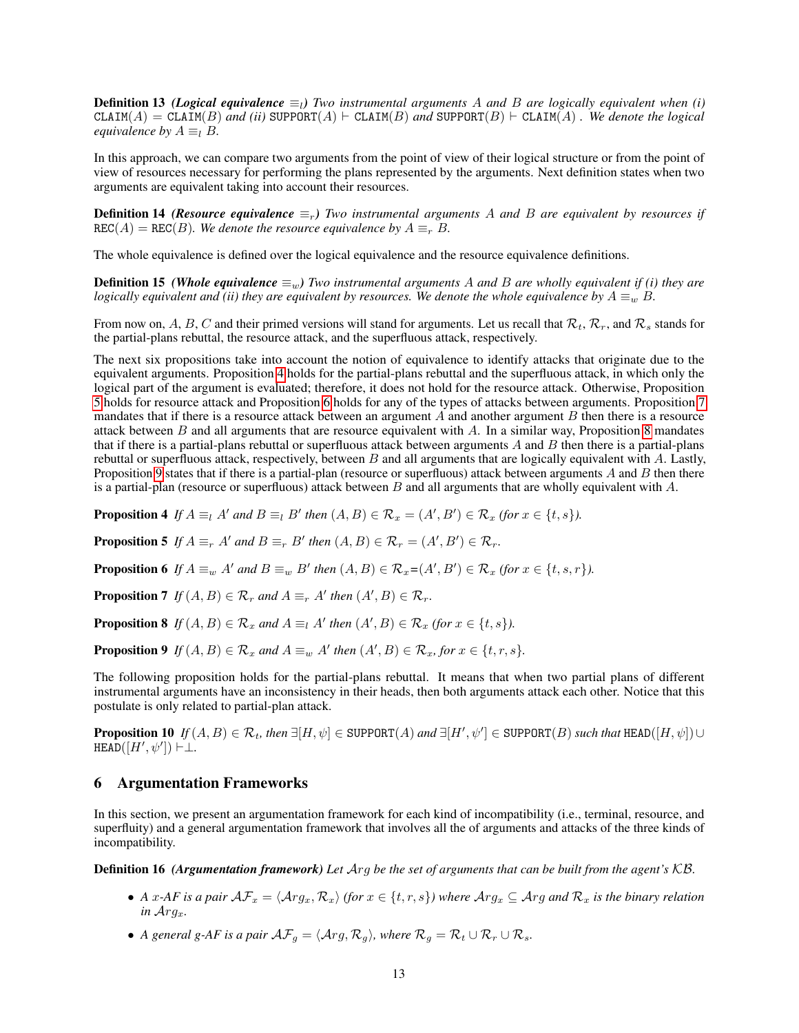**Definition 13** ***(Logical equivalence*** $\equiv_l$***)*** *Two instrumental arguments $A$ and $B$ are logically equivalent when (i)* $\texttt{CLAIM}(A) = \texttt{CLAIM}(B)$ *and (ii)* $\texttt{SUPPORT}(A) \vdash \texttt{CLAIM}(B)$ *and* $\texttt{SUPPORT}(B) \vdash \texttt{CLAIM}(A)$ *. We denote the logical equivalence by* $A \equiv_l B$*.*

In this approach, we can compare two arguments from the point of view of their logical structure or from the point of view of resources necessary for performing the plans represented by the arguments. Next definition states when two arguments are equivalent taking into account their resources.

**Definition 14** ***(Resource equivalence*** $\equiv_r$***)*** *Two instrumental arguments $A$ and $B$ are equivalent by resources if* $\texttt{REC}(A) = \texttt{REC}(B)$*. We denote the resource equivalence by* $A \equiv_r B$*.*

The whole equivalence is defined over the logical equivalence and the resource equivalence definitions.

**Definition 15** ***(Whole equivalence*** $\equiv_w$***)*** *Two instrumental arguments $A$ and $B$ are wholly equivalent if (i) they are logically equivalent and (ii) they are equivalent by resources. We denote the whole equivalence by* $A \equiv_w B$*.*

From now on, $A$, $B$, $C$ and their primed versions will stand for arguments. Let us recall that $\mathcal{R}_t$, $\mathcal{R}_r$, and $\mathcal{R}_s$ stands for the partial-plans rebuttal, the resource attack, and the superfluous attack, respectively.

The next six propositions take into account the notion of equivalence to identify attacks that originate due to the equivalent arguments. Proposition 4 holds for the partial-plans rebuttal and the superfluous attack, in which only the logical part of the argument is evaluated; therefore, it does not hold for the resource attack. Otherwise, Proposition 5 holds for resource attack and Proposition 6 holds for any of the types of attacks between arguments. Proposition 7 mandates that if there is a resource attack between an argument $A$ and another argument $B$ then there is a resource attack between $B$ and all arguments that are resource equivalent with $A$. In a similar way, Proposition 8 mandates that if there is a partial-plans rebuttal or superfluous attack between arguments $A$ and $B$ then there is a partial-plans rebuttal or superfluous attack, respectively, between $B$ and all arguments that are logically equivalent with $A$. Lastly, Proposition 9 states that if there is a partial-plan (resource or superfluous) attack between arguments $A$ and $B$ then there is a partial-plan (resource or superfluous) attack between $B$ and all arguments that are wholly equivalent with $A$.

**Proposition 4** *If $A \equiv_l A'$ and $B \equiv_l B'$ then $(A, B) \in \mathcal{R}_x = (A', B') \in \mathcal{R}_x$ (for $x \in \{t, s\}$).*

**Proposition 5** *If $A \equiv_r A'$ and $B \equiv_r B'$ then $(A, B) \in \mathcal{R}_r = (A', B') \in \mathcal{R}_r$.*

**Proposition 6** *If $A \equiv_w A'$ and $B \equiv_w B'$ then $(A, B) \in \mathcal{R}_x$=$(A', B') \in \mathcal{R}_x$ (for $x \in \{t, s, r\}$).*

**Proposition 7** *If $(A, B) \in \mathcal{R}_r$ and $A \equiv_r A'$ then $(A', B) \in \mathcal{R}_r$.*

**Proposition 8** *If $(A, B) \in \mathcal{R}_x$ and $A \equiv_l A'$ then $(A', B) \in \mathcal{R}_x$ (for $x \in \{t, s\}$).*

**Proposition 9** *If $(A, B) \in \mathcal{R}_x$ and $A \equiv_w A'$ then $(A', B) \in \mathcal{R}_x$, for $x \in \{t, r, s\}$.*

The following proposition holds for the partial-plans rebuttal. It means that when two partial plans of different instrumental arguments have an inconsistency in their heads, then both arguments attack each other. Notice that this postulate is only related to partial-plan attack.

**Proposition 10** *If $(A, B) \in \mathcal{R}_t$, then* $\exists[H, \psi] \in \texttt{SUPPORT}(A)$ *and* $\exists[H', \psi'] \in \texttt{SUPPORT}(B)$ *such that* $\texttt{HEAD}([H, \psi]) \cup \texttt{HEAD}([H', \psi']) \vdash \perp$*.*

## 6 Argumentation Frameworks

In this section, we present an argumentation framework for each kind of incompatibility (i.e., terminal, resource, and superfluity) and a general argumentation framework that involves all the of arguments and attacks of the three kinds of incompatibility.

**Definition 16** ***(Argumentation framework)*** *Let $\mathcal{A}rg$ be the set of arguments that can be built from the agent's $\mathcal{KB}$.*

- *A $x$-AF is a pair $\mathcal{AF}_x = \langle \mathcal{A}rg_x, \mathcal{R}_x \rangle$ (for $x \in \{t, r, s\}$) where $\mathcal{A}rg_x \subseteq \mathcal{A}rg$ and $\mathcal{R}_x$ is the binary relation in $\mathcal{A}rg_x$.*
- *A general g-AF is a pair $\mathcal{AF}_g = \langle \mathcal{A}rg, \mathcal{R}_g \rangle$, where $\mathcal{R}_g = \mathcal{R}_t \cup \mathcal{R}_r \cup \mathcal{R}_s$.*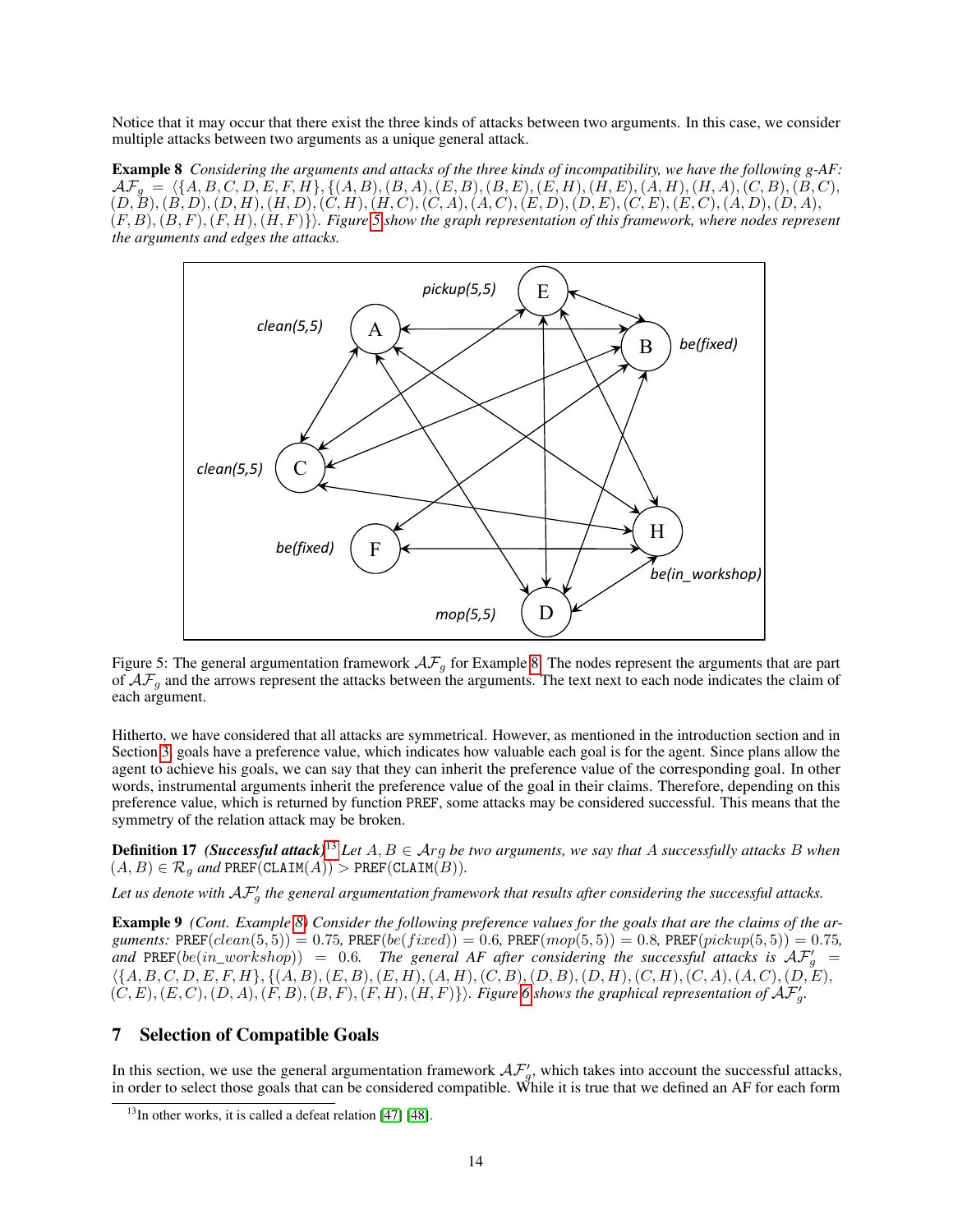Notice that it may occur that there exist the three kinds of attacks between two arguments. In this case, we consider multiple attacks between two arguments as a unique general attack.

**Example 8** *Considering the arguments and attacks of the three kinds of incompatibility, we have the following g-AF:* $\mathcal{AF}_g = \langle\{A, B, C, D, E, F, H\}, \{(A, B), (B, A), (E, B), (B, E), (E, H), (H, E), (A, H), (H, A), (C, B), (B, C), (D, B), (B, D), (D, H), (H, D), (C, H), (H, C), (C, A), (A, C), (E, D), (D, E), (C, E), (E, C), (A, D), (D, A), (F, B), (B, F), (F, H), (H, F)\}\rangle$. *Figure 5 show the graph representation of this framework, where nodes represent the arguments and edges the attacks.*

Figure 5: The general argumentation framework $\mathcal{AF}_g$ for Example 8. The nodes represent the arguments that are part of $\mathcal{AF}_g$ and the arrows represent the attacks between the arguments. The text next to each node indicates the claim of each argument.

Hitherto, we have considered that all attacks are symmetrical. However, as mentioned in the introduction section and in Section 3, goals have a preference value, which indicates how valuable each goal is for the agent. Since plans allow the agent to achieve his goals, we can say that they can inherit the preference value of the corresponding goal. In other words, instrumental arguments inherit the preference value of the goal in their claims. Therefore, depending on this preference value, which is returned by function PREF, some attacks may be considered successful. This means that the symmetry of the relation attack may be broken.

**Definition 17** ***(Successful attack)***[13] *Let $A, B \in \mathcal{A}rg$ be two arguments, we say that $A$ successfully attacks $B$ when $(A, B) \in \mathcal{R}_g$ and* $\texttt{PREF}(\texttt{CLAIM}(A)) > \texttt{PREF}(\texttt{CLAIM}(B))$.

*Let us denote with $\mathcal{AF}'_g$ the general argumentation framework that results after considering the successful attacks.*

**Example 9** *(Cont. Example 8) Consider the following preference values for the goals that are the claims of the arguments:* $\texttt{PREF}(clean(5,5)) = 0.75$, $\texttt{PREF}(be(fixed)) = 0.6$, $\texttt{PREF}(mop(5,5)) = 0.8$, $\texttt{PREF}(pickup(5,5)) = 0.75$, *and* $\texttt{PREF}(be(in\_workshop)) = 0.6$. *The general AF after considering the successful attacks is* $\mathcal{AF}'_g = \langle\{A, B, C, D, E, F, H\}, \{(A, B), (E, B), (E, H), (A, H), (C, B), (D, B), (D, H), (C, H), (C, A), (A, C), (D, E), (C, E), (E, C), (D, A), (F, B), (B, F), (F, H), (H, F)\}\rangle$. *Figure 6 shows the graphical representation of $\mathcal{AF}'_g$.*

## 7 Selection of Compatible Goals

In this section, we use the general argumentation framework $\mathcal{AF}'_g$, which takes into account the successful attacks, in order to select those goals that can be considered compatible. While it is true that we defined an AF for each form

[13] In other works, it is called a defeat relation [47] [48].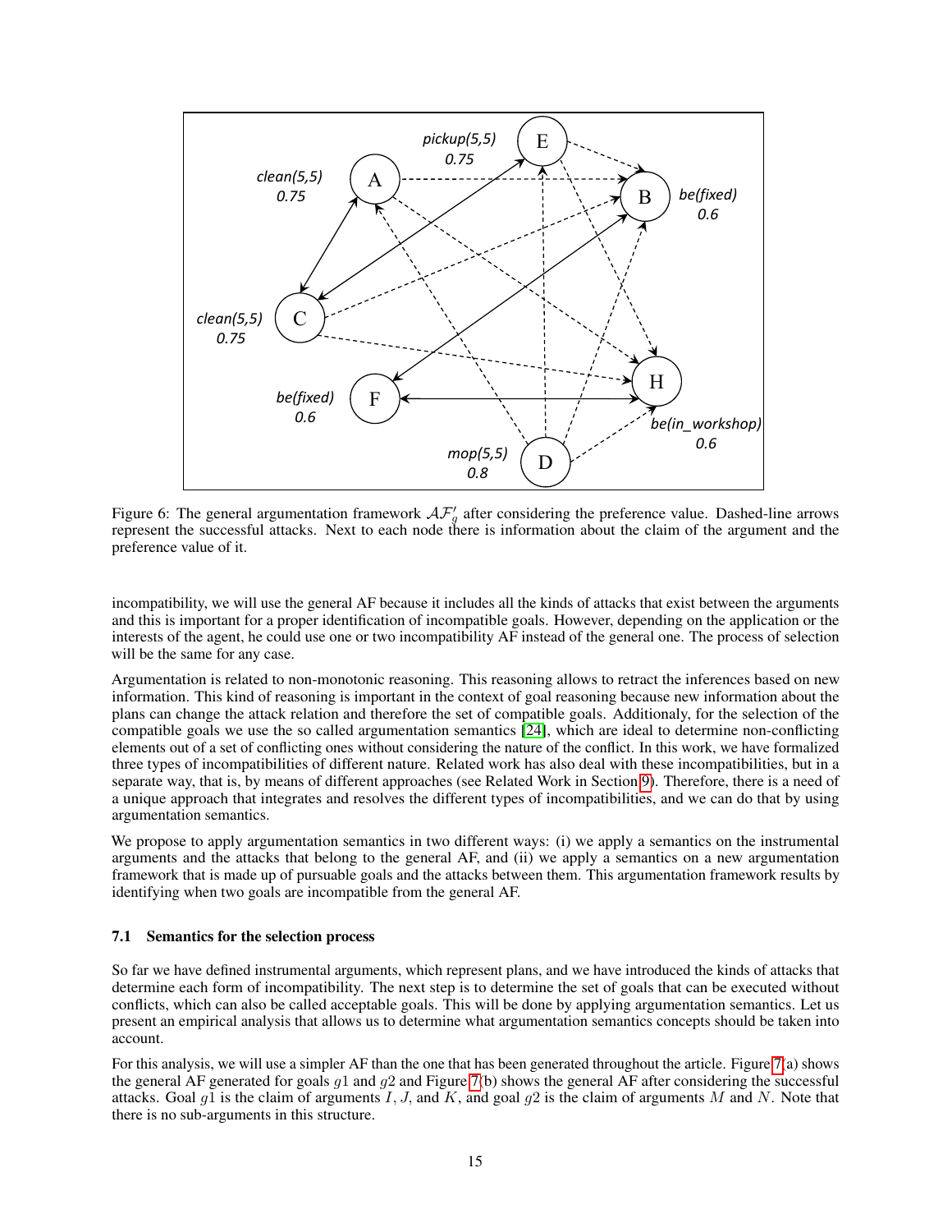clean(5,5)
0.75

pickup(5,5)
0.75

be(fixed)
0.6

clean(5,5)
0.75

be(fixed)
0.6

be(in_workshop)
0.6

mop(5,5)
0.8

Figure 6: The general argumentation framework $\mathcal{AF}'_g$ after considering the preference value. Dashed-line arrows represent the successful attacks. Next to each node there is information about the claim of the argument and the preference value of it.

incompatibility, we will use the general AF because it includes all the kinds of attacks that exist between the arguments and this is important for a proper identification of incompatible goals. However, depending on the application or the interests of the agent, he could use one or two incompatibility AF instead of the general one. The process of selection will be the same for any case.

Argumentation is related to non-monotonic reasoning. This reasoning allows to retract the inferences based on new information. This kind of reasoning is important in the context of goal reasoning because new information about the plans can change the attack relation and therefore the set of compatible goals. Additionaly, for the selection of the compatible goals we use the so called argumentation semantics [24], which are ideal to determine non-conflicting elements out of a set of conflicting ones without considering the nature of the conflict. In this work, we have formalized three types of incompatibilities of different nature. Related work has also deal with these incompatibilities, but in a separate way, that is, by means of different approaches (see Related Work in Section 9). Therefore, there is a need of a unique approach that integrates and resolves the different types of incompatibilities, and we can do that by using argumentation semantics.

We propose to apply argumentation semantics in two different ways: (i) we apply a semantics on the instrumental arguments and the attacks that belong to the general AF, and (ii) we apply a semantics on a new argumentation framework that is made up of pursuable goals and the attacks between them. This argumentation framework results by identifying when two goals are incompatible from the general AF.

### 7.1 Semantics for the selection process

So far we have defined instrumental arguments, which represent plans, and we have introduced the kinds of attacks that determine each form of incompatibility. The next step is to determine the set of goals that can be executed without conflicts, which can also be called acceptable goals. This will be done by applying argumentation semantics. Let us present an empirical analysis that allows us to determine what argumentation semantics concepts should be taken into account.

For this analysis, we will use a simpler AF than the one that has been generated throughout the article. Figure 7(a) shows the general AF generated for goals $g1$ and $g2$ and Figure 7(b) shows the general AF after considering the successful attacks. Goal $g1$ is the claim of arguments $I$, $J$, and $K$, and goal $g2$ is the claim of arguments $M$ and $N$. Note that there is no sub-arguments in this structure.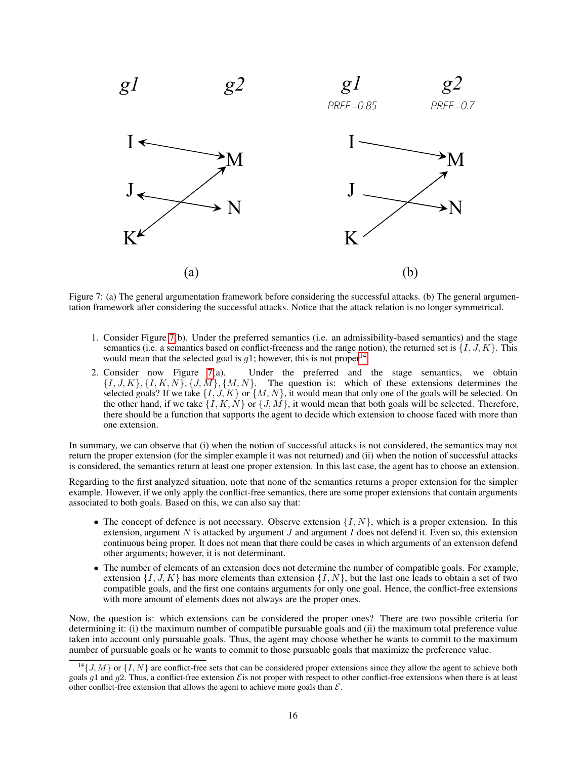Figure 7: (a) The general argumentation framework before considering the successful attacks. (b) The general argumentation framework after considering the successful attacks. Notice that the attack relation is no longer symmetrical.

1. Consider Figure 7(b). Under the preferred semantics (i.e. an admissibility-based semantics) and the stage semantics (i.e. a semantics based on conflict-freeness and the range notion), the returned set is $\{I, J, K\}$. This would mean that the selected goal is $g1$; however, this is not proper[14].
2. Consider now Figure 7(a). Under the preferred and the stage semantics, we obtain $\{I, J, K\}, \{I, K, N\}, \{J, M\}, \{M, N\}$. The question is: which of these extensions determines the selected goals? If we take $\{I, J, K\}$ or $\{M, N\}$, it would mean that only one of the goals will be selected. On the other hand, if we take $\{I, K, N\}$ or $\{J, M\}$, it would mean that both goals will be selected. Therefore, there should be a function that supports the agent to decide which extension to choose faced with more than one extension.

In summary, we can observe that (i) when the notion of successful attacks is not considered, the semantics may not return the proper extension (for the simpler example it was not returned) and (ii) when the notion of successful attacks is considered, the semantics return at least one proper extension. In this last case, the agent has to choose an extension.

Regarding to the first analyzed situation, note that none of the semantics returns a proper extension for the simpler example. However, if we only apply the conflict-free semantics, there are some proper extensions that contain arguments associated to both goals. Based on this, we can also say that:

- The concept of defence is not necessary. Observe extension $\{I, N\}$, which is a proper extension. In this extension, argument $N$ is attacked by argument $J$ and argument $I$ does not defend it. Even so, this extension continuous being proper. It does not mean that there could be cases in which arguments of an extension defend other arguments; however, it is not determinant.
- The number of elements of an extension does not determine the number of compatible goals. For example, extension $\{I, J, K\}$ has more elements than extension $\{I, N\}$, but the last one leads to obtain a set of two compatible goals, and the first one contains arguments for only one goal. Hence, the conflict-free extensions with more amount of elements does not always are the proper ones.

Now, the question is: which extensions can be considered the proper ones? There are two possible criteria for determining it: (i) the maximum number of compatible pursuable goals and (ii) the maximum total preference value taken into account only pursuable goals. Thus, the agent may choose whether he wants to commit to the maximum number of pursuable goals or he wants to commit to those pursuable goals that maximize the preference value.

[14] $\{J, M\}$ or $\{I, N\}$ are conflict-free sets that can be considered proper extensions since they allow the agent to achieve both goals $g1$ and $g2$. Thus, a conflict-free extension $\mathcal{E}$is not proper with respect to other conflict-free extensions when there is at least other conflict-free extension that allows the agent to achieve more goals than $\mathcal{E}$.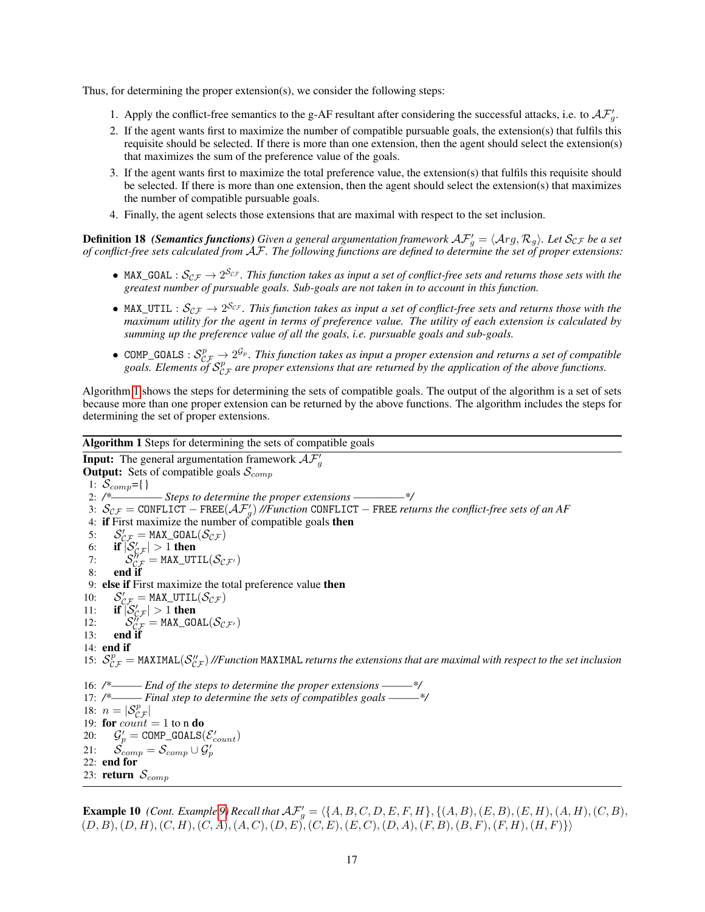Thus, for determining the proper extension(s), we consider the following steps:

1. Apply the conflict-free semantics to the g-AF resultant after considering the successful attacks, i.e. to $\mathcal{AF}'_g$.
2. If the agent wants first to maximize the number of compatible pursuable goals, the extension(s) that fulfils this requisite should be selected. If there is more than one extension, then the agent should select the extension(s) that maximizes the sum of the preference value of the goals.
3. If the agent wants first to maximize the total preference value, the extension(s) that fulfils this requisite should be selected. If there is more than one extension, then the agent should select the extension(s) that maximizes the number of compatible pursuable goals.
4. Finally, the agent selects those extensions that are maximal with respect to the set inclusion.

**Definition 18** *(Semantics functions) Given a general argumentation framework $\mathcal{AF}'_g = \langle \mathcal{A}rg, \mathcal{R}_g \rangle$. Let $\mathcal{S}_{\mathcal{CF}}$ be a set of conflict-free sets calculated from $\mathcal{AF}$. The following functions are defined to determine the set of proper extensions:*

- `MAX_GOAL` : $\mathcal{S}_{\mathcal{CF}} \rightarrow 2^{\mathcal{S}_{\mathcal{CF}}}$. *This function takes as input a set of conflict-free sets and returns those sets with the greatest number of pursuable goals. Sub-goals are not taken in to account in this function.*
- `MAX_UTIL` : $\mathcal{S}_{\mathcal{CF}} \rightarrow 2^{\mathcal{S}_{\mathcal{CF}}}$. *This function takes as input a set of conflict-free sets and returns those with the maximum utility for the agent in terms of preference value. The utility of each extension is calculated by summing up the preference value of all the goals, i.e. pursuable goals and sub-goals.*
- `COMP_GOALS` : $\mathcal{S}^p_{\mathcal{CF}} \rightarrow 2^{\mathcal{G}_p}$. *This function takes as input a proper extension and returns a set of compatible goals. Elements of $\mathcal{S}^p_{\mathcal{CF}}$ are proper extensions that are returned by the application of the above functions.*

Algorithm 1 shows the steps for determining the sets of compatible goals. The output of the algorithm is a set of sets because more than one proper extension can be returned by the above functions. The algorithm includes the steps for determining the set of proper extensions.

**Algorithm 1** Steps for determining the sets of compatible goals

**Input:** The general argumentation framework $\mathcal{AF}'_g$
**Output:** Sets of compatible goals $\mathcal{S}_{comp}$

```
1:  S_comp = {}
2:  /*——————— Steps to determine the proper extensions ———————*/
3:  S_CF = CONFLICT − FREE(AF'_g) //Function CONFLICT − FREE returns the conflict-free sets of an AF
4:  if First maximize the number of compatible goals then
5:      S'_CF = MAX_GOAL(S_CF)
6:      if |S'_CF| > 1 then
7:          S''_CF = MAX_UTIL(S_CF')
8:      end if
9:  else if First maximize the total preference value then
10:     S'_CF = MAX_UTIL(S_CF)
11:     if |S'_CF| > 1 then
12:         S''_CF = MAX_GOAL(S_CF')
13:     end if
14: end if
15: S^p_CF = MAXIMAL(S''_CF) //Function MAXIMAL returns the extensions that are maximal with respect to the set inclusion
16: /*——— End of the steps to determine the proper extensions ———*/
17: /*——— Final step to determine the sets of compatibles goals ———*/
18: n = |S^p_CF|
19: for count = 1 to n do
20:     G'_p = COMP_GOALS(E'_count)
21:     S_comp = S_comp ∪ G'_p
22: end for
23: return S_comp
```

**Example 10** *(Cont. Example 9) Recall that* $\mathcal{AF}'_g = \langle \{A, B, C, D, E, F, H\}, \{(A, B), (E, B), (E, H), (A, H), (C, B), (D, B), (D, H), (C, H), (C, A), (A, C), (D, E), (C, E), (E, C), (D, A), (F, B), (B, F), (F, H), (H, F)\} \rangle$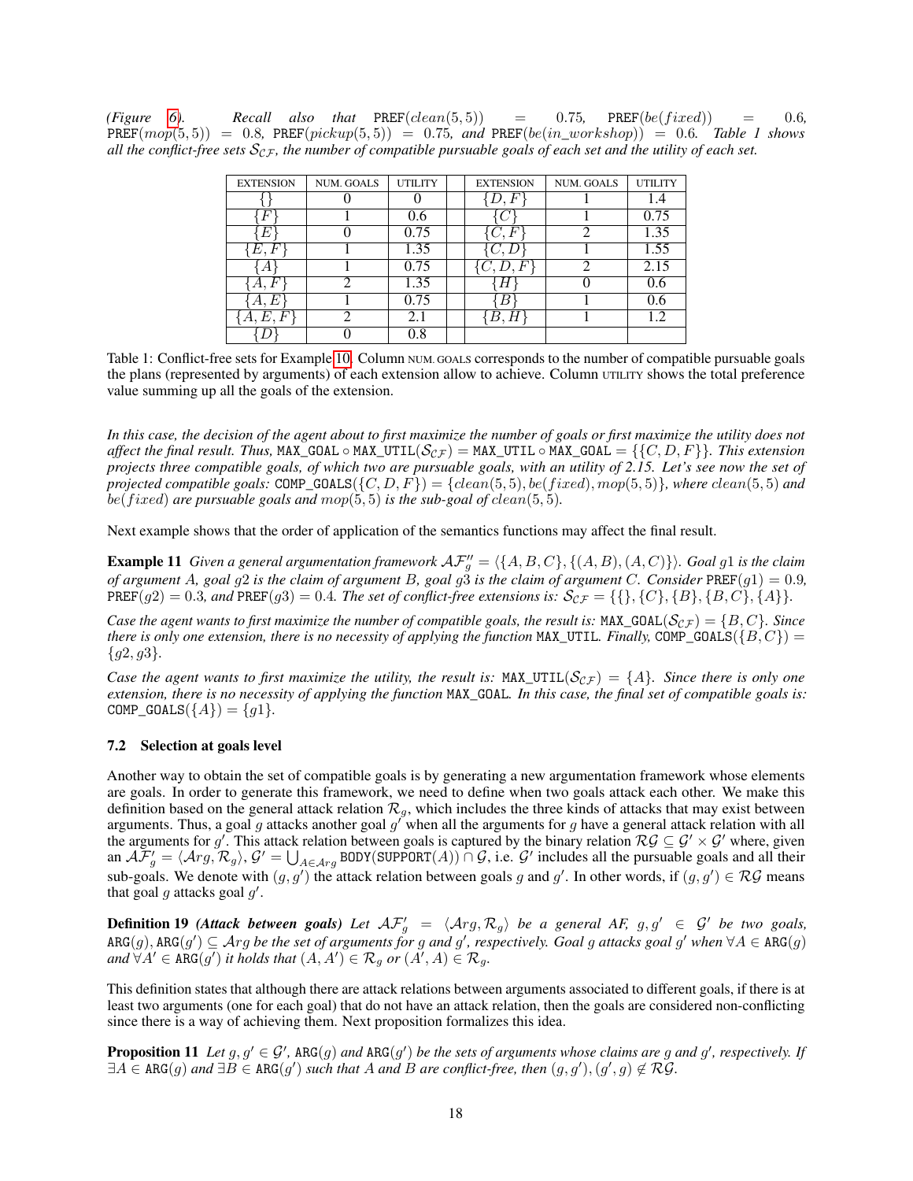*(Figure 6). Recall also that* $\texttt{PREF}(clean(5,5)) = 0.75$*,* $\texttt{PREF}(be(fixed)) = 0.6$*,* $\texttt{PREF}(mop(5,5)) = 0.8$*,* $\texttt{PREF}(pickup(5,5)) = 0.75$*, and* $\texttt{PREF}(be(in\_workshop)) = 0.6$*. Table 1 shows all the conflict-free sets* $\mathcal{S}_{\mathcal{CF}}$*, the number of compatible pursuable goals of each set and the utility of each set.*

| EXTENSION | NUM. GOALS | UTILITY | | EXTENSION | NUM. GOALS | UTILITY |
|---|---|---|---|---|---|---|
| $\{\}$ | 0 | 0 | | $\{D,F\}$ | 1 | 1.4 |
| $\{F\}$ | 1 | 0.6 | | $\{C\}$ | 1 | 0.75 |
| $\{E\}$ | 0 | 0.75 | | $\{C,F\}$ | 2 | 1.35 |
| $\{E,F\}$ | 1 | 1.35 | | $\{C,D\}$ | 1 | 1.55 |
| $\{A\}$ | 1 | 0.75 | | $\{C,D,F\}$ | 2 | 2.15 |
| $\{A,F\}$ | 2 | 1.35 | | $\{H\}$ | 0 | 0.6 |
| $\{A,E\}$ | 1 | 0.75 | | $\{B\}$ | 1 | 0.6 |
| $\{A,E,F\}$ | 2 | 2.1 | | $\{B,H\}$ | 1 | 1.2 |
| $\{D\}$ | 0 | 0.8 | | | | |

Table 1: Conflict-free sets for Example 10. Column NUM. GOALS corresponds to the number of compatible pursuable goals the plans (represented by arguments) of each extension allow to achieve. Column UTILITY shows the total preference value summing up all the goals of the extension.

*In this case, the decision of the agent about to first maximize the number of goals or first maximize the utility does not affect the final result. Thus,* $\texttt{MAX\_GOAL} \circ \texttt{MAX\_UTIL}(\mathcal{S}_{\mathcal{CF}}) = \texttt{MAX\_UTIL} \circ \texttt{MAX\_GOAL} = \{\{C,D,F\}\}$*. This extension projects three compatible goals, of which two are pursuable goals, with an utility of 2.15. Let's see now the set of projected compatible goals:* $\texttt{COMP\_GOALS}(\{C,D,F\}) = \{clean(5,5), be(fixed), mop(5,5)\}$*, where* $clean(5,5)$ *and* $be(fixed)$ *are pursuable goals and* $mop(5,5)$ *is the sub-goal of* $clean(5,5)$*.*

Next example shows that the order of application of the semantics functions may affect the final result.

**Example 11** *Given a general argumentation framework* $\mathcal{AF}''_g = \langle\{A,B,C\},\{(A,B),(A,C)\}\rangle$*. Goal* $g1$ *is the claim of argument* $A$*, goal* $g2$ *is the claim of argument* $B$*, goal* $g3$ *is the claim of argument* $C$*. Consider* $\texttt{PREF}(g1) = 0.9$*,* $\texttt{PREF}(g2) = 0.3$*, and* $\texttt{PREF}(g3) = 0.4$*. The set of conflict-free extensions is:* $\mathcal{S}_{\mathcal{CF}} = \{\{\},\{C\},\{B\},\{B,C\},\{A\}\}$*.*

*Case the agent wants to first maximize the number of compatible goals, the result is:* $\texttt{MAX\_GOAL}(\mathcal{S}_{\mathcal{CF}}) = \{B,C\}$*. Since there is only one extension, there is no necessity of applying the function* MAX_UTIL*. Finally,* $\texttt{COMP\_GOALS}(\{B,C\}) = \{g2, g3\}$*.*

*Case the agent wants to first maximize the utility, the result is:* $\texttt{MAX\_UTIL}(\mathcal{S}_{\mathcal{CF}}) = \{A\}$*. Since there is only one extension, there is no necessity of applying the function* MAX_GOAL*. In this case, the final set of compatible goals is:* $\texttt{COMP\_GOALS}(\{A\}) = \{g1\}$*.*

### 7.2 Selection at goals level

Another way to obtain the set of compatible goals is by generating a new argumentation framework whose elements are goals. In order to generate this framework, we need to define when two goals attack each other. We make this definition based on the general attack relation $\mathcal{R}_g$, which includes the three kinds of attacks that may exist between arguments. Thus, a goal $g$ attacks another goal $g'$ when all the arguments for $g$ have a general attack relation with all the arguments for $g'$. This attack relation between goals is captured by the binary relation $\mathcal{RG} \subseteq \mathcal{G}' \times \mathcal{G}'$ where, given an $\mathcal{AF}'_g = \langle \mathcal{A}rg, \mathcal{R}_g\rangle$, $\mathcal{G}' = \bigcup_{A \in \mathcal{A}rg} \texttt{BODY}(\texttt{SUPPORT}(A)) \cap \mathcal{G}$, i.e. $\mathcal{G}'$ includes all the pursuable goals and all their sub-goals. We denote with $(g, g')$ the attack relation between goals $g$ and $g'$. In other words, if $(g, g') \in \mathcal{RG}$ means that goal $g$ attacks goal $g'$.

**Definition 19** ***(Attack between goals)*** *Let* $\mathcal{AF}'_g = \langle \mathcal{A}rg, \mathcal{R}_g\rangle$ *be a general AF,* $g, g' \in \mathcal{G}'$ *be two goals,* $\texttt{ARG}(g), \texttt{ARG}(g') \subseteq \mathcal{A}rg$ *be the set of arguments for* $g$ *and* $g'$*, respectively. Goal* $g$ *attacks goal* $g'$ *when* $\forall A \in \texttt{ARG}(g)$ *and* $\forall A' \in \texttt{ARG}(g')$ *it holds that* $(A, A') \in \mathcal{R}_g$ *or* $(A', A) \in \mathcal{R}_g$*.*

This definition states that although there are attack relations between arguments associated to different goals, if there is at least two arguments (one for each goal) that do not have an attack relation, then the goals are considered non-conflicting since there is a way of achieving them. Next proposition formalizes this idea.

**Proposition 11** *Let* $g, g' \in \mathcal{G}'$*,* $\texttt{ARG}(g)$ *and* $\texttt{ARG}(g')$ *be the sets of arguments whose claims are* $g$ *and* $g'$*, respectively. If* $\exists A \in \texttt{ARG}(g)$ *and* $\exists B \in \texttt{ARG}(g')$ *such that* $A$ *and* $B$ *are conflict-free, then* $(g, g'), (g', g) \notin \mathcal{RG}$*.*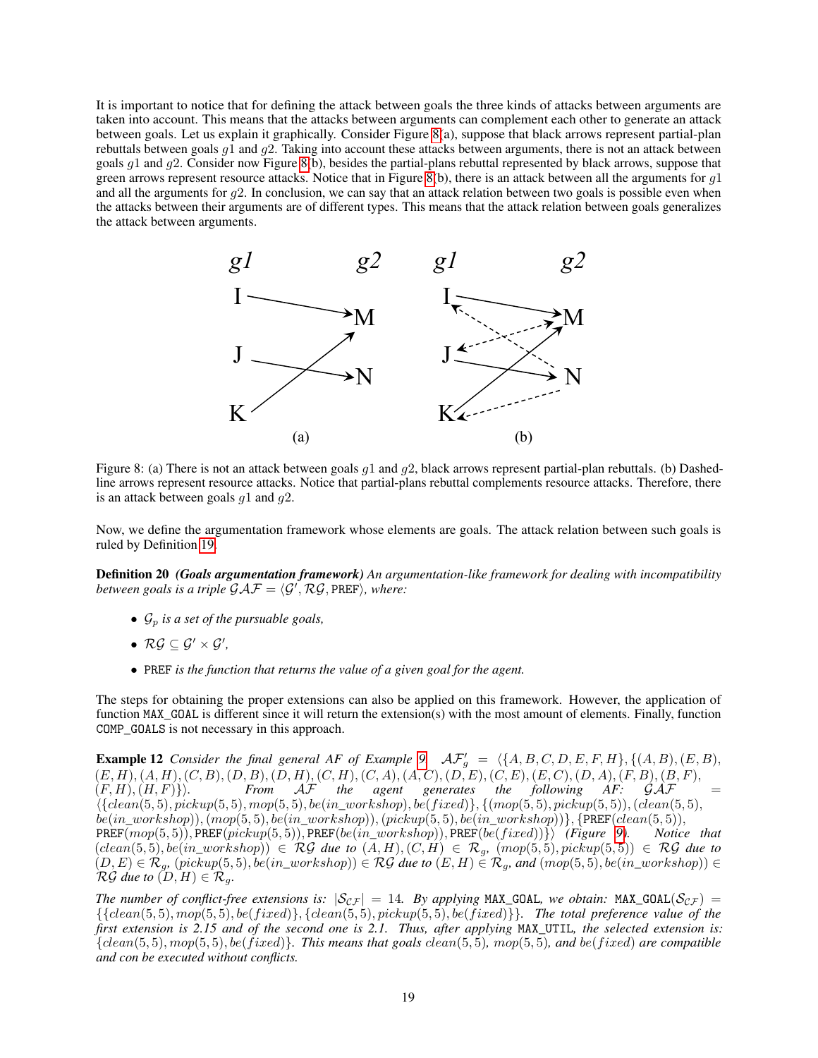It is important to notice that for defining the attack between goals the three kinds of attacks between arguments are taken into account. This means that the attacks between arguments can complement each other to generate an attack between goals. Let us explain it graphically. Consider Figure 8(a), suppose that black arrows represent partial-plan rebuttals between goals $g1$ and $g2$. Taking into account these attacks between arguments, there is not an attack between goals $g1$ and $g2$. Consider now Figure 8(b), besides the partial-plans rebuttal represented by black arrows, suppose that green arrows represent resource attacks. Notice that in Figure 8(b), there is an attack between all the arguments for $g1$ and all the arguments for $g2$. In conclusion, we can say that an attack relation between two goals is possible even when the attacks between their arguments are of different types. This means that the attack relation between goals generalizes the attack between arguments.

Figure 8: (a) There is not an attack between goals $g1$ and $g2$, black arrows represent partial-plan rebuttals. (b) Dashed-line arrows represent resource attacks. Notice that partial-plans rebuttal complements resource attacks. Therefore, there is an attack between goals $g1$ and $g2$.

Now, we define the argumentation framework whose elements are goals. The attack relation between such goals is ruled by Definition 19.

**Definition 20** ***(Goals argumentation framework)*** *An argumentation-like framework for dealing with incompatibility between goals is a triple $\mathcal{GAF} = \langle \mathcal{G}', \mathcal{RG}, \texttt{PREF}\rangle$, where:*

- *$\mathcal{G}_p$ is a set of the pursuable goals,*
- *$\mathcal{RG} \subseteq \mathcal{G}' \times \mathcal{G}'$,*
- *PREF is the function that returns the value of a given goal for the agent.*

The steps for obtaining the proper extensions can also be applied on this framework. However, the application of function MAX_GOAL is different since it will return the extension(s) with the most amount of elements. Finally, function COMP_GOALS is not necessary in this approach.

**Example 12** *Consider the final general AF of Example 9. $\mathcal{AF}'_g = \langle\{A, B, C, D, E, F, H\}, \{(A, B), (E, B), (E, H), (A, H), (C, B), (D, B), (D, H), (C, H), (C, A), (A, C), (D, E), (C, E), (E, C), (D, A), (F, B), (B, F), (F, H), (H, F)\}\rangle$. From $\mathcal{AF}$ the agent generates the following AF: $\mathcal{GAF} = \langle\{clean(5, 5), pickup(5, 5), mop(5, 5), be(in\_workshop), be(fixed)\}, \{(mop(5, 5), pickup(5, 5)), (clean(5, 5), be(in\_workshop)), (mop(5, 5), be(in\_workshop)), (pickup(5, 5), be(in\_workshop))\}, \{\texttt{PREF}(clean(5, 5)), \texttt{PREF}(mop(5, 5)), \texttt{PREF}(pickup(5, 5)), \texttt{PREF}(be(in\_workshop)), \texttt{PREF}(be(fixed))\}\rangle$ (Figure 9). Notice that $(clean(5, 5), be(in\_workshop)) \in \mathcal{RG}$ due to $(A, H), (C, H) \in \mathcal{R}_g$, $(mop(5, 5), pickup(5, 5)) \in \mathcal{RG}$ due to $(D, E) \in \mathcal{R}_g$, $(pickup(5, 5), be(in\_workshop)) \in \mathcal{RG}$ due to $(E, H) \in \mathcal{R}_g$, and $(mop(5, 5), be(in\_workshop)) \in \mathcal{RG}$ due to $(D, H) \in \mathcal{R}_g$.*

*The number of conflict-free extensions is: $|\mathcal{S}_{\mathcal{CF}}| = 14$. By applying MAX_GOAL, we obtain: $\texttt{MAX\_GOAL}(\mathcal{S}_{\mathcal{CF}}) = \{\{clean(5, 5), mop(5, 5), be(fixed)\}, \{clean(5, 5), pickup(5, 5), be(fixed)\}\}$. The total preference value of the first extension is 2.15 and of the second one is 2.1. Thus, after applying MAX_UTIL, the selected extension is: $\{clean(5, 5), mop(5, 5), be(fixed)\}$. This means that goals $clean(5, 5)$, $mop(5, 5)$, and $be(fixed)$ are compatible and con be executed without conflicts.*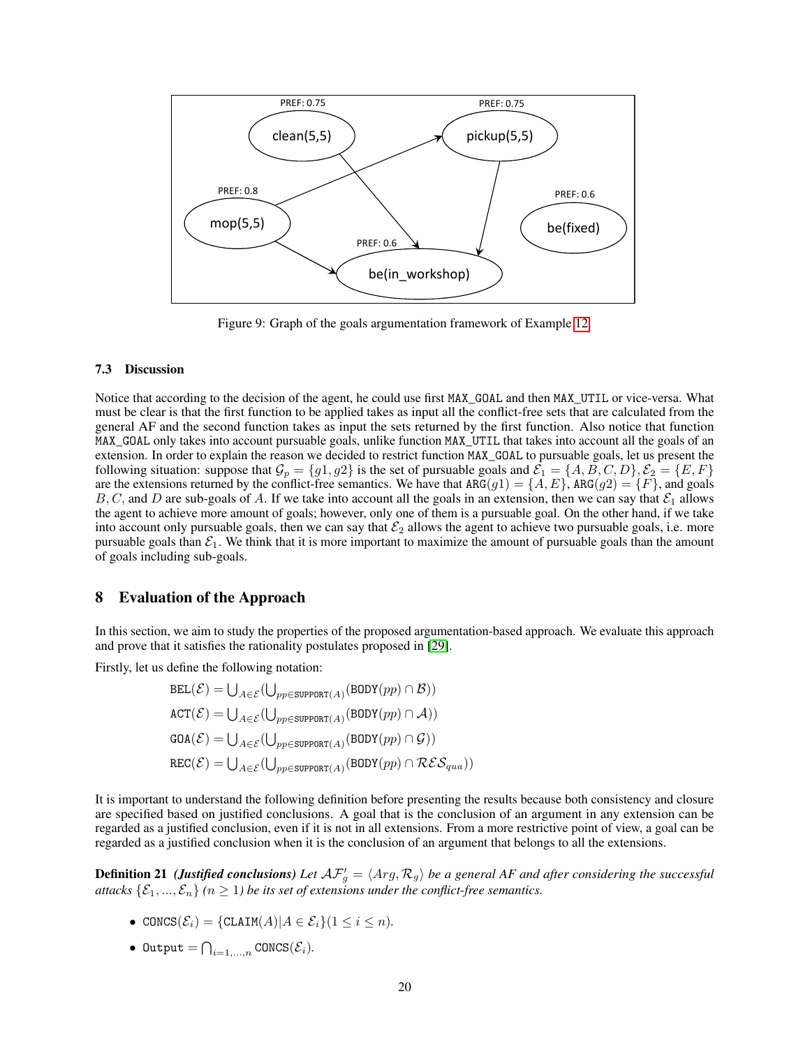Figure 9: Graph of the goals argumentation framework of Example 12.

### 7.3 Discussion

Notice that according to the decision of the agent, he could use first `MAX_GOAL` and then `MAX_UTIL` or vice-versa. What must be clear is that the first function to be applied takes as input all the conflict-free sets that are calculated from the general AF and the second function takes as input the sets returned by the first function. Also notice that function `MAX_GOAL` only takes into account pursuable goals, unlike function `MAX_UTIL` that takes into account all the goals of an extension. In order to explain the reason we decided to restrict function `MAX_GOAL` to pursuable goals, let us present the following situation: suppose that $\mathcal{G}_p = \{g1, g2\}$ is the set of pursuable goals and $\mathcal{E}_1 = \{A, B, C, D\}, \mathcal{E}_2 = \{E, F\}$ are the extensions returned by the conflict-free semantics. We have that $\texttt{ARG}(g1) = \{A, E\}$, $\texttt{ARG}(g2) = \{F\}$, and goals $B, C$, and $D$ are sub-goals of $A$. If we take into account all the goals in an extension, then we can say that $\mathcal{E}_1$ allows the agent to achieve more amount of goals; however, only one of them is a pursuable goal. On the other hand, if we take into account only pursuable goals, then we can say that $\mathcal{E}_2$ allows the agent to achieve two pursuable goals, i.e. more pursuable goals than $\mathcal{E}_1$. We think that it is more important to maximize the amount of pursuable goals than the amount of goals including sub-goals.

## 8 Evaluation of the Approach

In this section, we aim to study the properties of the proposed argumentation-based approach. We evaluate this approach and prove that it satisfies the rationality postulates proposed in [29].

Firstly, let us define the following notation:

$$\texttt{BEL}(\mathcal{E}) = \bigcup_{A \in \mathcal{E}} (\bigcup_{pp \in \texttt{SUPPORT}(A)} (\texttt{BODY}(pp) \cap \mathcal{B}))$$

$$\texttt{ACT}(\mathcal{E}) = \bigcup_{A \in \mathcal{E}} (\bigcup_{pp \in \texttt{SUPPORT}(A)} (\texttt{BODY}(pp) \cap \mathcal{A}))$$

$$\texttt{GOA}(\mathcal{E}) = \bigcup_{A \in \mathcal{E}} (\bigcup_{pp \in \texttt{SUPPORT}(A)} (\texttt{BODY}(pp) \cap \mathcal{G}))$$

$$\texttt{REC}(\mathcal{E}) = \bigcup_{A \in \mathcal{E}} (\bigcup_{pp \in \texttt{SUPPORT}(A)} (\texttt{BODY}(pp) \cap \mathcal{RES}_{qua}))$$

It is important to understand the following definition before presenting the results because both consistency and closure are specified based on justified conclusions. A goal that is the conclusion of an argument in any extension can be regarded as a justified conclusion, even if it is not in all extensions. From a more restrictive point of view, a goal can be regarded as a justified conclusion when it is the conclusion of an argument that belongs to all the extensions.

**Definition 21** *(Justified conclusions) Let $\mathcal{AF}'_g = \langle Arg, \mathcal{R}_g \rangle$ be a general AF and after considering the successful attacks $\{\mathcal{E}_1, ..., \mathcal{E}_n\}$ ($n \geq 1$) be its set of extensions under the conflict-free semantics.*

- $\texttt{CONCS}(\mathcal{E}_i) = \{\texttt{CLAIM}(A) | A \in \mathcal{E}_i\} (1 \leq i \leq n)$.
- $\texttt{Output} = \bigcap_{i=1,...,n} \texttt{CONCS}(\mathcal{E}_i)$.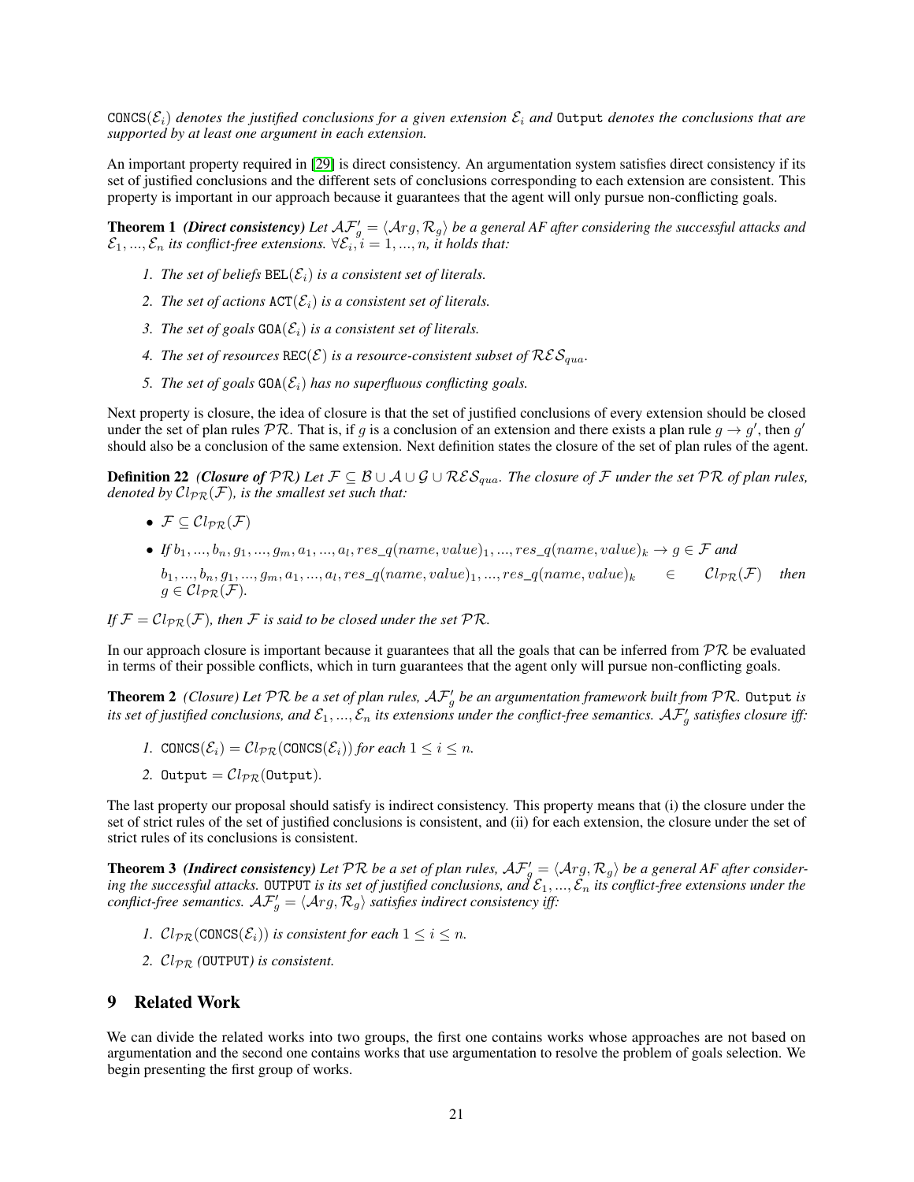*$\mathtt{CONCS}(\mathcal{E}_i)$ denotes the justified conclusions for a given extension $\mathcal{E}_i$ and* `Output` *denotes the conclusions that are supported by at least one argument in each extension.*

An important property required in [29] is direct consistency. An argumentation system satisfies direct consistency if its set of justified conclusions and the different sets of conclusions corresponding to each extension are consistent. This property is important in our approach because it guarantees that the agent will only pursue non-conflicting goals.

**Theorem 1** ***(Direct consistency)*** *Let $\mathcal{AF}'_g = \langle \mathcal{A}rg, \mathcal{R}_g \rangle$ be a general AF after considering the successful attacks and $\mathcal{E}_1, ..., \mathcal{E}_n$ its conflict-free extensions. $\forall \mathcal{E}_i, i = 1, ..., n$, it holds that:*

1. *The set of beliefs $\mathtt{BEL}(\mathcal{E}_i)$ is a consistent set of literals.*
2. *The set of actions $\mathtt{ACT}(\mathcal{E}_i)$ is a consistent set of literals.*
3. *The set of goals $\mathtt{GOA}(\mathcal{E}_i)$ is a consistent set of literals.*
4. *The set of resources $\mathtt{REC}(\mathcal{E})$ is a resource-consistent subset of $\mathcal{RES}_{qua}$.*
5. *The set of goals $\mathtt{GOA}(\mathcal{E}_i)$ has no superfluous conflicting goals.*

Next property is closure, the idea of closure is that the set of justified conclusions of every extension should be closed under the set of plan rules $\mathcal{PR}$. That is, if $g$ is a conclusion of an extension and there exists a plan rule $g \rightarrow g'$, then $g'$ should also be a conclusion of the same extension. Next definition states the closure of the set of plan rules of the agent.

**Definition 22** ***(Closure of $\mathcal{PR}$)*** *Let $\mathcal{F} \subseteq \mathcal{B} \cup \mathcal{A} \cup \mathcal{G} \cup \mathcal{RES}_{qua}$. The closure of $\mathcal{F}$ under the set $\mathcal{PR}$ of plan rules, denoted by $\mathcal{C}l_{\mathcal{PR}}(\mathcal{F})$, is the smallest set such that:*

- *$\mathcal{F} \subseteq \mathcal{C}l_{\mathcal{PR}}(\mathcal{F})$*
- *If $b_1, ..., b_n, g_1, ..., g_m, a_1, ..., a_l, res\_q(name, value)_1, ..., res\_q(name, value)_k \rightarrow g \in \mathcal{F}$ and $b_1, ..., b_n, g_1, ..., g_m, a_1, ..., a_l, res\_q(name, value)_1, ..., res\_q(name, value)_k \in \mathcal{C}l_{\mathcal{PR}}(\mathcal{F})$ then $g \in \mathcal{C}l_{\mathcal{PR}}(\mathcal{F})$.*

*If $\mathcal{F} = \mathcal{C}l_{\mathcal{PR}}(\mathcal{F})$, then $\mathcal{F}$ is said to be closed under the set $\mathcal{PR}$.*

In our approach closure is important because it guarantees that all the goals that can be inferred from $\mathcal{PR}$ be evaluated in terms of their possible conflicts, which in turn guarantees that the agent only will pursue non-conflicting goals.

**Theorem 2** *(Closure) Let $\mathcal{PR}$ be a set of plan rules, $\mathcal{AF}'_g$ be an argumentation framework built from $\mathcal{PR}$.* `Output` *is its set of justified conclusions, and $\mathcal{E}_1, ..., \mathcal{E}_n$ its extensions under the conflict-free semantics. $\mathcal{AF}'_g$ satisfies closure iff:*

1. *$\mathtt{CONCS}(\mathcal{E}_i) = \mathcal{C}l_{\mathcal{PR}}(\mathtt{CONCS}(\mathcal{E}_i))$ for each $1 \leq i \leq n$.*
2. *$\mathtt{Output} = \mathcal{C}l_{\mathcal{PR}}(\mathtt{Output})$.*

The last property our proposal should satisfy is indirect consistency. This property means that (i) the closure under the set of strict rules of the set of justified conclusions is consistent, and (ii) for each extension, the closure under the set of strict rules of its conclusions is consistent.

**Theorem 3** ***(Indirect consistency)*** *Let $\mathcal{PR}$ be a set of plan rules, $\mathcal{AF}'_g = \langle \mathcal{A}rg, \mathcal{R}_g \rangle$ be a general AF after considering the successful attacks.* `OUTPUT` *is its set of justified conclusions, and $\mathcal{E}_1, ..., \mathcal{E}_n$ its conflict-free extensions under the conflict-free semantics. $\mathcal{AF}'_g = \langle \mathcal{A}rg, \mathcal{R}_g \rangle$ satisfies indirect consistency iff:*

1. *$\mathcal{C}l_{\mathcal{PR}}(\mathtt{CONCS}(\mathcal{E}_i))$ is consistent for each $1 \leq i \leq n$.*
2. *$\mathcal{C}l_{\mathcal{PR}}$ ($\mathtt{OUTPUT}$) is consistent.*

## 9 Related Work

We can divide the related works into two groups, the first one contains works whose approaches are not based on argumentation and the second one contains works that use argumentation to resolve the problem of goals selection. We begin presenting the first group of works.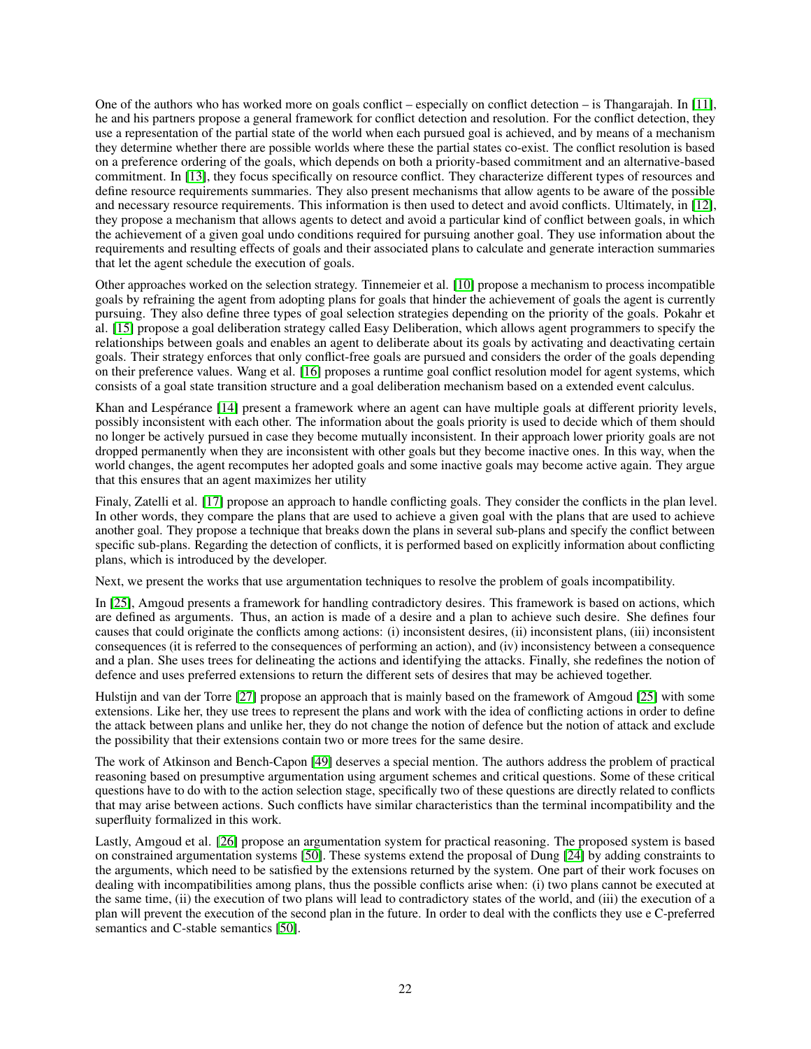One of the authors who has worked more on goals conflict – especially on conflict detection – is Thangarajah. In [11], he and his partners propose a general framework for conflict detection and resolution. For the conflict detection, they use a representation of the partial state of the world when each pursued goal is achieved, and by means of a mechanism they determine whether there are possible worlds where these the partial states co-exist. The conflict resolution is based on a preference ordering of the goals, which depends on both a priority-based commitment and an alternative-based commitment. In [13], they focus specifically on resource conflict. They characterize different types of resources and define resource requirements summaries. They also present mechanisms that allow agents to be aware of the possible and necessary resource requirements. This information is then used to detect and avoid conflicts. Ultimately, in [12], they propose a mechanism that allows agents to detect and avoid a particular kind of conflict between goals, in which the achievement of a given goal undo conditions required for pursuing another goal. They use information about the requirements and resulting effects of goals and their associated plans to calculate and generate interaction summaries that let the agent schedule the execution of goals.

Other approaches worked on the selection strategy. Tinnemeier et al. [10] propose a mechanism to process incompatible goals by refraining the agent from adopting plans for goals that hinder the achievement of goals the agent is currently pursuing. They also define three types of goal selection strategies depending on the priority of the goals. Pokahr et al. [15] propose a goal deliberation strategy called Easy Deliberation, which allows agent programmers to specify the relationships between goals and enables an agent to deliberate about its goals by activating and deactivating certain goals. Their strategy enforces that only conflict-free goals are pursued and considers the order of the goals depending on their preference values. Wang et al. [16] proposes a runtime goal conflict resolution model for agent systems, which consists of a goal state transition structure and a goal deliberation mechanism based on a extended event calculus.

Khan and Lespérance [14] present a framework where an agent can have multiple goals at different priority levels, possibly inconsistent with each other. The information about the goals priority is used to decide which of them should no longer be actively pursued in case they become mutually inconsistent. In their approach lower priority goals are not dropped permanently when they are inconsistent with other goals but they become inactive ones. In this way, when the world changes, the agent recomputes her adopted goals and some inactive goals may become active again. They argue that this ensures that an agent maximizes her utility

Finaly, Zatelli et al. [17] propose an approach to handle conflicting goals. They consider the conflicts in the plan level. In other words, they compare the plans that are used to achieve a given goal with the plans that are used to achieve another goal. They propose a technique that breaks down the plans in several sub-plans and specify the conflict between specific sub-plans. Regarding the detection of conflicts, it is performed based on explicitly information about conflicting plans, which is introduced by the developer.

Next, we present the works that use argumentation techniques to resolve the problem of goals incompatibility.

In [25], Amgoud presents a framework for handling contradictory desires. This framework is based on actions, which are defined as arguments. Thus, an action is made of a desire and a plan to achieve such desire. She defines four causes that could originate the conflicts among actions: (i) inconsistent desires, (ii) inconsistent plans, (iii) inconsistent consequences (it is referred to the consequences of performing an action), and (iv) inconsistency between a consequence and a plan. She uses trees for delineating the actions and identifying the attacks. Finally, she redefines the notion of defence and uses preferred extensions to return the different sets of desires that may be achieved together.

Hulstijn and van der Torre [27] propose an approach that is mainly based on the framework of Amgoud [25] with some extensions. Like her, they use trees to represent the plans and work with the idea of conflicting actions in order to define the attack between plans and unlike her, they do not change the notion of defence but the notion of attack and exclude the possibility that their extensions contain two or more trees for the same desire.

The work of Atkinson and Bench-Capon [49] deserves a special mention. The authors address the problem of practical reasoning based on presumptive argumentation using argument schemes and critical questions. Some of these critical questions have to do with to the action selection stage, specifically two of these questions are directly related to conflicts that may arise between actions. Such conflicts have similar characteristics than the terminal incompatibility and the superfluity formalized in this work.

Lastly, Amgoud et al. [26] propose an argumentation system for practical reasoning. The proposed system is based on constrained argumentation systems [50]. These systems extend the proposal of Dung [24] by adding constraints to the arguments, which need to be satisfied by the extensions returned by the system. One part of their work focuses on dealing with incompatibilities among plans, thus the possible conflicts arise when: (i) two plans cannot be executed at the same time, (ii) the execution of two plans will lead to contradictory states of the world, and (iii) the execution of a plan will prevent the execution of the second plan in the future. In order to deal with the conflicts they use e C-preferred semantics and C-stable semantics [50].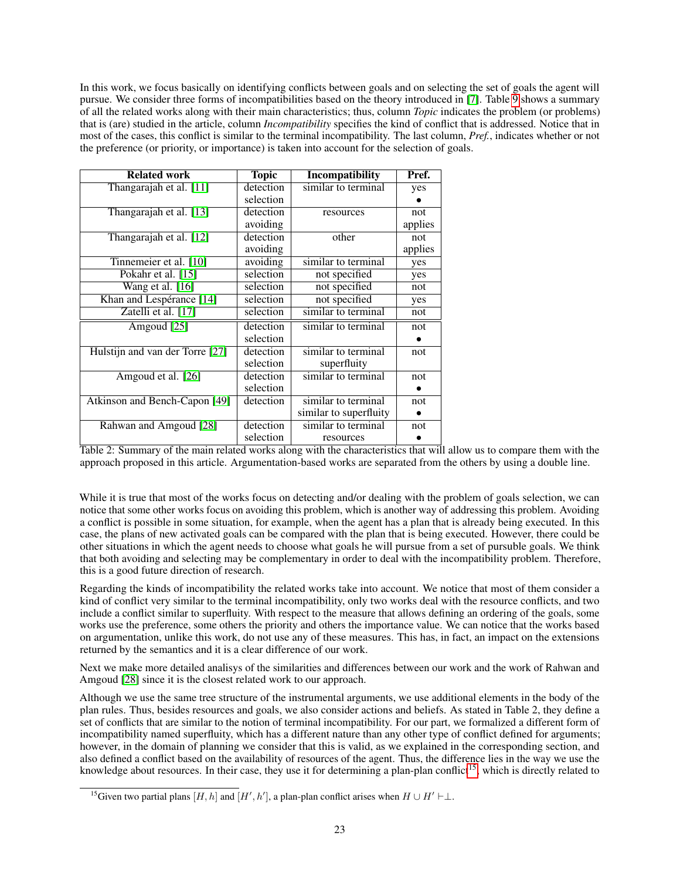In this work, we focus basically on identifying conflicts between goals and on selecting the set of goals the agent will pursue. We consider three forms of incompatibilities based on the theory introduced in [7]. Table 9 shows a summary of all the related works along with their main characteristics; thus, column *Topic* indicates the problem (or problems) that is (are) studied in the article, column *Incompatibility* specifies the kind of conflict that is addressed. Notice that in most of the cases, this conflict is similar to the terminal incompatibility. The last column, *Pref.*, indicates whether or not the preference (or priority, or importance) is taken into account for the selection of goals.

| Related work | Topic | Incompatibility | Pref. |
|---|---|---|---|
| Thangarajah et al. [11] | detection selection | similar to terminal | yes • |
| Thangarajah et al. [13] | detection avoiding | resources | not applies |
| Thangarajah et al. [12] | detection avoiding | other | not applies |
| Tinnemeier et al. [10] | avoiding | similar to terminal | yes |
| Pokahr et al. [15] | selection | not specified | yes |
| Wang et al. [16] | selection | not specified | not |
| Khan and Lespérance [14] | selection | not specified | yes |
| Zatelli et al. [17] | selection | similar to terminal | not |
| Amgoud [25] | detection selection | similar to terminal | not • |
| Hulstijn and van der Torre [27] | detection selection | similar to terminal superfluity | not |
| Amgoud et al. [26] | detection selection | similar to terminal | not • |
| Atkinson and Bench-Capon [49] | detection | similar to terminal similar to superfluity | not • |
| Rahwan and Amgoud [28] | detection selection | similar to terminal resources | not • |

Table 2: Summary of the main related works along with the characteristics that will allow us to compare them with the approach proposed in this article. Argumentation-based works are separated from the others by using a double line.

While it is true that most of the works focus on detecting and/or dealing with the problem of goals selection, we can notice that some other works focus on avoiding this problem, which is another way of addressing this problem. Avoiding a conflict is possible in some situation, for example, when the agent has a plan that is already being executed. In this case, the plans of new activated goals can be compared with the plan that is being executed. However, there could be other situations in which the agent needs to choose what goals he will pursue from a set of pursuable goals. We think that both avoiding and selecting may be complementary in order to deal with the incompatibility problem. Therefore, this is a good future direction of research.

Regarding the kinds of incompatibility the related works take into account. We notice that most of them consider a kind of conflict very similar to the terminal incompatibility, only two works deal with the resource conflicts, and two include a conflict similar to superfluity. With respect to the measure that allows defining an ordering of the goals, some works use the preference, some others the priority and others the importance value. We can notice that the works based on argumentation, unlike this work, do not use any of these measures. This has, in fact, an impact on the extensions returned by the semantics and it is a clear difference of our work.

Next we make more detailed analisys of the similarities and differences between our work and the work of Rahwan and Amgoud [28] since it is the closest related work to our approach.

Although we use the same tree structure of the instrumental arguments, we use additional elements in the body of the plan rules. Thus, besides resources and goals, we also consider actions and beliefs. As stated in Table 2, they define a set of conflicts that are similar to the notion of terminal incompatibility. For our part, we formalized a different form of incompatibility named superfluity, which has a different nature than any other type of conflict defined for arguments; however, in the domain of planning we consider that this is valid, as we explained in the corresponding section, and also defined a conflict based on the availability of resources of the agent. Thus, the difference lies in the way we use the knowledge about resources. In their case, they use it for determining a plan-plan conflict[15], which is directly related to

[15] Given two partial plans $[H, h]$ and $[H', h']$, a plan-plan conflict arises when $H \cup H' \vdash \perp$.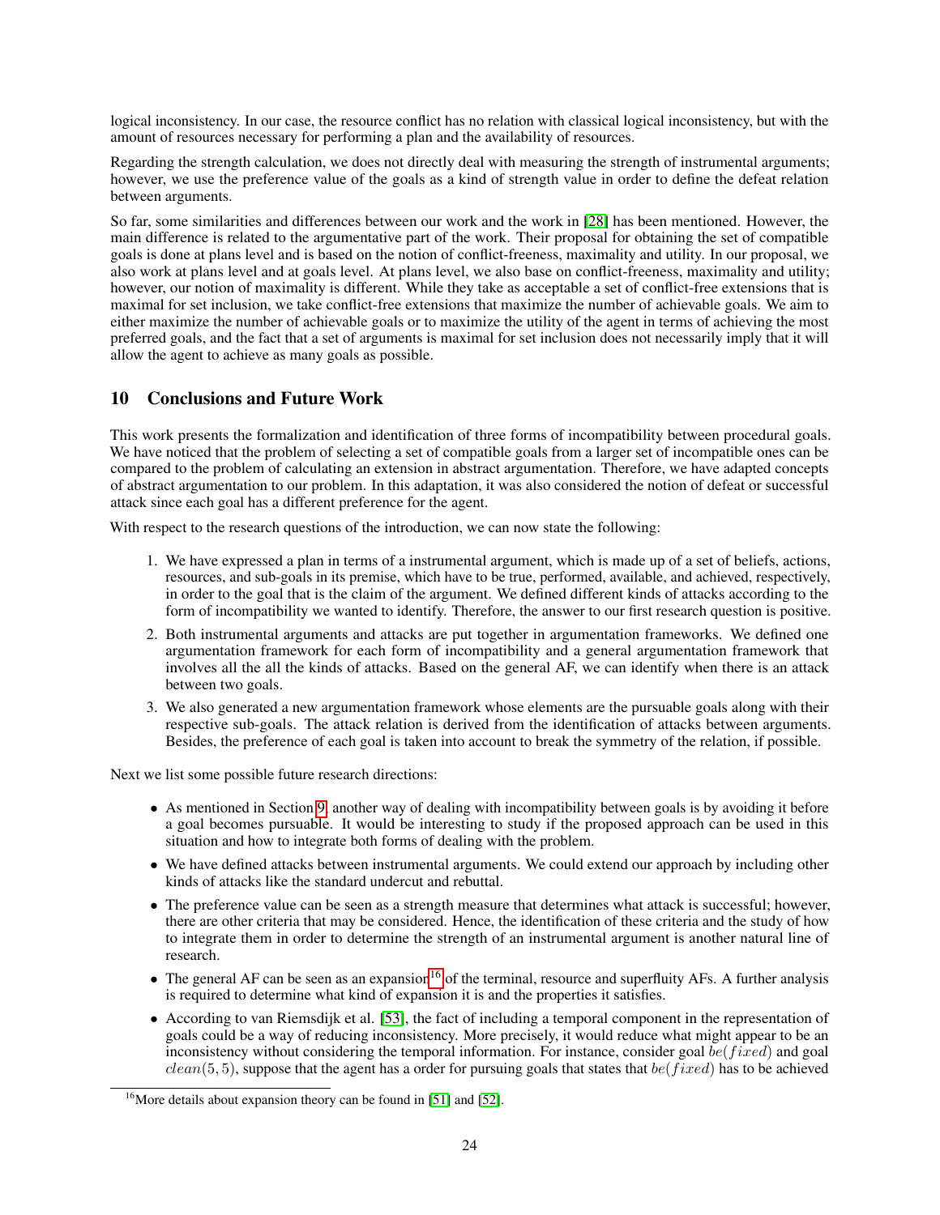logical inconsistency. In our case, the resource conflict has no relation with classical logical inconsistency, but with the amount of resources necessary for performing a plan and the availability of resources.

Regarding the strength calculation, we does not directly deal with measuring the strength of instrumental arguments; however, we use the preference value of the goals as a kind of strength value in order to define the defeat relation between arguments.

So far, some similarities and differences between our work and the work in [28] has been mentioned. However, the main difference is related to the argumentative part of the work. Their proposal for obtaining the set of compatible goals is done at plans level and is based on the notion of conflict-freeness, maximality and utility. In our proposal, we also work at plans level and at goals level. At plans level, we also base on conflict-freeness, maximality and utility; however, our notion of maximality is different. While they take as acceptable a set of conflict-free extensions that is maximal for set inclusion, we take conflict-free extensions that maximize the number of achievable goals. We aim to either maximize the number of achievable goals or to maximize the utility of the agent in terms of achieving the most preferred goals, and the fact that a set of arguments is maximal for set inclusion does not necessarily imply that it will allow the agent to achieve as many goals as possible.

## 10 Conclusions and Future Work

This work presents the formalization and identification of three forms of incompatibility between procedural goals. We have noticed that the problem of selecting a set of compatible goals from a larger set of incompatible ones can be compared to the problem of calculating an extension in abstract argumentation. Therefore, we have adapted concepts of abstract argumentation to our problem. In this adaptation, it was also considered the notion of defeat or successful attack since each goal has a different preference for the agent.

With respect to the research questions of the introduction, we can now state the following:

1. We have expressed a plan in terms of a instrumental argument, which is made up of a set of beliefs, actions, resources, and sub-goals in its premise, which have to be true, performed, available, and achieved, respectively, in order to the goal that is the claim of the argument. We defined different kinds of attacks according to the form of incompatibility we wanted to identify. Therefore, the answer to our first research question is positive.
2. Both instrumental arguments and attacks are put together in argumentation frameworks. We defined one argumentation framework for each form of incompatibility and a general argumentation framework that involves all the all the kinds of attacks. Based on the general AF, we can identify when there is an attack between two goals.
3. We also generated a new argumentation framework whose elements are the pursuable goals along with their respective sub-goals. The attack relation is derived from the identification of attacks between arguments. Besides, the preference of each goal is taken into account to break the symmetry of the relation, if possible.

Next we list some possible future research directions:

- As mentioned in Section 9, another way of dealing with incompatibility between goals is by avoiding it before a goal becomes pursuable. It would be interesting to study if the proposed approach can be used in this situation and how to integrate both forms of dealing with the problem.
- We have defined attacks between instrumental arguments. We could extend our approach by including other kinds of attacks like the standard undercut and rebuttal.
- The preference value can be seen as a strength measure that determines what attack is successful; however, there are other criteria that may be considered. Hence, the identification of these criteria and the study of how to integrate them in order to determine the strength of an instrumental argument is another natural line of research.
- The general AF can be seen as an expansion[16] of the terminal, resource and superfluity AFs. A further analysis is required to determine what kind of expansion it is and the properties it satisfies.
- According to van Riemsdijk et al. [53], the fact of including a temporal component in the representation of goals could be a way of reducing inconsistency. More precisely, it would reduce what might appear to be an inconsistency without considering the temporal information. For instance, consider goal $be(fixed)$ and goal $clean(5, 5)$, suppose that the agent has a order for pursuing goals that states that $be(fixed)$ has to be achieved

[16] More details about expansion theory can be found in [51] and [52].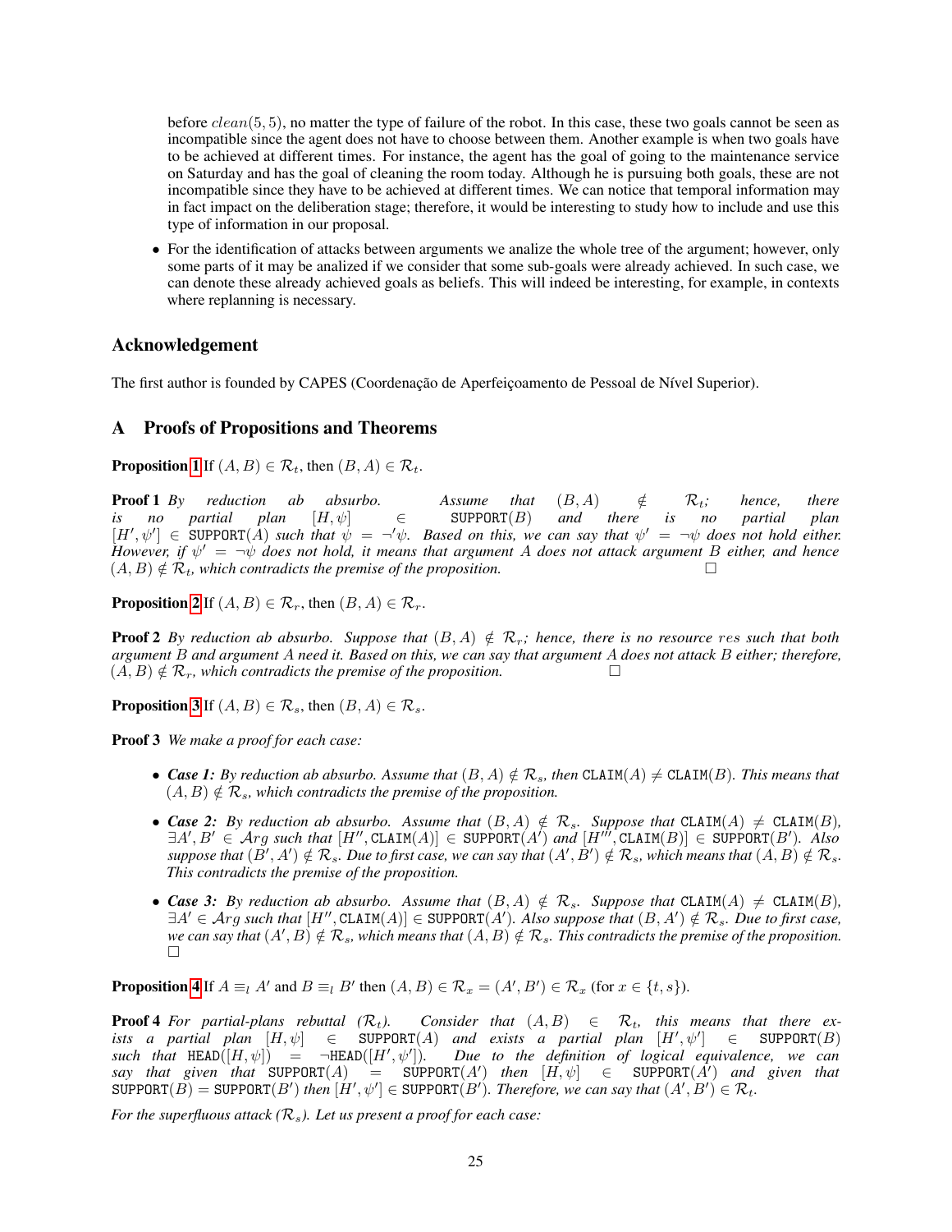before $clean(5,5)$, no matter the type of failure of the robot. In this case, these two goals cannot be seen as incompatible since the agent does not have to choose between them. Another example is when two goals have to be achieved at different times. For instance, the agent has the goal of going to the maintenance service on Saturday and has the goal of cleaning the room today. Although he is pursuing both goals, these are not incompatible since they have to be achieved at different times. We can notice that temporal information may in fact impact on the deliberation stage; therefore, it would be interesting to study how to include and use this type of information in our proposal.

- For the identification of attacks between arguments we analize the whole tree of the argument; however, only some parts of it may be analized if we consider that some sub-goals were already achieved. In such case, we can denote these already achieved goals as beliefs. This will indeed be interesting, for example, in contexts where replanning is necessary.

## Acknowledgement

The first author is founded by CAPES (Coordenação de Aperfeiçoamento de Pessoal de Nível Superior).

## A Proofs of Propositions and Theorems

**Proposition 1** If $(A,B) \in \mathcal{R}_t$, then $(B,A) \in \mathcal{R}_t$.

**Proof 1** *By reduction ab absurbo. Assume that $(B,A) \notin \mathcal{R}_t$; hence, there is no partial plan $[H,\psi] \in \texttt{SUPPORT}(B)$ and there is no partial plan $[H',\psi'] \in \texttt{SUPPORT}(A)$ such that $\psi = \neg'\psi$. Based on this, we can say that $\psi' = \neg\psi$ does not hold either. However, if $\psi' = \neg\psi$ does not hold, it means that argument $A$ does not attack argument $B$ either, and hence $(A,B) \notin \mathcal{R}_t$, which contradicts the premise of the proposition.* □

**Proposition 2** If $(A,B) \in \mathcal{R}_r$, then $(B,A) \in \mathcal{R}_r$.

**Proof 2** *By reduction ab absurbo. Suppose that $(B,A) \notin \mathcal{R}_r$; hence, there is no resource $res$ such that both argument $B$ and argument $A$ need it. Based on this, we can say that argument $A$ does not attack $B$ either; therefore, $(A,B) \notin \mathcal{R}_r$, which contradicts the premise of the proposition.* □

**Proposition 3** If $(A,B) \in \mathcal{R}_s$, then $(B,A) \in \mathcal{R}_s$.

**Proof 3** *We make a proof for each case:*

- ***Case 1:*** *By reduction ab absurbo. Assume that $(B,A) \notin \mathcal{R}_s$, then $\texttt{CLAIM}(A) \neq \texttt{CLAIM}(B)$. This means that $(A,B) \notin \mathcal{R}_s$, which contradicts the premise of the proposition.*
- ***Case 2:*** *By reduction ab absurbo. Assume that $(B,A) \notin \mathcal{R}_s$. Suppose that $\texttt{CLAIM}(A) \neq \texttt{CLAIM}(B)$, $\exists A', B' \in \mathcal{A}rg$ such that $[H'', \texttt{CLAIM}(A)] \in \texttt{SUPPORT}(A')$ and $[H''', \texttt{CLAIM}(B)] \in \texttt{SUPPORT}(B')$. Also suppose that $(B',A') \notin \mathcal{R}_s$. Due to first case, we can say that $(A',B') \notin \mathcal{R}_s$, which means that $(A,B) \notin \mathcal{R}_s$. This contradicts the premise of the proposition.*
- ***Case 3:*** *By reduction ab absurbo. Assume that $(B,A) \notin \mathcal{R}_s$. Suppose that $\texttt{CLAIM}(A) \neq \texttt{CLAIM}(B)$, $\exists A' \in \mathcal{A}rg$ such that $[H'', \texttt{CLAIM}(A)] \in \texttt{SUPPORT}(A')$. Also suppose that $(B,A') \notin \mathcal{R}_s$. Due to first case, we can say that $(A',B) \notin \mathcal{R}_s$, which means that $(A,B) \notin \mathcal{R}_s$. This contradicts the premise of the proposition.* □

**Proposition 4** If $A \equiv_l A'$ and $B \equiv_l B'$ then $(A,B) \in \mathcal{R}_x = (A',B') \in \mathcal{R}_x$ (for $x \in \{t,s\}$).

**Proof 4** *For partial-plans rebuttal ($\mathcal{R}_t$). Consider that $(A,B) \in \mathcal{R}_t$, this means that there exists a partial plan $[H,\psi] \in \texttt{SUPPORT}(A)$ and exists a partial plan $[H',\psi'] \in \texttt{SUPPORT}(B)$ such that $\texttt{HEAD}([H,\psi]) = \neg\texttt{HEAD}([H',\psi'])$. Due to the definition of logical equivalence, we can say that given that $\texttt{SUPPORT}(A) = \texttt{SUPPORT}(A')$ then $[H,\psi] \in \texttt{SUPPORT}(A')$ and given that $\texttt{SUPPORT}(B) = \texttt{SUPPORT}(B')$ then $[H',\psi'] \in \texttt{SUPPORT}(B')$. Therefore, we can say that $(A',B') \in \mathcal{R}_t$.*

*For the superfluous attack ($\mathcal{R}_s$). Let us present a proof for each case:*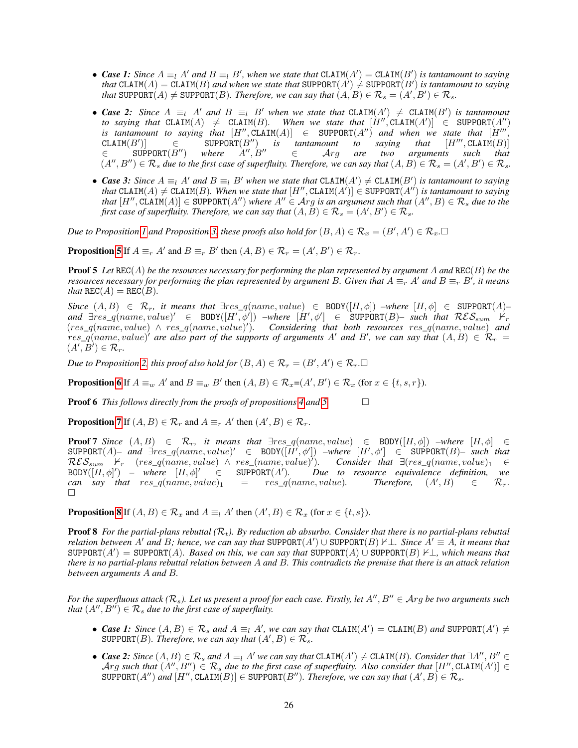- ***Case 1:*** *Since $A \equiv_l A'$ and $B \equiv_l B'$, when we state that $\texttt{CLAIM}(A') = \texttt{CLAIM}(B')$ is tantamount to saying that $\texttt{CLAIM}(A) = \texttt{CLAIM}(B)$ and when we state that $\texttt{SUPPORT}(A') \neq \texttt{SUPPORT}(B')$ is tantamount to saying that $\texttt{SUPPORT}(A) \neq \texttt{SUPPORT}(B)$. Therefore, we can say that $(A, B) \in \mathcal{R}_s = (A', B') \in \mathcal{R}_s$.*

- ***Case 2:*** *Since $A \equiv_l A'$ and $B \equiv_l B'$ when we state that $\texttt{CLAIM}(A') \neq \texttt{CLAIM}(B')$ is tantamount to saying that $\texttt{CLAIM}(A) \neq \texttt{CLAIM}(B)$. When we state that $[H'', \texttt{CLAIM}(A')] \in \texttt{SUPPORT}(A'')$ is tantamount to saying that $[H'', \texttt{CLAIM}(A)] \in \texttt{SUPPORT}(A'')$ and when we state that $[H''', \texttt{CLAIM}(B')] \in \texttt{SUPPORT}(B'')$ is tantamount to saying that $[H''', \texttt{CLAIM}(B)] \in \texttt{SUPPORT}(B'')$ where $A'', B'' \in \mathcal{A}rg$ are two arguments such that $(A'', B'') \in \mathcal{R}_s$ due to the first case of superfluity. Therefore, we can say that $(A, B) \in \mathcal{R}_s = (A', B') \in \mathcal{R}_s$.*

- ***Case 3:*** *Since $A \equiv_l A'$ and $B \equiv_l B'$ when we state that $\texttt{CLAIM}(A') \neq \texttt{CLAIM}(B')$ is tantamount to saying that $\texttt{CLAIM}(A) \neq \texttt{CLAIM}(B)$. When we state that $[H'', \texttt{CLAIM}(A')] \in \texttt{SUPPORT}(A'')$ is tantamount to saying that $[H'', \texttt{CLAIM}(A)] \in \texttt{SUPPORT}(A'')$ where $A'' \in \mathcal{A}rg$ is an argument such that $(A'', B) \in \mathcal{R}_s$ due to the first case of superfluity. Therefore, we can say that $(A, B) \in \mathcal{R}_s = (A', B') \in \mathcal{R}_s$.*

*Due to Proposition 1 and Proposition 3, these proofs also hold for $(B, A) \in \mathcal{R}_x = (B', A') \in \mathcal{R}_x$.* □

**Proposition 5** If $A \equiv_r A'$ and $B \equiv_r B'$ then $(A, B) \in \mathcal{R}_r = (A', B') \in \mathcal{R}_r$.

**Proof 5** *Let $\texttt{REC}(A)$ be the resources necessary for performing the plan represented by argument $A$ and $\texttt{REC}(B)$ be the resources necessary for performing the plan represented by argument $B$. Given that $A \equiv_r A'$ and $B \equiv_r B'$, it means that $\texttt{REC}(A) = \texttt{REC}(B)$.*

*Since $(A, B) \in \mathcal{R}_r$, it means that $\exists res\_q(name, value) \in \texttt{BODY}([H, \phi])$ –where $[H, \phi] \in \texttt{SUPPORT}(A)$– and $\exists res\_q(name, value)' \in \texttt{BODY}([H', \phi'])$ –where $[H', \phi'] \in \texttt{SUPPORT}(B)$– such that $\mathcal{RES}_{sum} \nvdash_r (res\_q(name, value) \wedge res\_q(name, value)')$. Considering that both resources $res\_q(name, value)$ and $res\_q(name, value)'$ are also part of the supports of arguments $A'$ and $B'$, we can say that $(A, B) \in \mathcal{R}_r = (A', B') \in \mathcal{R}_r$.*

*Due to Proposition 2, this proof also hold for $(B, A) \in \mathcal{R}_r = (B', A') \in \mathcal{R}_r$.* □

**Proposition 6** If $A \equiv_w A'$ and $B \equiv_w B'$ then $(A, B) \in \mathcal{R}_x$=$(A', B') \in \mathcal{R}_x$ (for $x \in \{t, s, r\}$).

**Proof 6** *This follows directly from the proofs of propositions 4 and 5.* □

**Proposition 7** If $(A, B) \in \mathcal{R}_r$ and $A \equiv_r A'$ then $(A', B) \in \mathcal{R}_r$.

**Proof 7** *Since $(A, B) \in \mathcal{R}_r$, it means that $\exists res\_q(name, value) \in \texttt{BODY}([H, \phi])$ –where $[H, \phi] \in \texttt{SUPPORT}(A)$– and $\exists res\_q(name, value)' \in \texttt{BODY}([H', \phi'])$ –where $[H', \phi'] \in \texttt{SUPPORT}(B)$– such that $\mathcal{RES}_{sum} \nvdash_r (res\_q(name, value) \wedge res\_(name, value)')$. Consider that $\exists (res\_q(name, value)_1 \in \texttt{BODY}([H, \phi]')$ – where $[H, \phi]' \in \texttt{SUPPORT}(A')$. Due to resource equivalence definition, we can say that $res\_q(name, value)_1 = res\_q(name, value)$. Therefore, $(A', B) \in \mathcal{R}_r$.* □

**Proposition 8** If $(A, B) \in \mathcal{R}_x$ and $A \equiv_l A'$ then $(A', B) \in \mathcal{R}_x$ (for $x \in \{t, s\}$).

**Proof 8** *For the partial-plans rebuttal ($\mathcal{R}_t$). By reduction ab absurbo. Consider that there is no partial-plans rebuttal relation between $A'$ and B; hence, we can say that $\texttt{SUPPORT}(A') \cup \texttt{SUPPORT}(B) \nvdash \perp$. Since $A' \equiv A$, it means that $\texttt{SUPPORT}(A') = \texttt{SUPPORT}(A)$. Based on this, we can say that $\texttt{SUPPORT}(A) \cup \texttt{SUPPORT}(B) \nvdash \perp$, which means that there is no partial-plans rebuttal relation between A and B. This contradicts the premise that there is an attack relation between arguments A and B.*

*For the superfluous attack ($\mathcal{R}_s$). Let us present a proof for each case. Firstly, let $A'', B'' \in \mathcal{A}rg$ be two arguments such that $(A'', B'') \in \mathcal{R}_s$ due to the first case of superfluity.*

- ***Case 1:*** *Since $(A, B) \in \mathcal{R}_s$ and $A \equiv_l A'$, we can say that $\texttt{CLAIM}(A') = \texttt{CLAIM}(B)$ and $\texttt{SUPPORT}(A') \neq \texttt{SUPPORT}(B)$. Therefore, we can say that $(A', B) \in \mathcal{R}_s$.*

- ***Case 2:*** *Since $(A, B) \in \mathcal{R}_s$ and $A \equiv_l A'$ we can say that $\texttt{CLAIM}(A') \neq \texttt{CLAIM}(B)$. Consider that $\exists A'', B'' \in \mathcal{A}rg$ such that $(A'', B'') \in \mathcal{R}_s$ due to the first case of superfluity. Also consider that $[H'', \texttt{CLAIM}(A')] \in \texttt{SUPPORT}(A'')$ and $[H'', \texttt{CLAIM}(B)] \in \texttt{SUPPORT}(B'')$. Therefore, we can say that $(A', B) \in \mathcal{R}_s$.*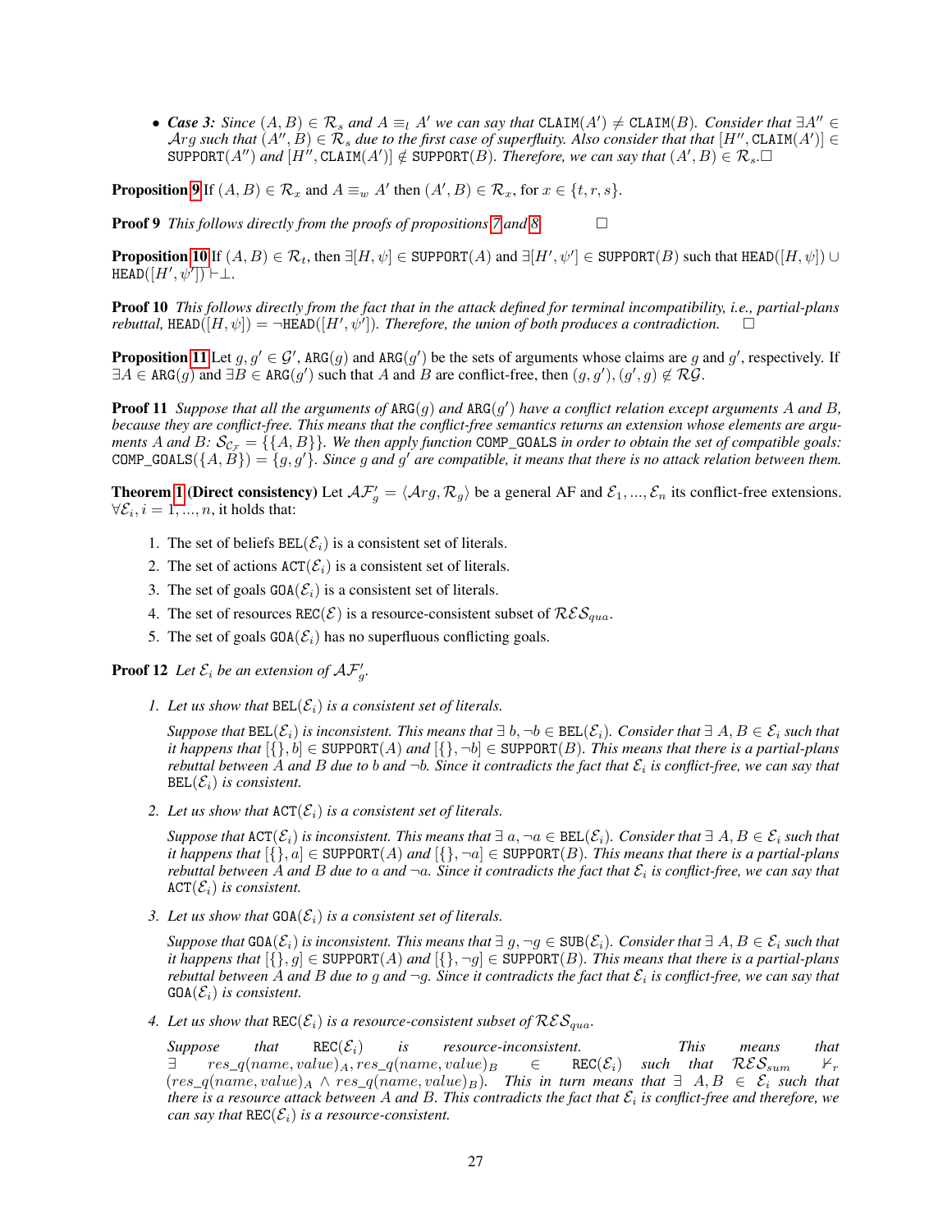- ***Case 3:*** *Since* $(A, B) \in \mathcal{R}_s$ *and* $A \equiv_l A'$ *we can say that* $\texttt{CLAIM}(A') \neq \texttt{CLAIM}(B)$. *Consider that* $\exists A'' \in \mathcal{A}rg$ *such that* $(A'', B) \in \mathcal{R}_s$ *due to the first case of superfluity. Also consider that that* $[H'', \texttt{CLAIM}(A')] \in \texttt{SUPPORT}(A'')$ *and* $[H'', \texttt{CLAIM}(A')] \notin \texttt{SUPPORT}(B)$. *Therefore, we can say that* $(A', B) \in \mathcal{R}_s$.□

**Proposition 9** If $(A, B) \in \mathcal{R}_x$ and $A \equiv_w A'$ then $(A', B) \in \mathcal{R}_x$, for $x \in \{t, r, s\}$.

**Proof 9** *This follows directly from the proofs of propositions 7 and 8.* □

**Proposition 10** If $(A, B) \in \mathcal{R}_t$, then $\exists [H, \psi] \in \texttt{SUPPORT}(A)$ and $\exists [H', \psi'] \in \texttt{SUPPORT}(B)$ such that $\texttt{HEAD}([H, \psi]) \cup \texttt{HEAD}([H', \psi']) \vdash \bot$.

**Proof 10** *This follows directly from the fact that in the attack defined for terminal incompatibility, i.e., partial-plans rebuttal,* $\texttt{HEAD}([H, \psi]) = \neg\texttt{HEAD}([H', \psi'])$. *Therefore, the union of both produces a contradiction.* □

**Proposition 11** Let $g, g' \in \mathcal{G}'$, $\texttt{ARG}(g)$ and $\texttt{ARG}(g')$ be the sets of arguments whose claims are $g$ and $g'$, respectively. If $\exists A \in \texttt{ARG}(g)$ and $\exists B \in \texttt{ARG}(g')$ such that $A$ and $B$ are conflict-free, then $(g, g'), (g', g) \notin \mathcal{RG}$.

**Proof 11** *Suppose that all the arguments of* $\texttt{ARG}(g)$ *and* $\texttt{ARG}(g')$ *have a conflict relation except arguments* $A$ *and* $B$, *because they are conflict-free. This means that the conflict-free semantics returns an extension whose elements are arguments* $A$ *and* $B$: $\mathcal{S}_{\mathcal{C}_\mathcal{F}} = \{\{A, B\}\}$. *We then apply function* $\texttt{COMP\_GOALS}$ *in order to obtain the set of compatible goals:* $\texttt{COMP\_GOALS}(\{A, B\}) = \{g, g'\}$. *Since* $g$ *and* $g'$ *are compatible, it means that there is no attack relation between them.*

**Theorem 1 (Direct consistency)** Let $\mathcal{AF}'_g = \langle \mathcal{A}rg, \mathcal{R}_g \rangle$ be a general AF and $\mathcal{E}_1, ..., \mathcal{E}_n$ its conflict-free extensions. $\forall \mathcal{E}_i, i = 1, ..., n$, it holds that:

1. The set of beliefs $\texttt{BEL}(\mathcal{E}_i)$ is a consistent set of literals.
2. The set of actions $\texttt{ACT}(\mathcal{E}_i)$ is a consistent set of literals.
3. The set of goals $\texttt{GOA}(\mathcal{E}_i)$ is a consistent set of literals.
4. The set of resources $\texttt{REC}(\mathcal{E})$ is a resource-consistent subset of $\mathcal{RES}_{qua}$.
5. The set of goals $\texttt{GOA}(\mathcal{E}_i)$ has no superfluous conflicting goals.

**Proof 12** *Let* $\mathcal{E}_i$ *be an extension of* $\mathcal{AF}'_g$.

1. *Let us show that* $\texttt{BEL}(\mathcal{E}_i)$ *is a consistent set of literals.*

   *Suppose that* $\texttt{BEL}(\mathcal{E}_i)$ *is inconsistent. This means that* $\exists\ b, \neg b \in \texttt{BEL}(\mathcal{E}_i)$. *Consider that* $\exists\ A, B \in \mathcal{E}_i$ *such that it happens that* $[\{\}, b] \in \texttt{SUPPORT}(A)$ *and* $[\{\}, \neg b] \in \texttt{SUPPORT}(B)$. *This means that there is a partial-plans rebuttal between* $A$ *and* $B$ *due to* $b$ *and* $\neg b$. *Since it contradicts the fact that* $\mathcal{E}_i$ *is conflict-free, we can say that* $\texttt{BEL}(\mathcal{E}_i)$ *is consistent.*

2. *Let us show that* $\texttt{ACT}(\mathcal{E}_i)$ *is a consistent set of literals.*

   *Suppose that* $\texttt{ACT}(\mathcal{E}_i)$ *is inconsistent. This means that* $\exists\ a, \neg a \in \texttt{BEL}(\mathcal{E}_i)$. *Consider that* $\exists\ A, B \in \mathcal{E}_i$ *such that it happens that* $[\{\}, a] \in \texttt{SUPPORT}(A)$ *and* $[\{\}, \neg a] \in \texttt{SUPPORT}(B)$. *This means that there is a partial-plans rebuttal between* $A$ *and* $B$ *due to* $a$ *and* $\neg a$. *Since it contradicts the fact that* $\mathcal{E}_i$ *is conflict-free, we can say that* $\texttt{ACT}(\mathcal{E}_i)$ *is consistent.*

3. *Let us show that* $\texttt{GOA}(\mathcal{E}_i)$ *is a consistent set of literals.*

   *Suppose that* $\texttt{GOA}(\mathcal{E}_i)$ *is inconsistent. This means that* $\exists\ g, \neg g \in \texttt{SUB}(\mathcal{E}_i)$. *Consider that* $\exists\ A, B \in \mathcal{E}_i$ *such that it happens that* $[\{\}, g] \in \texttt{SUPPORT}(A)$ *and* $[\{\}, \neg g] \in \texttt{SUPPORT}(B)$. *This means that there is a partial-plans rebuttal between* $A$ *and* $B$ *due to* $g$ *and* $\neg g$. *Since it contradicts the fact that* $\mathcal{E}_i$ *is conflict-free, we can say that* $\texttt{GOA}(\mathcal{E}_i)$ *is consistent.*

4. *Let us show that* $\texttt{REC}(\mathcal{E}_i)$ *is a resource-consistent subset of* $\mathcal{RES}_{qua}$.

   *Suppose that* $\texttt{REC}(\mathcal{E}_i)$ *is resource-inconsistent. This means that* $\exists\ res\_q(name, value)_A, res\_q(name, value)_B \in \texttt{REC}(\mathcal{E}_i)$ *such that* $\mathcal{RES}_{sum} \nvdash_r (res\_q(name, value)_A \wedge res\_q(name, value)_B)$. *This in turn means that* $\exists\ A, B \in \mathcal{E}_i$ *such that there is a resource attack between* $A$ *and* $B$. *This contradicts the fact that* $\mathcal{E}_i$ *is conflict-free and therefore, we can say that* $\texttt{REC}(\mathcal{E}_i)$ *is a resource-consistent.*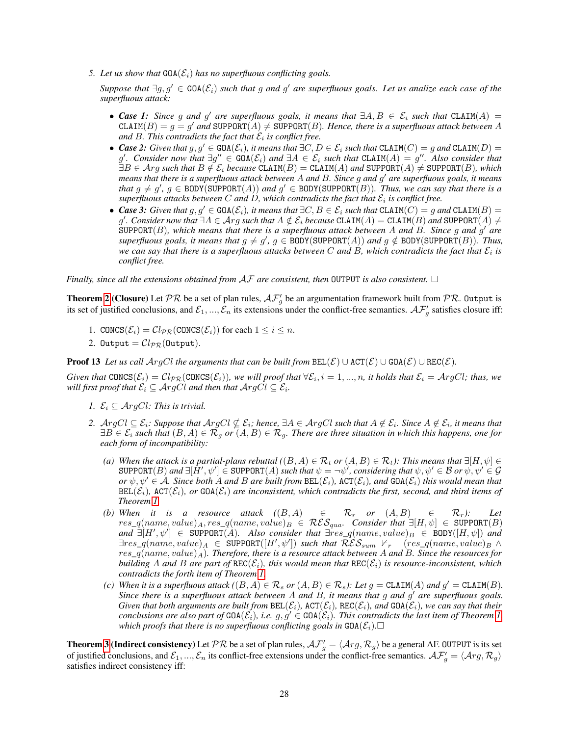5. *Let us show that* $\texttt{GOA}(\mathcal{E}_i)$ *has no superfluous conflicting goals.*

   *Suppose that* $\exists g, g' \in \texttt{GOA}(\mathcal{E}_i)$ *such that* $g$ *and* $g'$ *are superfluous goals. Let us analize each case of the superfluous attack:*

   - ***Case 1:*** *Since* $g$ *and* $g'$ *are superfluous goals, it means that* $\exists A, B \in \mathcal{E}_i$ *such that* $\texttt{CLAIM}(A) = \texttt{CLAIM}(B) = g = g'$ *and* $\texttt{SUPPORT}(A) \neq \texttt{SUPPORT}(B)$*. Hence, there is a superfluous attack between* $A$ *and* $B$*. This contradicts the fact that* $\mathcal{E}_i$ *is conflict free.*
   - ***Case 2:*** *Given that* $g, g' \in \texttt{GOA}(\mathcal{E}_i)$*, it means that* $\exists C, D \in \mathcal{E}_i$ *such that* $\texttt{CLAIM}(C) = g$ *and* $\texttt{CLAIM}(D) = g'$*. Consider now that* $\exists g'' \in \texttt{GOA}(\mathcal{E}_i)$ *and* $\exists A \in \mathcal{E}_i$ *such that* $\texttt{CLAIM}(A) = g''$*. Also consider that* $\exists B \in \mathcal{A}rg$ *such that* $B \notin \mathcal{E}_i$ *because* $\texttt{CLAIM}(B) = \texttt{CLAIM}(A)$ *and* $\texttt{SUPPORT}(A) \neq \texttt{SUPPORT}(B)$*, which means that there is a superfluous attack between* $A$ *and* $B$*. Since* $g$ *and* $g'$ *are superfluous goals, it means that* $g \neq g'$*,* $g \in \texttt{BODY}(\texttt{SUPPORT}(A))$ *and* $g' \in \texttt{BODY}(\texttt{SUPPORT}(B))$*. Thus, we can say that there is a superfluous attacks between* $C$ *and* $D$*, which contradicts the fact that* $\mathcal{E}_i$ *is conflict free.*
   - ***Case 3:*** *Given that* $g, g' \in \texttt{GOA}(\mathcal{E}_i)$*, it means that* $\exists C, B \in \mathcal{E}_i$ *such that* $\texttt{CLAIM}(C) = g$ *and* $\texttt{CLAIM}(B) = g'$*. Consider now that* $\exists A \in \mathcal{A}rg$ *such that* $A \notin \mathcal{E}_i$ *because* $\texttt{CLAIM}(A) = \texttt{CLAIM}(B)$ *and* $\texttt{SUPPORT}(A) \neq \texttt{SUPPORT}(B)$*, which means that there is a superfluous attack between* $A$ *and* $B$*. Since* $g$ *and* $g'$ *are superfluous goals, it means that* $g \neq g'$*,* $g \in \texttt{BODY}(\texttt{SUPPORT}(A))$ *and* $g \notin \texttt{BODY}(\texttt{SUPPORT}(B))$*. Thus, we can say that there is a superfluous attacks between* $C$ *and* $B$*, which contradicts the fact that* $\mathcal{E}_i$ *is conflict free.*

*Finally, since all the extensions obtained from* $\mathcal{AF}$ *are consistent, then* $\texttt{OUTPUT}$ *is also consistent.* □

**Theorem 2 (Closure)** Let $\mathcal{PR}$ be a set of plan rules, $\mathcal{AF}'_g$ be an argumentation framework built from $\mathcal{PR}$. $\texttt{Output}$ is its set of justified conclusions, and $\mathcal{E}_1, ..., \mathcal{E}_n$ its extensions under the conflict-free semantics. $\mathcal{AF}'_g$ satisfies closure iff:

1. $\texttt{CONCS}(\mathcal{E}_i) = \mathcal{C}l_{\mathcal{PR}}(\texttt{CONCS}(\mathcal{E}_i))$ for each $1 \leq i \leq n$.
2. $\texttt{Output} = \mathcal{C}l_{\mathcal{PR}}(\texttt{Output})$.

**Proof 13** *Let us call* $\mathcal{A}rgCl$ *the arguments that can be built from* $\texttt{BEL}(\mathcal{E}) \cup \texttt{ACT}(\mathcal{E}) \cup \texttt{GOA}(\mathcal{E}) \cup \texttt{REC}(\mathcal{E})$*.*

*Given that* $\texttt{CONCS}(\mathcal{E}_i) = \mathcal{C}l_{\mathcal{PR}}(\texttt{CONCS}(\mathcal{E}_i))$*, we will proof that* $\forall \mathcal{E}_i, i = 1, ..., n$*, it holds that* $\mathcal{E}_i = \mathcal{A}rgCl$*; thus, we will first proof that* $\mathcal{E}_i \subseteq \mathcal{A}rgCl$ *and then that* $\mathcal{A}rgCl \subseteq \mathcal{E}_i$*.*

1. $\mathcal{E}_i \subseteq \mathcal{A}rgCl$*: This is trivial.*
2. $\mathcal{A}rgCl \subseteq \mathcal{E}_i$*: Suppose that* $\mathcal{A}rgCl \nsubseteq \mathcal{E}_i$*; hence,* $\exists A \in \mathcal{A}rgCl$ *such that* $A \notin \mathcal{E}_i$*. Since* $A \notin \mathcal{E}_i$*, it means that* $\exists B \in \mathcal{E}_i$ *such that* $(B, A) \in \mathcal{R}_g$ *or* $(A, B) \in \mathcal{R}_g$*. There are three situation in which this happens, one for each form of incompatibility:*
   - *(a) When the attack is a partial-plans rebuttal (*$(B, A) \in \mathcal{R}_t$ *or* $(A, B) \in \mathcal{R}_t$*): This means that* $\exists [H, \psi] \in \texttt{SUPPORT}(B)$ *and* $\exists [H', \psi'] \in \texttt{SUPPORT}(A)$ *such that* $\psi = \neg\psi'$*, considering that* $\psi, \psi' \in \mathcal{B}$ *or* $\psi, \psi' \in \mathcal{G}$ *or* $\psi, \psi' \in \mathcal{A}$*. Since both* $A$ *and* $B$ *are built from* $\texttt{BEL}(\mathcal{E}_i)$*,* $\texttt{ACT}(\mathcal{E}_i)$*, and* $\texttt{GOA}(\mathcal{E}_i)$ *this would mean that* $\texttt{BEL}(\mathcal{E}_i)$*,* $\texttt{ACT}(\mathcal{E}_i)$*, or* $\texttt{GOA}(\mathcal{E}_i)$ *are inconsistent, which contradicts the first, second, and third items of Theorem 1.*
   - *(b) When it is a resource attack (*$(B, A) \in \mathcal{R}_r$ *or* $(A, B) \in \mathcal{R}_r$*): Let* $res\_q(name, value)_A, res\_q(name, value)_B \in \mathcal{RES}_{qua}$*. Consider that* $\exists [H, \psi] \in \texttt{SUPPORT}(B)$ *and* $\exists [H', \psi'] \in \texttt{SUPPORT}(A)$*. Also consider that* $\exists res\_q(name, value)_B \in \texttt{BODY}([H, \psi])$ *and* $\exists res\_q(name, value)_A \in \texttt{SUPPORT}([H', \psi'])$ *such that* $\mathcal{RES}_{sum} \nvdash_r (res\_q(name, value)_B \wedge res\_q(name, value)_A)$*. Therefore, there is a resource attack between* $A$ *and* $B$*. Since the resources for building* $A$ *and* $B$ *are part of* $\texttt{REC}(\mathcal{E}_i)$*, this would mean that* $\texttt{REC}(\mathcal{E}_i)$ *is resource-inconsistent, which contradicts the forth item of Theorem 1.*
   - *(c) When it is a superfluous attack (*$(B, A) \in \mathcal{R}_s$ *or* $(A, B) \in \mathcal{R}_s$*): Let* $g = \texttt{CLAIM}(A)$ *and* $g' = \texttt{CLAIM}(B)$*. Since there is a superfluous attack between* $A$ *and* $B$*, it means that* $g$ *and* $g'$ *are superfluous goals. Given that both arguments are built from* $\texttt{BEL}(\mathcal{E}_i)$*,* $\texttt{ACT}(\mathcal{E}_i)$*,* $\texttt{REC}(\mathcal{E}_i)$*, and* $\texttt{GOA}(\mathcal{E}_i)$*, we can say that their conclusions are also part of* $\texttt{GOA}(\mathcal{E}_i)$*, i.e.* $g, g' \in \texttt{GOA}(\mathcal{E}_i)$*. This contradicts the last item of Theorem 1, which proofs that there is no superfluous conflicting goals in* $\texttt{GOA}(\mathcal{E}_i)$*.*□

**Theorem 3 (Indirect consistency)** Let $\mathcal{PR}$ be a set of plan rules, $\mathcal{AF}'_g = \langle \mathcal{A}rg, \mathcal{R}_g \rangle$ be a general AF. $\texttt{OUTPUT}$ is its set of justified conclusions, and $\mathcal{E}_1, ..., \mathcal{E}_n$ its conflict-free extensions under the conflict-free semantics. $\mathcal{AF}'_g = \langle \mathcal{A}rg, \mathcal{R}_g \rangle$ satisfies indirect consistency iff: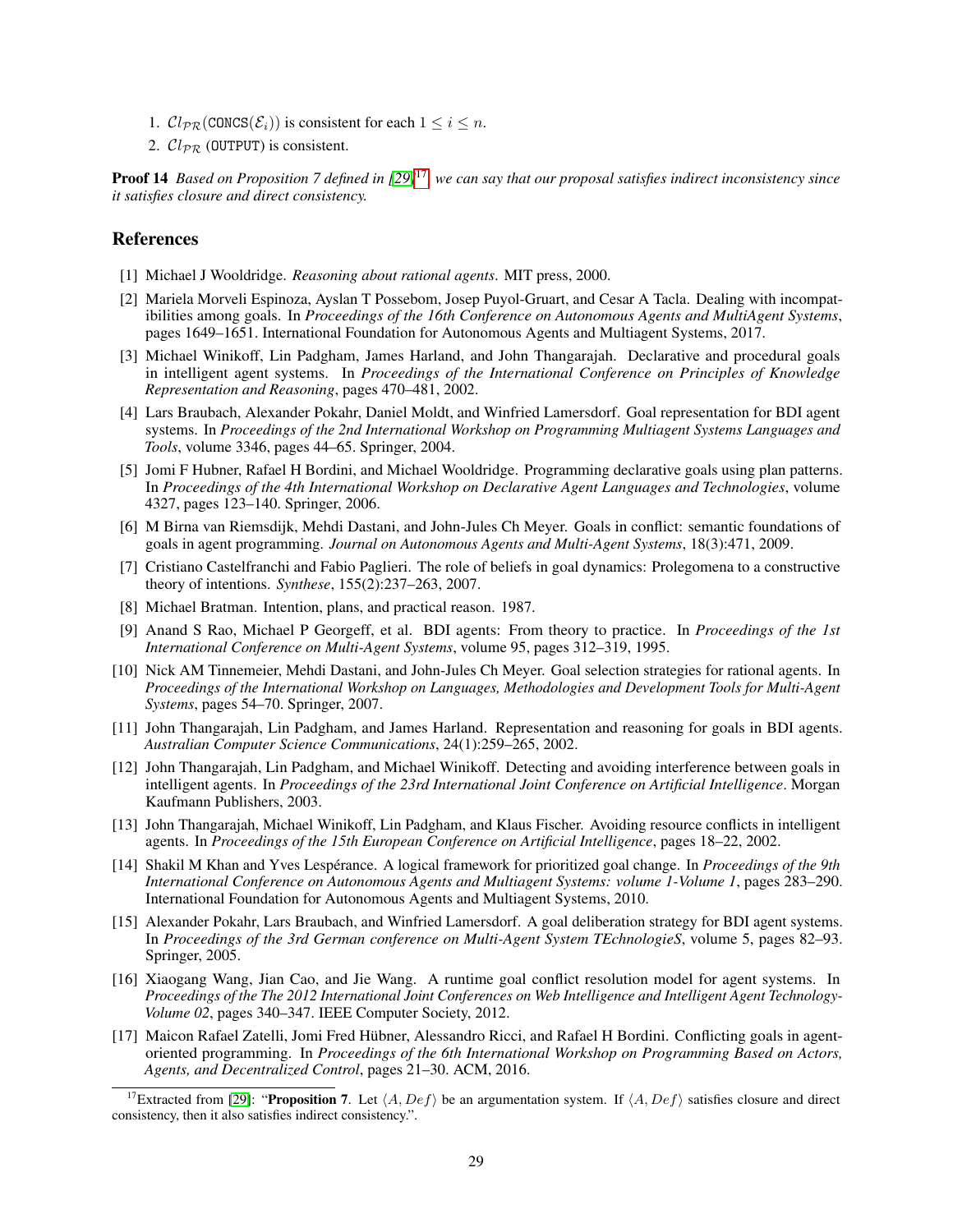1. $Cl_{\mathcal{PR}}(\texttt{CONCS}(\mathcal{E}_i))$ is consistent for each $1 \leq i \leq n$.
2. $Cl_{\mathcal{PR}}$ (OUTPUT) is consistent.

**Proof 14** *Based on Proposition 7 defined in [29][17], we can say that our proposal satisfies indirect inconsistency since it satisfies closure and direct consistency.*

## References

[1] Michael J Wooldridge. *Reasoning about rational agents*. MIT press, 2000.

[2] Mariela Morveli Espinoza, Ayslan T Possebom, Josep Puyol-Gruart, and Cesar A Tacla. Dealing with incompatibilities among goals. In *Proceedings of the 16th Conference on Autonomous Agents and MultiAgent Systems*, pages 1649–1651. International Foundation for Autonomous Agents and Multiagent Systems, 2017.

[3] Michael Winikoff, Lin Padgham, James Harland, and John Thangarajah. Declarative and procedural goals in intelligent agent systems. In *Proceedings of the International Conference on Principles of Knowledge Representation and Reasoning*, pages 470–481, 2002.

[4] Lars Braubach, Alexander Pokahr, Daniel Moldt, and Winfried Lamersdorf. Goal representation for BDI agent systems. In *Proceedings of the 2nd International Workshop on Programming Multiagent Systems Languages and Tools*, volume 3346, pages 44–65. Springer, 2004.

[5] Jomi F Hubner, Rafael H Bordini, and Michael Wooldridge. Programming declarative goals using plan patterns. In *Proceedings of the 4th International Workshop on Declarative Agent Languages and Technologies*, volume 4327, pages 123–140. Springer, 2006.

[6] M Birna van Riemsdijk, Mehdi Dastani, and John-Jules Ch Meyer. Goals in conflict: semantic foundations of goals in agent programming. *Journal on Autonomous Agents and Multi-Agent Systems*, 18(3):471, 2009.

[7] Cristiano Castelfranchi and Fabio Paglieri. The role of beliefs in goal dynamics: Prolegomena to a constructive theory of intentions. *Synthese*, 155(2):237–263, 2007.

[8] Michael Bratman. Intention, plans, and practical reason. 1987.

[9] Anand S Rao, Michael P Georgeff, et al. BDI agents: From theory to practice. In *Proceedings of the 1st International Conference on Multi-Agent Systems*, volume 95, pages 312–319, 1995.

[10] Nick AM Tinnemeier, Mehdi Dastani, and John-Jules Ch Meyer. Goal selection strategies for rational agents. In *Proceedings of the International Workshop on Languages, Methodologies and Development Tools for Multi-Agent Systems*, pages 54–70. Springer, 2007.

[11] John Thangarajah, Lin Padgham, and James Harland. Representation and reasoning for goals in BDI agents. *Australian Computer Science Communications*, 24(1):259–265, 2002.

[12] John Thangarajah, Lin Padgham, and Michael Winikoff. Detecting and avoiding interference between goals in intelligent agents. In *Proceedings of the 23rd International Joint Conference on Artificial Intelligence*. Morgan Kaufmann Publishers, 2003.

[13] John Thangarajah, Michael Winikoff, Lin Padgham, and Klaus Fischer. Avoiding resource conflicts in intelligent agents. In *Proceedings of the 15th European Conference on Artificial Intelligence*, pages 18–22, 2002.

[14] Shakil M Khan and Yves Lespérance. A logical framework for prioritized goal change. In *Proceedings of the 9th International Conference on Autonomous Agents and Multiagent Systems: volume 1-Volume 1*, pages 283–290. International Foundation for Autonomous Agents and Multiagent Systems, 2010.

[15] Alexander Pokahr, Lars Braubach, and Winfried Lamersdorf. A goal deliberation strategy for BDI agent systems. In *Proceedings of the 3rd German conference on Multi-Agent System TEchnologieS*, volume 5, pages 82–93. Springer, 2005.

[16] Xiaogang Wang, Jian Cao, and Jie Wang. A runtime goal conflict resolution model for agent systems. In *Proceedings of the The 2012 International Joint Conferences on Web Intelligence and Intelligent Agent Technology-Volume 02*, pages 340–347. IEEE Computer Society, 2012.

[17] Maicon Rafael Zatelli, Jomi Fred Hübner, Alessandro Ricci, and Rafael H Bordini. Conflicting goals in agent-oriented programming. In *Proceedings of the 6th International Workshop on Programming Based on Actors, Agents, and Decentralized Control*, pages 21–30. ACM, 2016.

---

[17] Extracted from [29]: "**Proposition 7**. Let $\langle A, Def \rangle$ be an argumentation system. If $\langle A, Def \rangle$ satisfies closure and direct consistency, then it also satisfies indirect consistency.".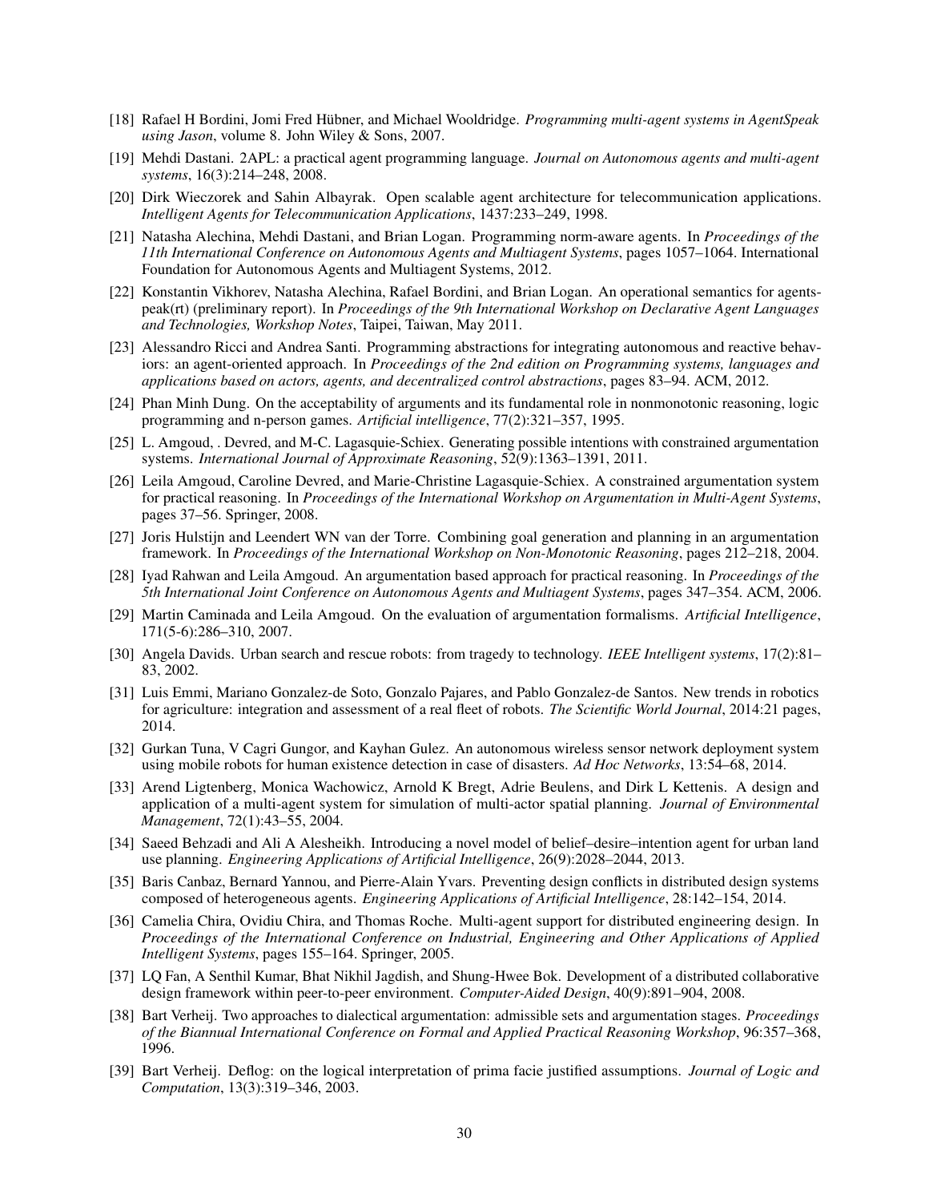[18] Rafael H Bordini, Jomi Fred Hübner, and Michael Wooldridge. *Programming multi-agent systems in AgentSpeak using Jason*, volume 8. John Wiley & Sons, 2007.

[19] Mehdi Dastani. 2APL: a practical agent programming language. *Journal on Autonomous agents and multi-agent systems*, 16(3):214–248, 2008.

[20] Dirk Wieczorek and Sahin Albayrak. Open scalable agent architecture for telecommunication applications. *Intelligent Agents for Telecommunication Applications*, 1437:233–249, 1998.

[21] Natasha Alechina, Mehdi Dastani, and Brian Logan. Programming norm-aware agents. In *Proceedings of the 11th International Conference on Autonomous Agents and Multiagent Systems*, pages 1057–1064. International Foundation for Autonomous Agents and Multiagent Systems, 2012.

[22] Konstantin Vikhorev, Natasha Alechina, Rafael Bordini, and Brian Logan. An operational semantics for agentspeak(rt) (preliminary report). In *Proceedings of the 9th International Workshop on Declarative Agent Languages and Technologies, Workshop Notes*, Taipei, Taiwan, May 2011.

[23] Alessandro Ricci and Andrea Santi. Programming abstractions for integrating autonomous and reactive behaviors: an agent-oriented approach. In *Proceedings of the 2nd edition on Programming systems, languages and applications based on actors, agents, and decentralized control abstractions*, pages 83–94. ACM, 2012.

[24] Phan Minh Dung. On the acceptability of arguments and its fundamental role in nonmonotonic reasoning, logic programming and n-person games. *Artificial intelligence*, 77(2):321–357, 1995.

[25] L. Amgoud, . Devred, and M-C. Lagasquie-Schiex. Generating possible intentions with constrained argumentation systems. *International Journal of Approximate Reasoning*, 52(9):1363–1391, 2011.

[26] Leila Amgoud, Caroline Devred, and Marie-Christine Lagasquie-Schiex. A constrained argumentation system for practical reasoning. In *Proceedings of the International Workshop on Argumentation in Multi-Agent Systems*, pages 37–56. Springer, 2008.

[27] Joris Hulstijn and Leendert WN van der Torre. Combining goal generation and planning in an argumentation framework. In *Proceedings of the International Workshop on Non-Monotonic Reasoning*, pages 212–218, 2004.

[28] Iyad Rahwan and Leila Amgoud. An argumentation based approach for practical reasoning. In *Proceedings of the 5th International Joint Conference on Autonomous Agents and Multiagent Systems*, pages 347–354. ACM, 2006.

[29] Martin Caminada and Leila Amgoud. On the evaluation of argumentation formalisms. *Artificial Intelligence*, 171(5-6):286–310, 2007.

[30] Angela Davids. Urban search and rescue robots: from tragedy to technology. *IEEE Intelligent systems*, 17(2):81–83, 2002.

[31] Luis Emmi, Mariano Gonzalez-de Soto, Gonzalo Pajares, and Pablo Gonzalez-de Santos. New trends in robotics for agriculture: integration and assessment of a real fleet of robots. *The Scientific World Journal*, 2014:21 pages, 2014.

[32] Gurkan Tuna, V Cagri Gungor, and Kayhan Gulez. An autonomous wireless sensor network deployment system using mobile robots for human existence detection in case of disasters. *Ad Hoc Networks*, 13:54–68, 2014.

[33] Arend Ligtenberg, Monica Wachowicz, Arnold K Bregt, Adrie Beulens, and Dirk L Kettenis. A design and application of a multi-agent system for simulation of multi-actor spatial planning. *Journal of Environmental Management*, 72(1):43–55, 2004.

[34] Saeed Behzadi and Ali A Alesheikh. Introducing a novel model of belief–desire–intention agent for urban land use planning. *Engineering Applications of Artificial Intelligence*, 26(9):2028–2044, 2013.

[35] Baris Canbaz, Bernard Yannou, and Pierre-Alain Yvars. Preventing design conflicts in distributed design systems composed of heterogeneous agents. *Engineering Applications of Artificial Intelligence*, 28:142–154, 2014.

[36] Camelia Chira, Ovidiu Chira, and Thomas Roche. Multi-agent support for distributed engineering design. In *Proceedings of the International Conference on Industrial, Engineering and Other Applications of Applied Intelligent Systems*, pages 155–164. Springer, 2005.

[37] LQ Fan, A Senthil Kumar, Bhat Nikhil Jagdish, and Shung-Hwee Bok. Development of a distributed collaborative design framework within peer-to-peer environment. *Computer-Aided Design*, 40(9):891–904, 2008.

[38] Bart Verheij. Two approaches to dialectical argumentation: admissible sets and argumentation stages. *Proceedings of the Biannual International Conference on Formal and Applied Practical Reasoning Workshop*, 96:357–368, 1996.

[39] Bart Verheij. Deflog: on the logical interpretation of prima facie justified assumptions. *Journal of Logic and Computation*, 13(3):319–346, 2003.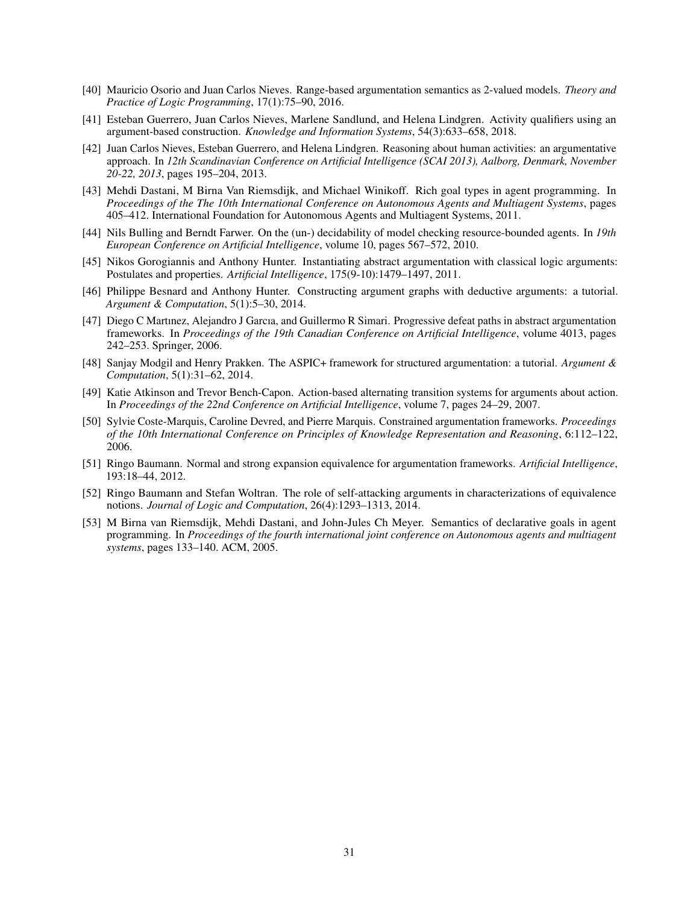[40] Mauricio Osorio and Juan Carlos Nieves. Range-based argumentation semantics as 2-valued models. *Theory and Practice of Logic Programming*, 17(1):75–90, 2016.

[41] Esteban Guerrero, Juan Carlos Nieves, Marlene Sandlund, and Helena Lindgren. Activity qualifiers using an argument-based construction. *Knowledge and Information Systems*, 54(3):633–658, 2018.

[42] Juan Carlos Nieves, Esteban Guerrero, and Helena Lindgren. Reasoning about human activities: an argumentative approach. In *12th Scandinavian Conference on Artificial Intelligence (SCAI 2013), Aalborg, Denmark, November 20-22, 2013*, pages 195–204, 2013.

[43] Mehdi Dastani, M Birna Van Riemsdijk, and Michael Winikoff. Rich goal types in agent programming. In *Proceedings of the The 10th International Conference on Autonomous Agents and Multiagent Systems*, pages 405–412. International Foundation for Autonomous Agents and Multiagent Systems, 2011.

[44] Nils Bulling and Berndt Farwer. On the (un-) decidability of model checking resource-bounded agents. In *19th European Conference on Artificial Intelligence*, volume 10, pages 567–572, 2010.

[45] Nikos Gorogiannis and Anthony Hunter. Instantiating abstract argumentation with classical logic arguments: Postulates and properties. *Artificial Intelligence*, 175(9-10):1479–1497, 2011.

[46] Philippe Besnard and Anthony Hunter. Constructing argument graphs with deductive arguments: a tutorial. *Argument & Computation*, 5(1):5–30, 2014.

[47] Diego C Martınez, Alejandro J Garcıa, and Guillermo R Simari. Progressive defeat paths in abstract argumentation frameworks. In *Proceedings of the 19th Canadian Conference on Artificial Intelligence*, volume 4013, pages 242–253. Springer, 2006.

[48] Sanjay Modgil and Henry Prakken. The ASPIC+ framework for structured argumentation: a tutorial. *Argument & Computation*, 5(1):31–62, 2014.

[49] Katie Atkinson and Trevor Bench-Capon. Action-based alternating transition systems for arguments about action. In *Proceedings of the 22nd Conference on Artificial Intelligence*, volume 7, pages 24–29, 2007.

[50] Sylvie Coste-Marquis, Caroline Devred, and Pierre Marquis. Constrained argumentation frameworks. *Proceedings of the 10th International Conference on Principles of Knowledge Representation and Reasoning*, 6:112–122, 2006.

[51] Ringo Baumann. Normal and strong expansion equivalence for argumentation frameworks. *Artificial Intelligence*, 193:18–44, 2012.

[52] Ringo Baumann and Stefan Woltran. The role of self-attacking arguments in characterizations of equivalence notions. *Journal of Logic and Computation*, 26(4):1293–1313, 2014.

[53] M Birna van Riemsdijk, Mehdi Dastani, and John-Jules Ch Meyer. Semantics of declarative goals in agent programming. In *Proceedings of the fourth international joint conference on Autonomous agents and multiagent systems*, pages 133–140. ACM, 2005.